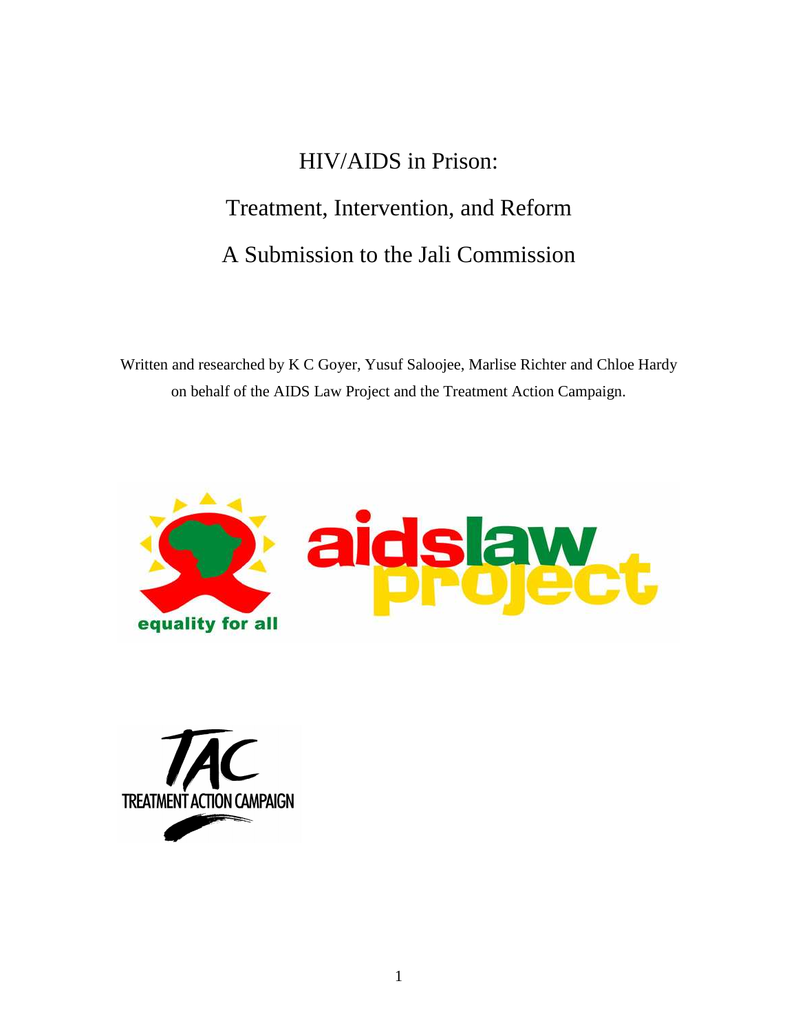# HIV/AIDS in Prison:

# Treatment, Intervention, and Reform

# A Submission to the Jali Commission

Written and researched by K C Goyer, Yusuf Saloojee, Marlise Richter and Chloe Hardy on behalf of the AIDS Law Project and the Treatment Action Campaign.

equality for all

aidslaw project

TAC

TREATMENT ACTION CAMPAIGN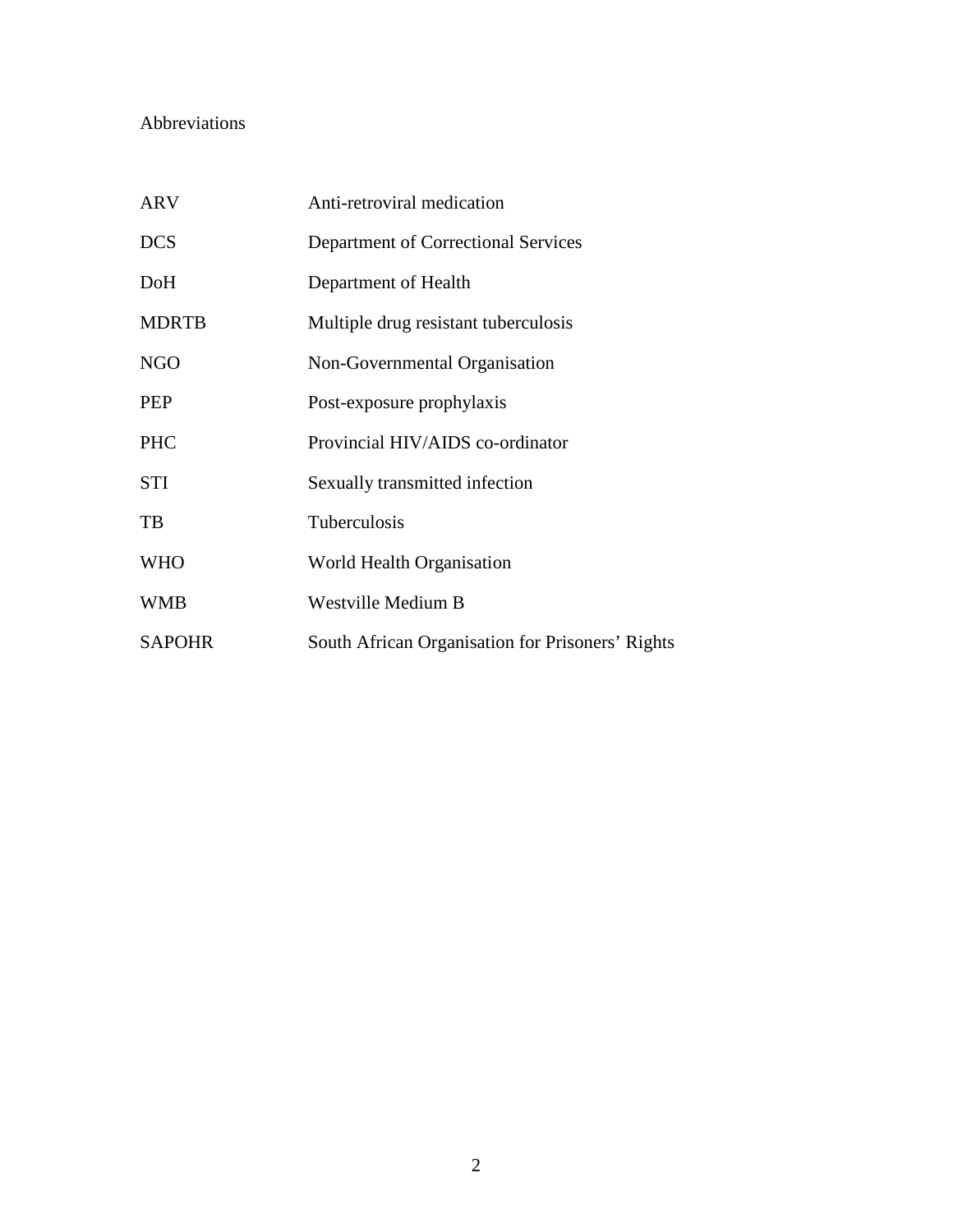Abbreviations

| | |
|---|---|
| ARV | Anti-retroviral medication |
| DCS | Department of Correctional Services |
| DoH | Department of Health |
| MDRTB | Multiple drug resistant tuberculosis |
| NGO | Non-Governmental Organisation |
| PEP | Post-exposure prophylaxis |
| PHC | Provincial HIV/AIDS co-ordinator |
| STI | Sexually transmitted infection |
| TB | Tuberculosis |
| WHO | World Health Organisation |
| WMB | Westville Medium B |
| SAPOHR | South African Organisation for Prisoners' Rights |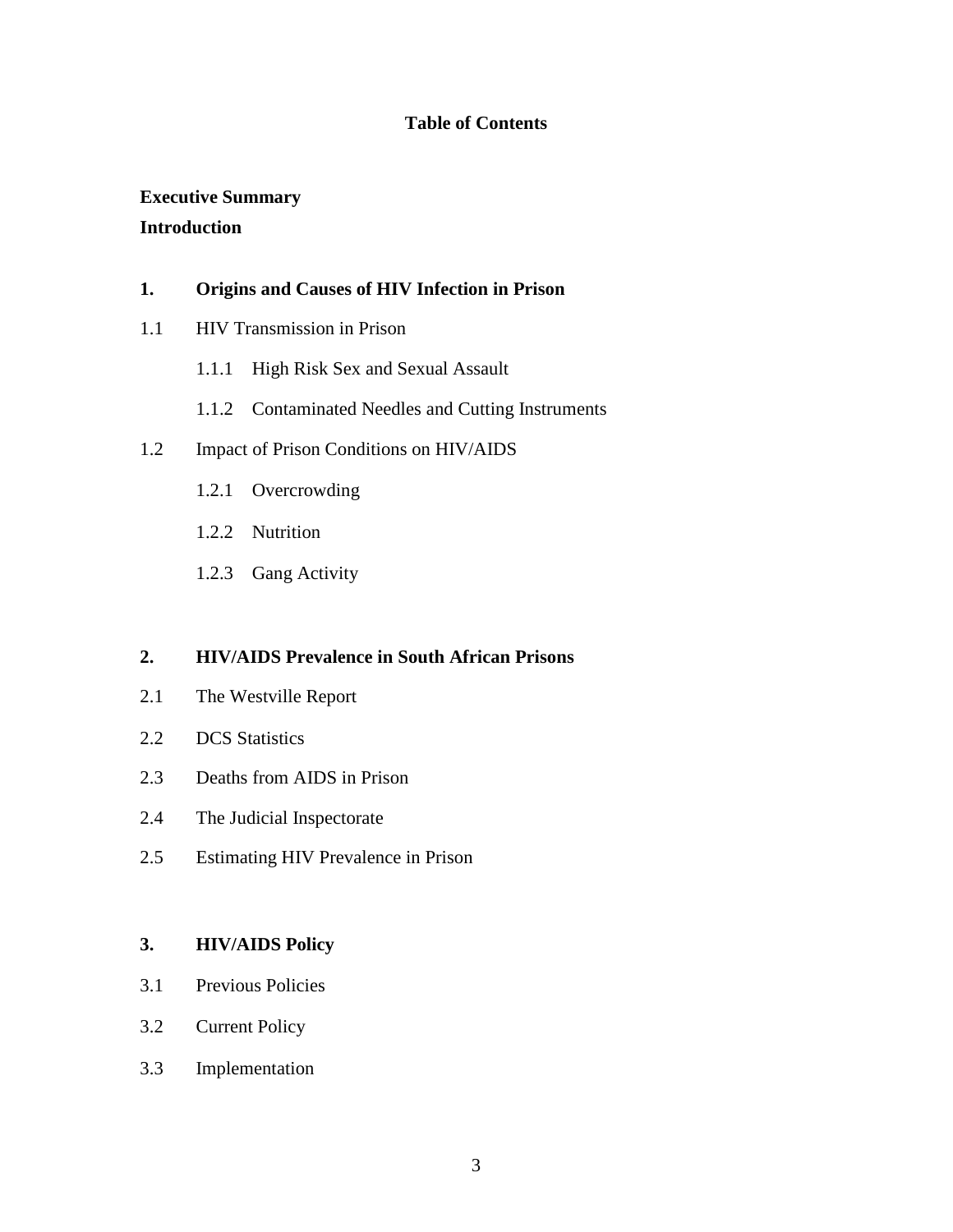# Table of Contents

**Executive Summary**

**Introduction**

**1. Origins and Causes of HIV Infection in Prison**

1.1 HIV Transmission in Prison

- 1.1.1 High Risk Sex and Sexual Assault
- 1.1.2 Contaminated Needles and Cutting Instruments

1.2 Impact of Prison Conditions on HIV/AIDS

- 1.2.1 Overcrowding
- 1.2.2 Nutrition
- 1.2.3 Gang Activity

**2. HIV/AIDS Prevalence in South African Prisons**

2.1 The Westville Report

2.2 DCS Statistics

2.3 Deaths from AIDS in Prison

2.4 The Judicial Inspectorate

2.5 Estimating HIV Prevalence in Prison

**3. HIV/AIDS Policy**

3.1 Previous Policies

3.2 Current Policy

3.3 Implementation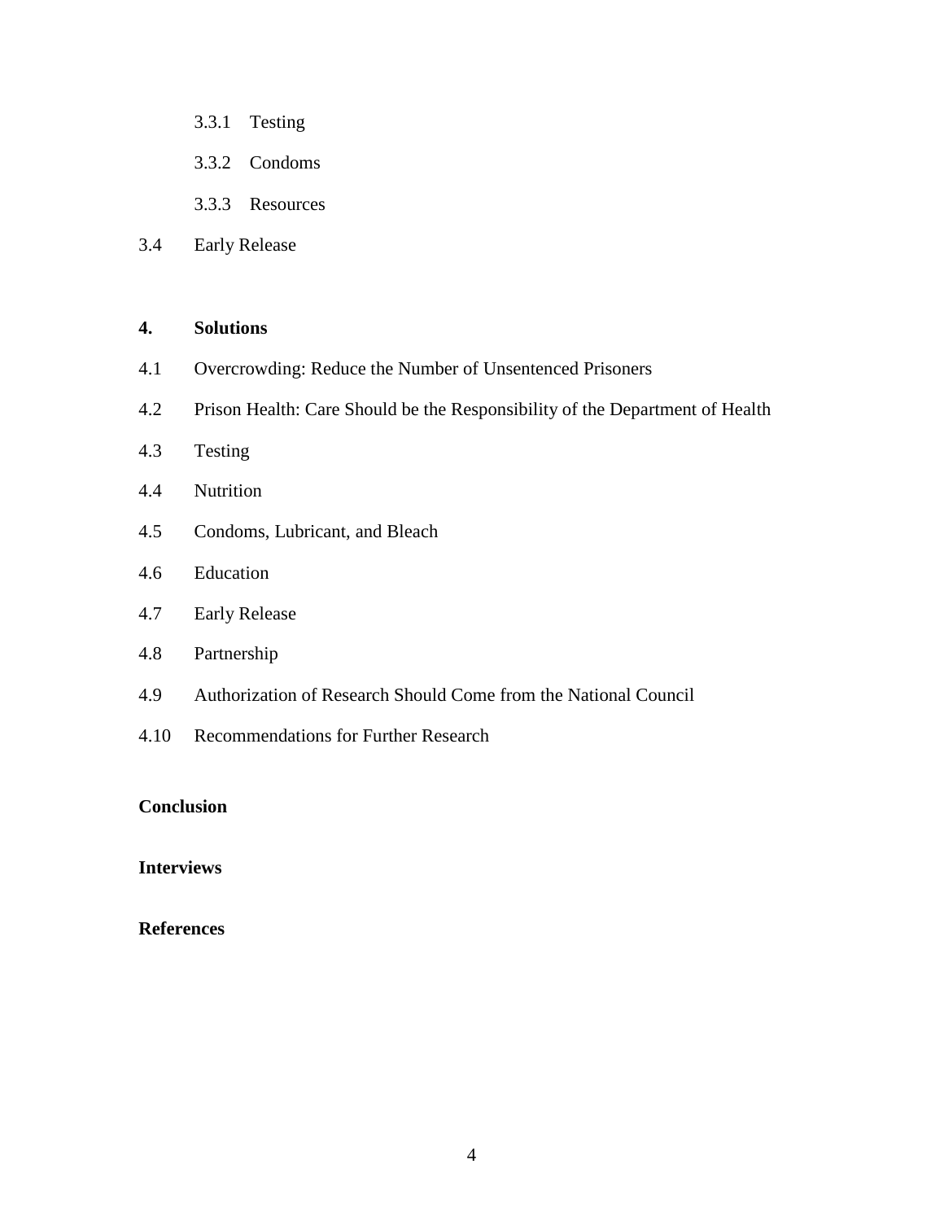3.3.1 Testing

3.3.2 Condoms

3.3.3 Resources

3.4 Early Release

**4. Solutions**

4.1 Overcrowding: Reduce the Number of Unsentenced Prisoners

4.2 Prison Health: Care Should be the Responsibility of the Department of Health

4.3 Testing

4.4 Nutrition

4.5 Condoms, Lubricant, and Bleach

4.6 Education

4.7 Early Release

4.8 Partnership

4.9 Authorization of Research Should Come from the National Council

4.10 Recommendations for Further Research

**Conclusion**

**Interviews**

**References**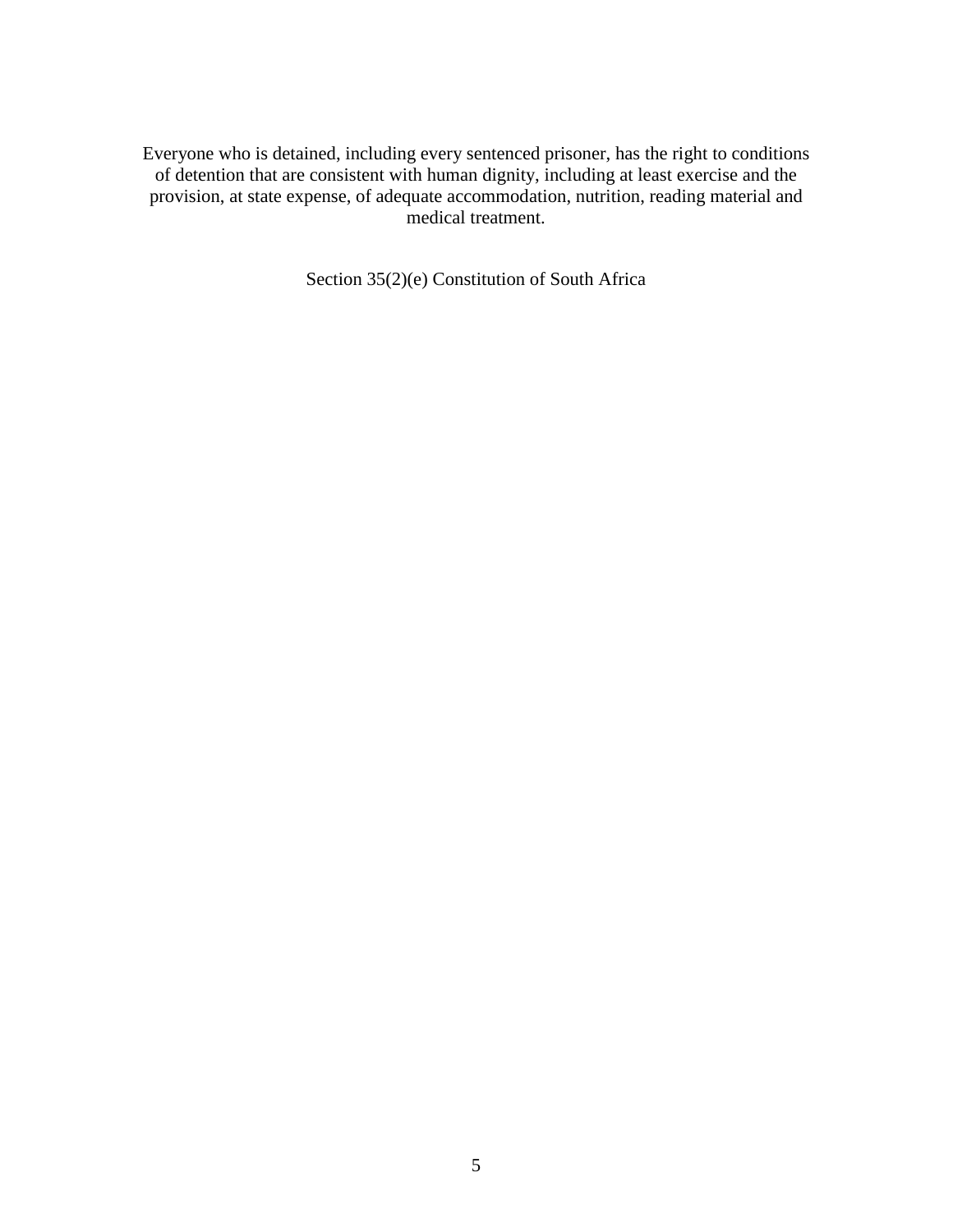Everyone who is detained, including every sentenced prisoner, has the right to conditions of detention that are consistent with human dignity, including at least exercise and the provision, at state expense, of adequate accommodation, nutrition, reading material and medical treatment.

Section 35(2)(e) Constitution of South Africa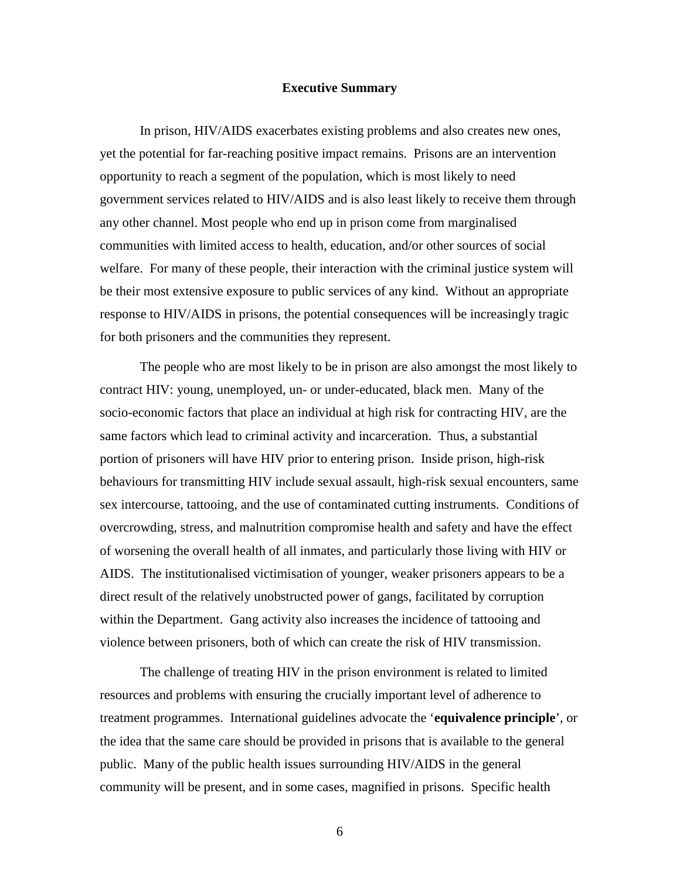## Executive Summary

In prison, HIV/AIDS exacerbates existing problems and also creates new ones, yet the potential for far-reaching positive impact remains. Prisons are an intervention opportunity to reach a segment of the population, which is most likely to need government services related to HIV/AIDS and is also least likely to receive them through any other channel. Most people who end up in prison come from marginalised communities with limited access to health, education, and/or other sources of social welfare. For many of these people, their interaction with the criminal justice system will be their most extensive exposure to public services of any kind. Without an appropriate response to HIV/AIDS in prisons, the potential consequences will be increasingly tragic for both prisoners and the communities they represent.

The people who are most likely to be in prison are also amongst the most likely to contract HIV: young, unemployed, un- or under-educated, black men. Many of the socio-economic factors that place an individual at high risk for contracting HIV, are the same factors which lead to criminal activity and incarceration. Thus, a substantial portion of prisoners will have HIV prior to entering prison. Inside prison, high-risk behaviours for transmitting HIV include sexual assault, high-risk sexual encounters, same sex intercourse, tattooing, and the use of contaminated cutting instruments. Conditions of overcrowding, stress, and malnutrition compromise health and safety and have the effect of worsening the overall health of all inmates, and particularly those living with HIV or AIDS. The institutionalised victimisation of younger, weaker prisoners appears to be a direct result of the relatively unobstructed power of gangs, facilitated by corruption within the Department. Gang activity also increases the incidence of tattooing and violence between prisoners, both of which can create the risk of HIV transmission.

The challenge of treating HIV in the prison environment is related to limited resources and problems with ensuring the crucially important level of adherence to treatment programmes. International guidelines advocate the '**equivalence principle**', or the idea that the same care should be provided in prisons that is available to the general public. Many of the public health issues surrounding HIV/AIDS in the general community will be present, and in some cases, magnified in prisons. Specific health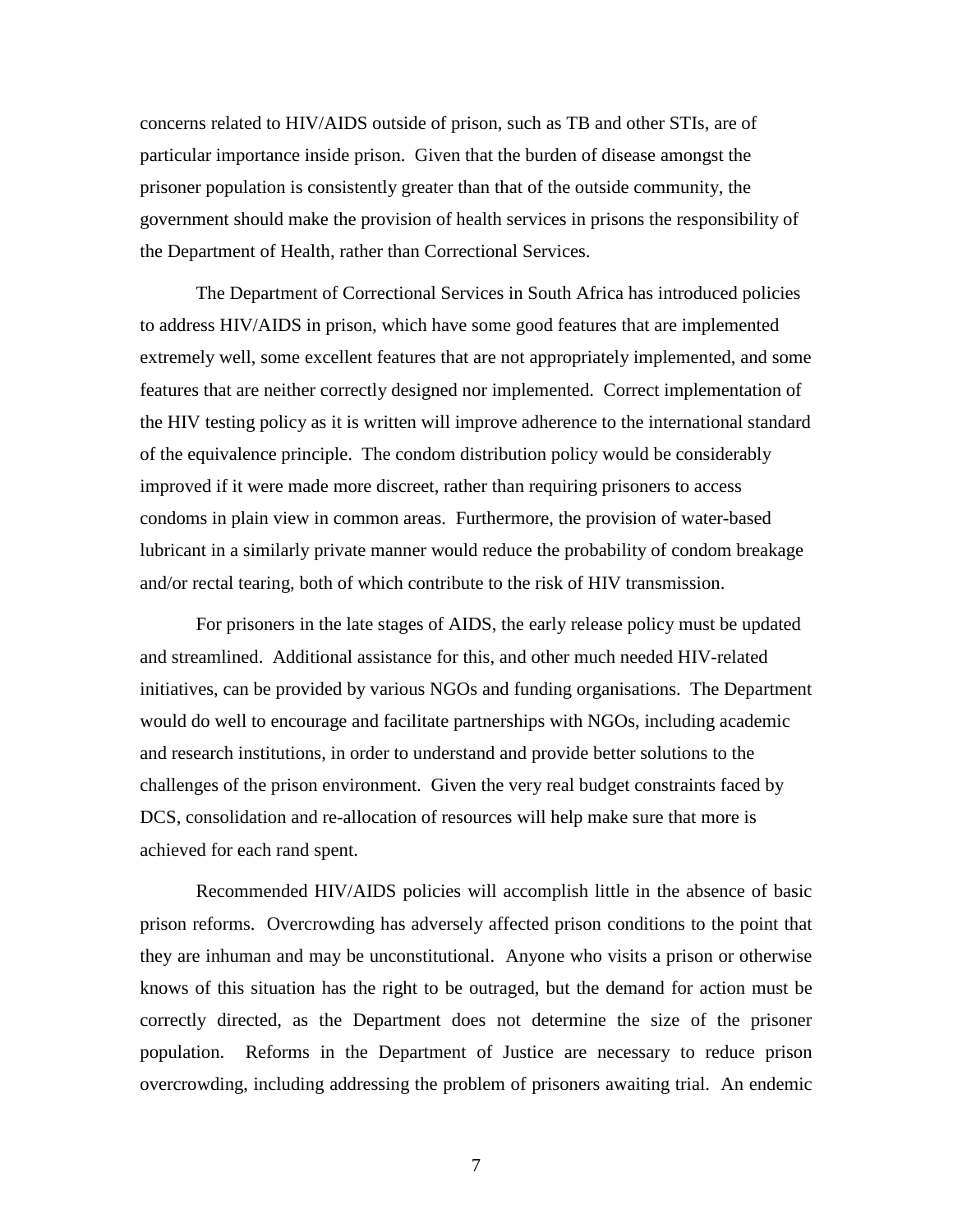concerns related to HIV/AIDS outside of prison, such as TB and other STIs, are of particular importance inside prison. Given that the burden of disease amongst the prisoner population is consistently greater than that of the outside community, the government should make the provision of health services in prisons the responsibility of the Department of Health, rather than Correctional Services.

The Department of Correctional Services in South Africa has introduced policies to address HIV/AIDS in prison, which have some good features that are implemented extremely well, some excellent features that are not appropriately implemented, and some features that are neither correctly designed nor implemented. Correct implementation of the HIV testing policy as it is written will improve adherence to the international standard of the equivalence principle. The condom distribution policy would be considerably improved if it were made more discreet, rather than requiring prisoners to access condoms in plain view in common areas. Furthermore, the provision of water-based lubricant in a similarly private manner would reduce the probability of condom breakage and/or rectal tearing, both of which contribute to the risk of HIV transmission.

For prisoners in the late stages of AIDS, the early release policy must be updated and streamlined. Additional assistance for this, and other much needed HIV-related initiatives, can be provided by various NGOs and funding organisations. The Department would do well to encourage and facilitate partnerships with NGOs, including academic and research institutions, in order to understand and provide better solutions to the challenges of the prison environment. Given the very real budget constraints faced by DCS, consolidation and re-allocation of resources will help make sure that more is achieved for each rand spent.

Recommended HIV/AIDS policies will accomplish little in the absence of basic prison reforms. Overcrowding has adversely affected prison conditions to the point that they are inhuman and may be unconstitutional. Anyone who visits a prison or otherwise knows of this situation has the right to be outraged, but the demand for action must be correctly directed, as the Department does not determine the size of the prisoner population. Reforms in the Department of Justice are necessary to reduce prison overcrowding, including addressing the problem of prisoners awaiting trial. An endemic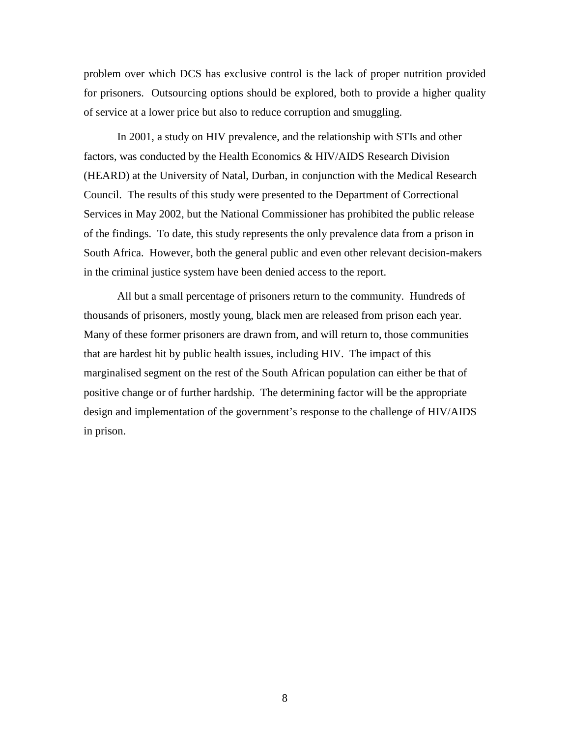problem over which DCS has exclusive control is the lack of proper nutrition provided for prisoners. Outsourcing options should be explored, both to provide a higher quality of service at a lower price but also to reduce corruption and smuggling.

In 2001, a study on HIV prevalence, and the relationship with STIs and other factors, was conducted by the Health Economics & HIV/AIDS Research Division (HEARD) at the University of Natal, Durban, in conjunction with the Medical Research Council. The results of this study were presented to the Department of Correctional Services in May 2002, but the National Commissioner has prohibited the public release of the findings. To date, this study represents the only prevalence data from a prison in South Africa. However, both the general public and even other relevant decision-makers in the criminal justice system have been denied access to the report.

All but a small percentage of prisoners return to the community. Hundreds of thousands of prisoners, mostly young, black men are released from prison each year. Many of these former prisoners are drawn from, and will return to, those communities that are hardest hit by public health issues, including HIV. The impact of this marginalised segment on the rest of the South African population can either be that of positive change or of further hardship. The determining factor will be the appropriate design and implementation of the government's response to the challenge of HIV/AIDS in prison.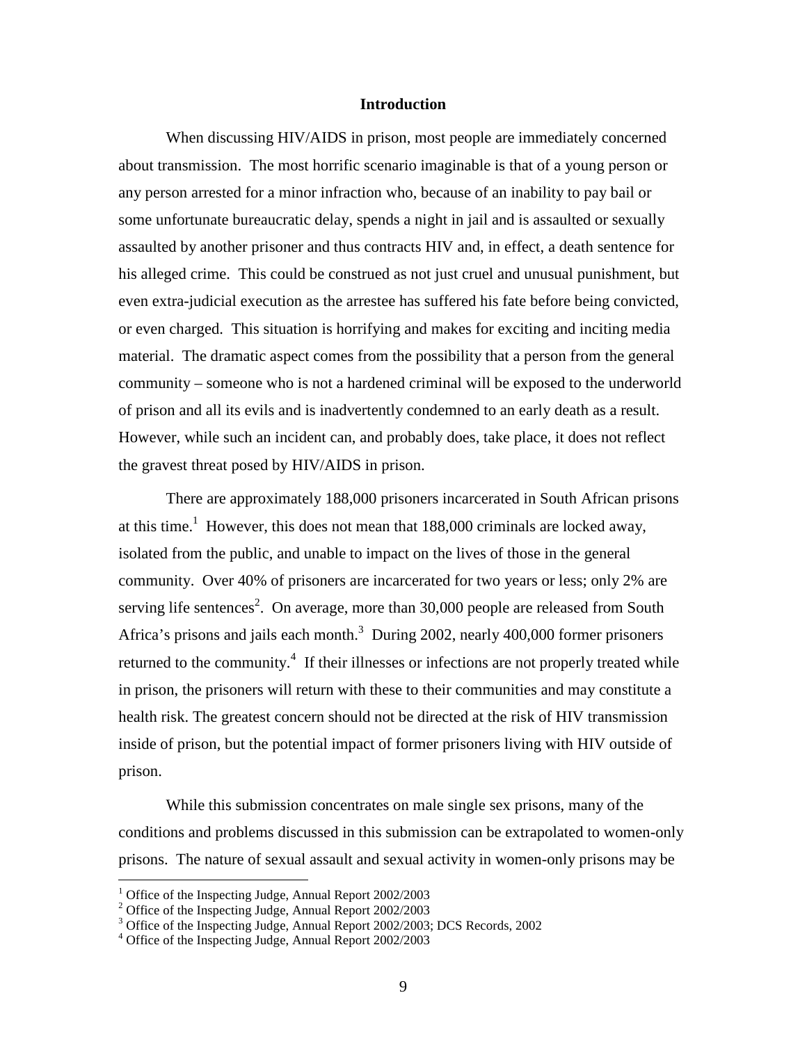## Introduction

When discussing HIV/AIDS in prison, most people are immediately concerned about transmission. The most horrific scenario imaginable is that of a young person or any person arrested for a minor infraction who, because of an inability to pay bail or some unfortunate bureaucratic delay, spends a night in jail and is assaulted or sexually assaulted by another prisoner and thus contracts HIV and, in effect, a death sentence for his alleged crime. This could be construed as not just cruel and unusual punishment, but even extra-judicial execution as the arrestee has suffered his fate before being convicted, or even charged. This situation is horrifying and makes for exciting and inciting media material. The dramatic aspect comes from the possibility that a person from the general community – someone who is not a hardened criminal will be exposed to the underworld of prison and all its evils and is inadvertently condemned to an early death as a result. However, while such an incident can, and probably does, take place, it does not reflect the gravest threat posed by HIV/AIDS in prison.

There are approximately 188,000 prisoners incarcerated in South African prisons at this time.[1] However, this does not mean that 188,000 criminals are locked away, isolated from the public, and unable to impact on the lives of those in the general community. Over 40% of prisoners are incarcerated for two years or less; only 2% are serving life sentences[2]. On average, more than 30,000 people are released from South Africa's prisons and jails each month.[3] During 2002, nearly 400,000 former prisoners returned to the community.[4] If their illnesses or infections are not properly treated while in prison, the prisoners will return with these to their communities and may constitute a health risk. The greatest concern should not be directed at the risk of HIV transmission inside of prison, but the potential impact of former prisoners living with HIV outside of prison.

While this submission concentrates on male single sex prisons, many of the conditions and problems discussed in this submission can be extrapolated to women-only prisons. The nature of sexual assault and sexual activity in women-only prisons may be

---

[1] Office of the Inspecting Judge, Annual Report 2002/2003
[2] Office of the Inspecting Judge, Annual Report 2002/2003
[3] Office of the Inspecting Judge, Annual Report 2002/2003; DCS Records, 2002
[4] Office of the Inspecting Judge, Annual Report 2002/2003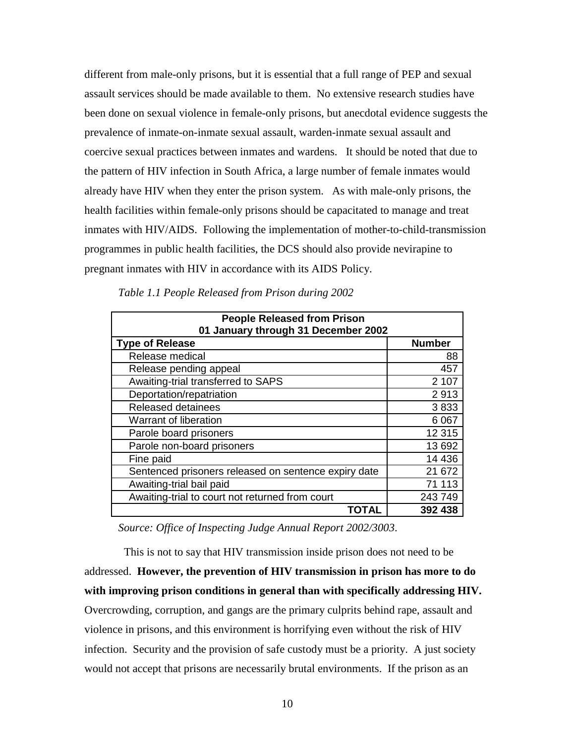different from male-only prisons, but it is essential that a full range of PEP and sexual assault services should be made available to them. No extensive research studies have been done on sexual violence in female-only prisons, but anecdotal evidence suggests the prevalence of inmate-on-inmate sexual assault, warden-inmate sexual assault and coercive sexual practices between inmates and wardens. It should be noted that due to the pattern of HIV infection in South Africa, a large number of female inmates would already have HIV when they enter the prison system. As with male-only prisons, the health facilities within female-only prisons should be capacitated to manage and treat inmates with HIV/AIDS. Following the implementation of mother-to-child-transmission programmes in public health facilities, the DCS should also provide nevirapine to pregnant inmates with HIV in accordance with its AIDS Policy.

*Table 1.1 People Released from Prison during 2002*

| **People Released from Prison 01 January through 31 December 2002** | |
|---|---|
| **Type of Release** | **Number** |
| Release medical | 88 |
| Release pending appeal | 457 |
| Awaiting-trial transferred to SAPS | 2 107 |
| Deportation/repatriation | 2 913 |
| Released detainees | 3 833 |
| Warrant of liberation | 6 067 |
| Parole board prisoners | 12 315 |
| Parole non-board prisoners | 13 692 |
| Fine paid | 14 436 |
| Sentenced prisoners released on sentence expiry date | 21 672 |
| Awaiting-trial bail paid | 71 113 |
| Awaiting-trial to court not returned from court | 243 749 |
| **TOTAL** | **392 438** |

*Source: Office of Inspecting Judge Annual Report 2002/3003.*

This is not to say that HIV transmission inside prison does not need to be addressed. **However, the prevention of HIV transmission in prison has more to do with improving prison conditions in general than with specifically addressing HIV.** Overcrowding, corruption, and gangs are the primary culprits behind rape, assault and violence in prisons, and this environment is horrifying even without the risk of HIV infection. Security and the provision of safe custody must be a priority. A just society would not accept that prisons are necessarily brutal environments. If the prison as an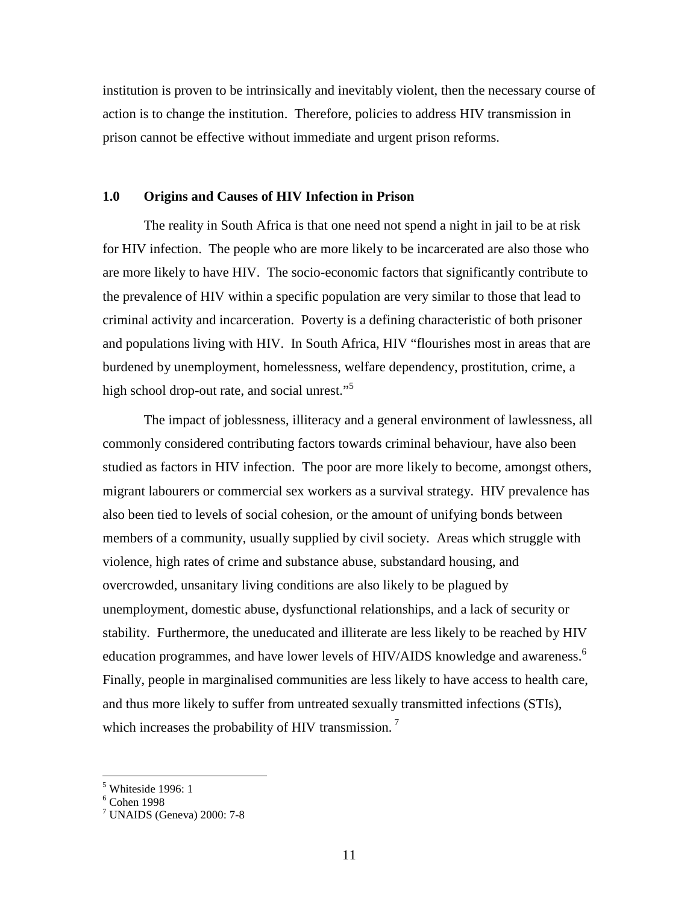institution is proven to be intrinsically and inevitably violent, then the necessary course of action is to change the institution. Therefore, policies to address HIV transmission in prison cannot be effective without immediate and urgent prison reforms.

## 1.0 Origins and Causes of HIV Infection in Prison

The reality in South Africa is that one need not spend a night in jail to be at risk for HIV infection. The people who are more likely to be incarcerated are also those who are more likely to have HIV. The socio-economic factors that significantly contribute to the prevalence of HIV within a specific population are very similar to those that lead to criminal activity and incarceration. Poverty is a defining characteristic of both prisoner and populations living with HIV. In South Africa, HIV "flourishes most in areas that are burdened by unemployment, homelessness, welfare dependency, prostitution, crime, a high school drop-out rate, and social unrest."[5]

The impact of joblessness, illiteracy and a general environment of lawlessness, all commonly considered contributing factors towards criminal behaviour, have also been studied as factors in HIV infection. The poor are more likely to become, amongst others, migrant labourers or commercial sex workers as a survival strategy. HIV prevalence has also been tied to levels of social cohesion, or the amount of unifying bonds between members of a community, usually supplied by civil society. Areas which struggle with violence, high rates of crime and substance abuse, substandard housing, and overcrowded, unsanitary living conditions are also likely to be plagued by unemployment, domestic abuse, dysfunctional relationships, and a lack of security or stability. Furthermore, the uneducated and illiterate are less likely to be reached by HIV education programmes, and have lower levels of HIV/AIDS knowledge and awareness.[6] Finally, people in marginalised communities are less likely to have access to health care, and thus more likely to suffer from untreated sexually transmitted infections (STIs), which increases the probability of HIV transmission.[7]

---

[5] Whiteside 1996: 1

[6] Cohen 1998

[7] UNAIDS (Geneva) 2000: 7-8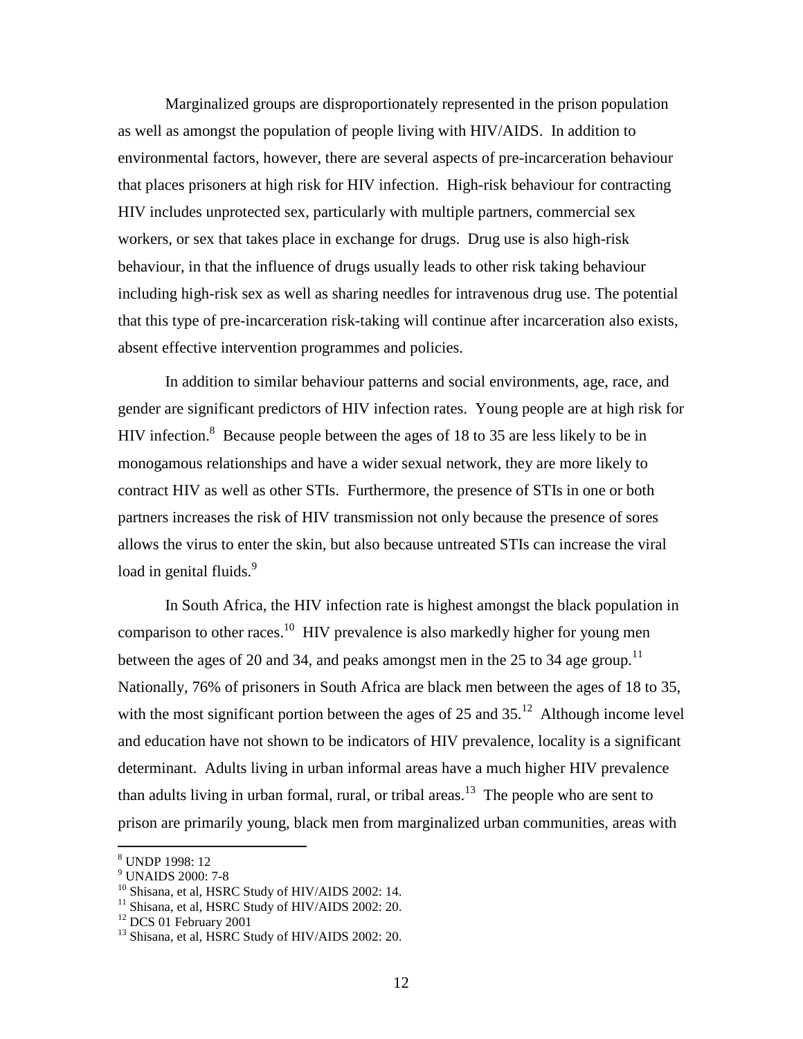Marginalized groups are disproportionately represented in the prison population as well as amongst the population of people living with HIV/AIDS. In addition to environmental factors, however, there are several aspects of pre-incarceration behaviour that places prisoners at high risk for HIV infection. High-risk behaviour for contracting HIV includes unprotected sex, particularly with multiple partners, commercial sex workers, or sex that takes place in exchange for drugs. Drug use is also high-risk behaviour, in that the influence of drugs usually leads to other risk taking behaviour including high-risk sex as well as sharing needles for intravenous drug use. The potential that this type of pre-incarceration risk-taking will continue after incarceration also exists, absent effective intervention programmes and policies.

In addition to similar behaviour patterns and social environments, age, race, and gender are significant predictors of HIV infection rates. Young people are at high risk for HIV infection.[8] Because people between the ages of 18 to 35 are less likely to be in monogamous relationships and have a wider sexual network, they are more likely to contract HIV as well as other STIs. Furthermore, the presence of STIs in one or both partners increases the risk of HIV transmission not only because the presence of sores allows the virus to enter the skin, but also because untreated STIs can increase the viral load in genital fluids.[9]

In South Africa, the HIV infection rate is highest amongst the black population in comparison to other races.[10] HIV prevalence is also markedly higher for young men between the ages of 20 and 34, and peaks amongst men in the 25 to 34 age group.[11] Nationally, 76% of prisoners in South Africa are black men between the ages of 18 to 35, with the most significant portion between the ages of 25 and 35.[12] Although income level and education have not shown to be indicators of HIV prevalence, locality is a significant determinant. Adults living in urban informal areas have a much higher HIV prevalence than adults living in urban formal, rural, or tribal areas.[13] The people who are sent to prison are primarily young, black men from marginalized urban communities, areas with

---

[8] UNDP 1998: 12

[9] UNAIDS 2000: 7-8

[10] Shisana, et al, HSRC Study of HIV/AIDS 2002: 14.

[11] Shisana, et al, HSRC Study of HIV/AIDS 2002: 20.

[12] DCS 01 February 2001

[13] Shisana, et al, HSRC Study of HIV/AIDS 2002: 20.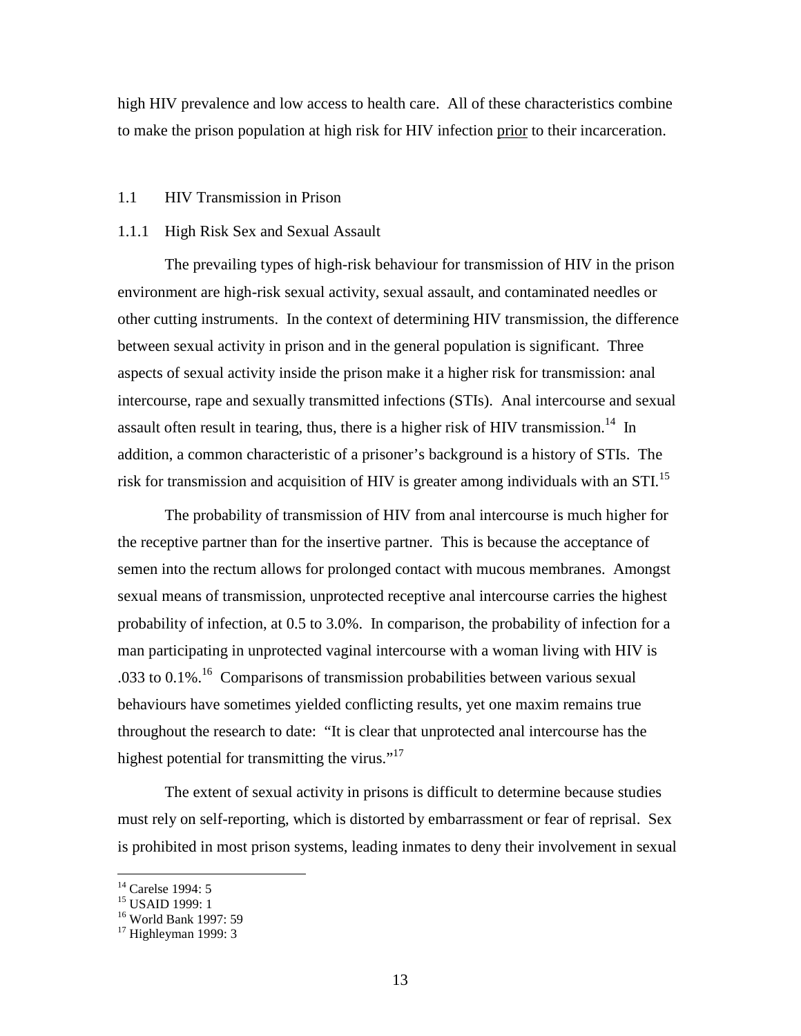high HIV prevalence and low access to health care. All of these characteristics combine to make the prison population at high risk for HIV infection prior to their incarceration.

## 1.1 HIV Transmission in Prison

### 1.1.1 High Risk Sex and Sexual Assault

The prevailing types of high-risk behaviour for transmission of HIV in the prison environment are high-risk sexual activity, sexual assault, and contaminated needles or other cutting instruments. In the context of determining HIV transmission, the difference between sexual activity in prison and in the general population is significant. Three aspects of sexual activity inside the prison make it a higher risk for transmission: anal intercourse, rape and sexually transmitted infections (STIs). Anal intercourse and sexual assault often result in tearing, thus, there is a higher risk of HIV transmission.[14] In addition, a common characteristic of a prisoner's background is a history of STIs. The risk for transmission and acquisition of HIV is greater among individuals with an STI.[15]

The probability of transmission of HIV from anal intercourse is much higher for the receptive partner than for the insertive partner. This is because the acceptance of semen into the rectum allows for prolonged contact with mucous membranes. Amongst sexual means of transmission, unprotected receptive anal intercourse carries the highest probability of infection, at 0.5 to 3.0%. In comparison, the probability of infection for a man participating in unprotected vaginal intercourse with a woman living with HIV is .033 to 0.1%.[16] Comparisons of transmission probabilities between various sexual behaviours have sometimes yielded conflicting results, yet one maxim remains true throughout the research to date: "It is clear that unprotected anal intercourse has the highest potential for transmitting the virus."[17]

The extent of sexual activity in prisons is difficult to determine because studies must rely on self-reporting, which is distorted by embarrassment or fear of reprisal. Sex is prohibited in most prison systems, leading inmates to deny their involvement in sexual

---

[14] Carelse 1994: 5
[15] USAID 1999: 1
[16] World Bank 1997: 59
[17] Highleyman 1999: 3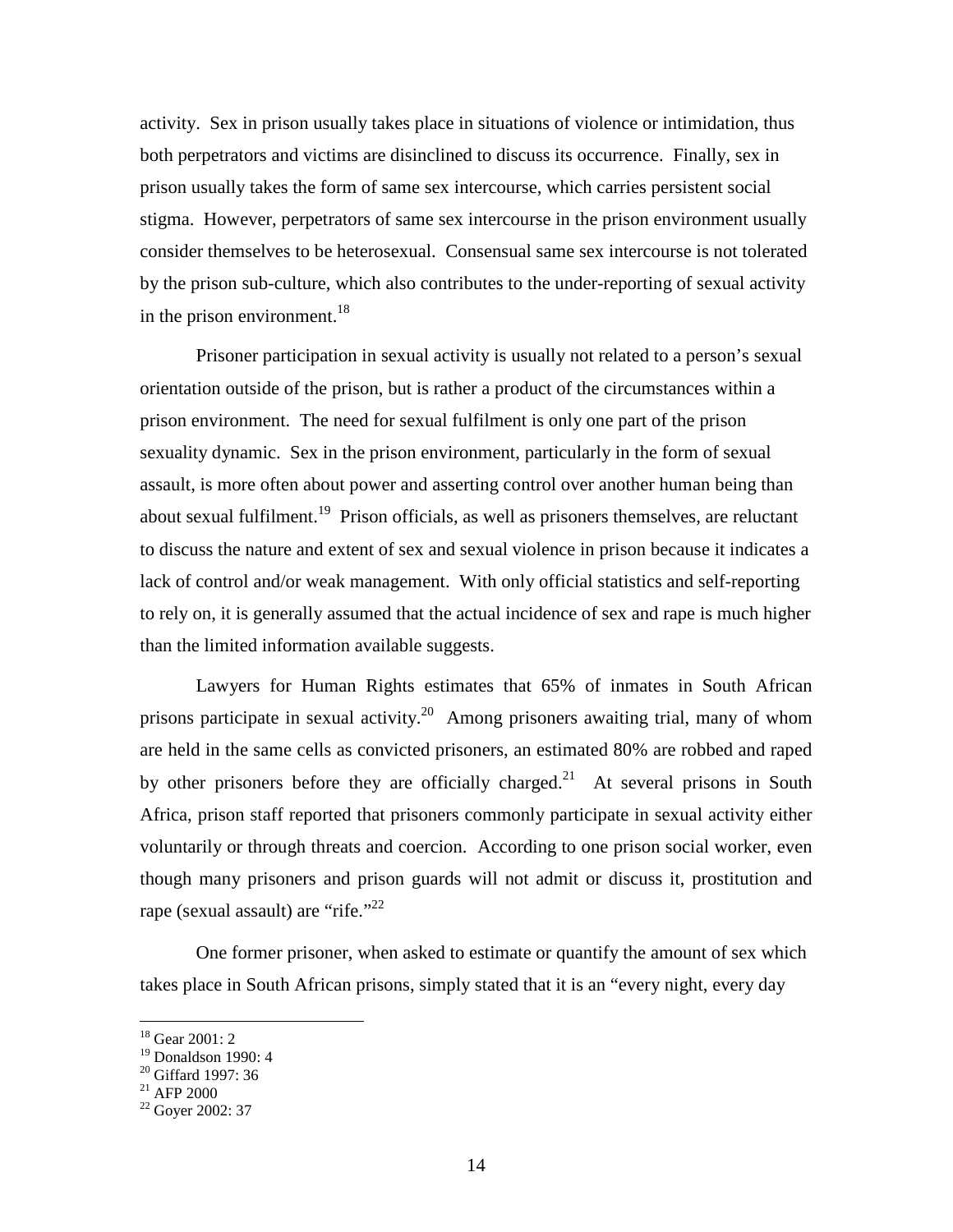activity. Sex in prison usually takes place in situations of violence or intimidation, thus both perpetrators and victims are disinclined to discuss its occurrence. Finally, sex in prison usually takes the form of same sex intercourse, which carries persistent social stigma. However, perpetrators of same sex intercourse in the prison environment usually consider themselves to be heterosexual. Consensual same sex intercourse is not tolerated by the prison sub-culture, which also contributes to the under-reporting of sexual activity in the prison environment.[18]

Prisoner participation in sexual activity is usually not related to a person's sexual orientation outside of the prison, but is rather a product of the circumstances within a prison environment. The need for sexual fulfilment is only one part of the prison sexuality dynamic. Sex in the prison environment, particularly in the form of sexual assault, is more often about power and asserting control over another human being than about sexual fulfilment.[19] Prison officials, as well as prisoners themselves, are reluctant to discuss the nature and extent of sex and sexual violence in prison because it indicates a lack of control and/or weak management. With only official statistics and self-reporting to rely on, it is generally assumed that the actual incidence of sex and rape is much higher than the limited information available suggests.

Lawyers for Human Rights estimates that 65% of inmates in South African prisons participate in sexual activity.[20] Among prisoners awaiting trial, many of whom are held in the same cells as convicted prisoners, an estimated 80% are robbed and raped by other prisoners before they are officially charged.[21] At several prisons in South Africa, prison staff reported that prisoners commonly participate in sexual activity either voluntarily or through threats and coercion. According to one prison social worker, even though many prisoners and prison guards will not admit or discuss it, prostitution and rape (sexual assault) are "rife."[22]

One former prisoner, when asked to estimate or quantify the amount of sex which takes place in South African prisons, simply stated that it is an "every night, every day

---

[18] Gear 2001: 2
[19] Donaldson 1990: 4
[20] Giffard 1997: 36
[21] AFP 2000
[22] Goyer 2002: 37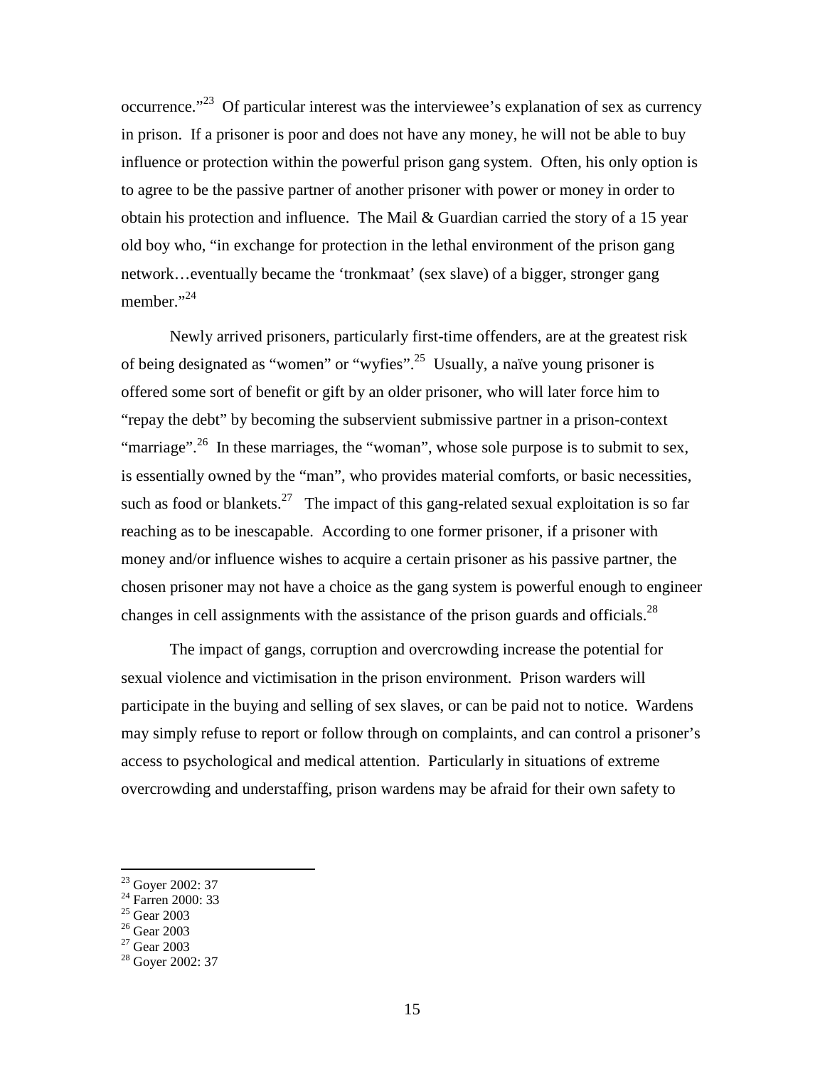occurrence."[23] Of particular interest was the interviewee's explanation of sex as currency in prison. If a prisoner is poor and does not have any money, he will not be able to buy influence or protection within the powerful prison gang system. Often, his only option is to agree to be the passive partner of another prisoner with power or money in order to obtain his protection and influence. The Mail & Guardian carried the story of a 15 year old boy who, "in exchange for protection in the lethal environment of the prison gang network…eventually became the 'tronkmaat' (sex slave) of a bigger, stronger gang member."[24]

Newly arrived prisoners, particularly first-time offenders, are at the greatest risk of being designated as "women" or "wyfies".[25] Usually, a naïve young prisoner is offered some sort of benefit or gift by an older prisoner, who will later force him to "repay the debt" by becoming the subservient submissive partner in a prison-context "marriage".[26] In these marriages, the "woman", whose sole purpose is to submit to sex, is essentially owned by the "man", who provides material comforts, or basic necessities, such as food or blankets.[27] The impact of this gang-related sexual exploitation is so far reaching as to be inescapable. According to one former prisoner, if a prisoner with money and/or influence wishes to acquire a certain prisoner as his passive partner, the chosen prisoner may not have a choice as the gang system is powerful enough to engineer changes in cell assignments with the assistance of the prison guards and officials.[28]

The impact of gangs, corruption and overcrowding increase the potential for sexual violence and victimisation in the prison environment. Prison warders will participate in the buying and selling of sex slaves, or can be paid not to notice. Wardens may simply refuse to report or follow through on complaints, and can control a prisoner's access to psychological and medical attention. Particularly in situations of extreme overcrowding and understaffing, prison wardens may be afraid for their own safety to

---

[23] Goyer 2002: 37
[24] Farren 2000: 33
[25] Gear 2003
[26] Gear 2003
[27] Gear 2003
[28] Goyer 2002: 37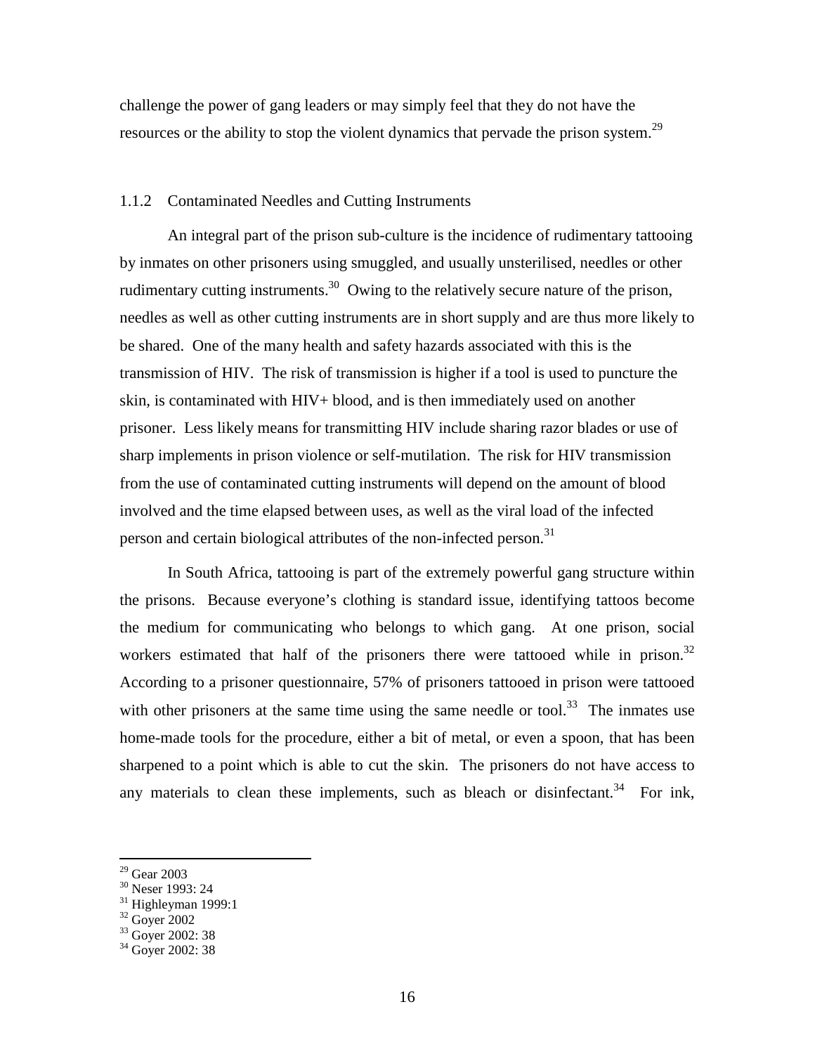challenge the power of gang leaders or may simply feel that they do not have the resources or the ability to stop the violent dynamics that pervade the prison system.[29]

### 1.1.2 Contaminated Needles and Cutting Instruments

An integral part of the prison sub-culture is the incidence of rudimentary tattooing by inmates on other prisoners using smuggled, and usually unsterilised, needles or other rudimentary cutting instruments.[30] Owing to the relatively secure nature of the prison, needles as well as other cutting instruments are in short supply and are thus more likely to be shared. One of the many health and safety hazards associated with this is the transmission of HIV. The risk of transmission is higher if a tool is used to puncture the skin, is contaminated with HIV+ blood, and is then immediately used on another prisoner. Less likely means for transmitting HIV include sharing razor blades or use of sharp implements in prison violence or self-mutilation. The risk for HIV transmission from the use of contaminated cutting instruments will depend on the amount of blood involved and the time elapsed between uses, as well as the viral load of the infected person and certain biological attributes of the non-infected person.[31]

In South Africa, tattooing is part of the extremely powerful gang structure within the prisons. Because everyone's clothing is standard issue, identifying tattoos become the medium for communicating who belongs to which gang. At one prison, social workers estimated that half of the prisoners there were tattooed while in prison.[32] According to a prisoner questionnaire, 57% of prisoners tattooed in prison were tattooed with other prisoners at the same time using the same needle or tool.[33] The inmates use home-made tools for the procedure, either a bit of metal, or even a spoon, that has been sharpened to a point which is able to cut the skin. The prisoners do not have access to any materials to clean these implements, such as bleach or disinfectant.[34] For ink,

---

[29] Gear 2003
[30] Neser 1993: 24
[31] Highleyman 1999:1
[32] Goyer 2002
[33] Goyer 2002: 38
[34] Goyer 2002: 38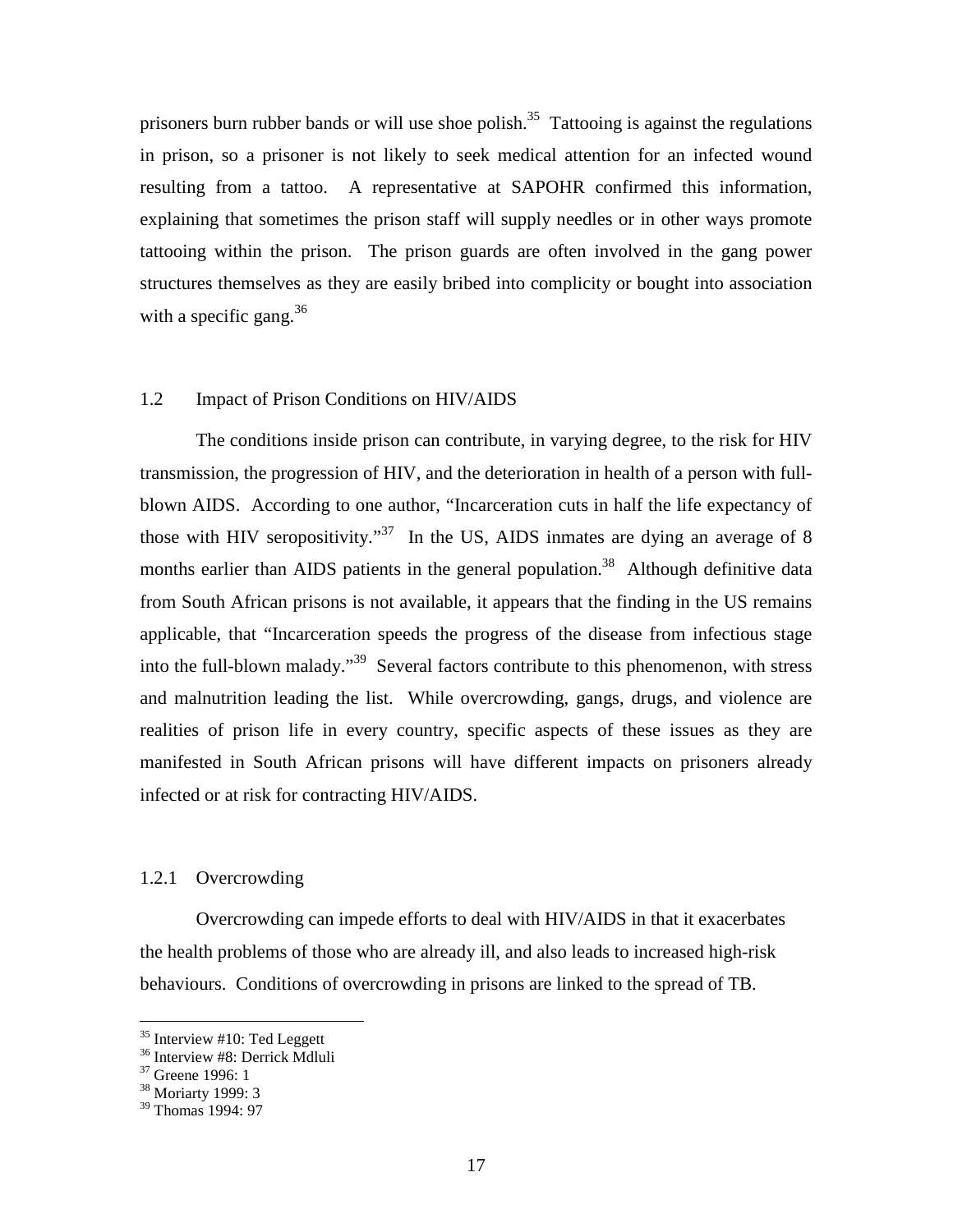prisoners burn rubber bands or will use shoe polish.[35] Tattooing is against the regulations in prison, so a prisoner is not likely to seek medical attention for an infected wound resulting from a tattoo. A representative at SAPOHR confirmed this information, explaining that sometimes the prison staff will supply needles or in other ways promote tattooing within the prison. The prison guards are often involved in the gang power structures themselves as they are easily bribed into complicity or bought into association with a specific gang.[36]

### 1.2 Impact of Prison Conditions on HIV/AIDS

The conditions inside prison can contribute, in varying degree, to the risk for HIV transmission, the progression of HIV, and the deterioration in health of a person with full-blown AIDS. According to one author, "Incarceration cuts in half the life expectancy of those with HIV seropositivity."[37] In the US, AIDS inmates are dying an average of 8 months earlier than AIDS patients in the general population.[38] Although definitive data from South African prisons is not available, it appears that the finding in the US remains applicable, that "Incarceration speeds the progress of the disease from infectious stage into the full-blown malady."[39] Several factors contribute to this phenomenon, with stress and malnutrition leading the list. While overcrowding, gangs, drugs, and violence are realities of prison life in every country, specific aspects of these issues as they are manifested in South African prisons will have different impacts on prisoners already infected or at risk for contracting HIV/AIDS.

#### 1.2.1 Overcrowding

Overcrowding can impede efforts to deal with HIV/AIDS in that it exacerbates the health problems of those who are already ill, and also leads to increased high-risk behaviours. Conditions of overcrowding in prisons are linked to the spread of TB.

---

[35] Interview #10: Ted Leggett
[36] Interview #8: Derrick Mdluli
[37] Greene 1996: 1
[38] Moriarty 1999: 3
[39] Thomas 1994: 97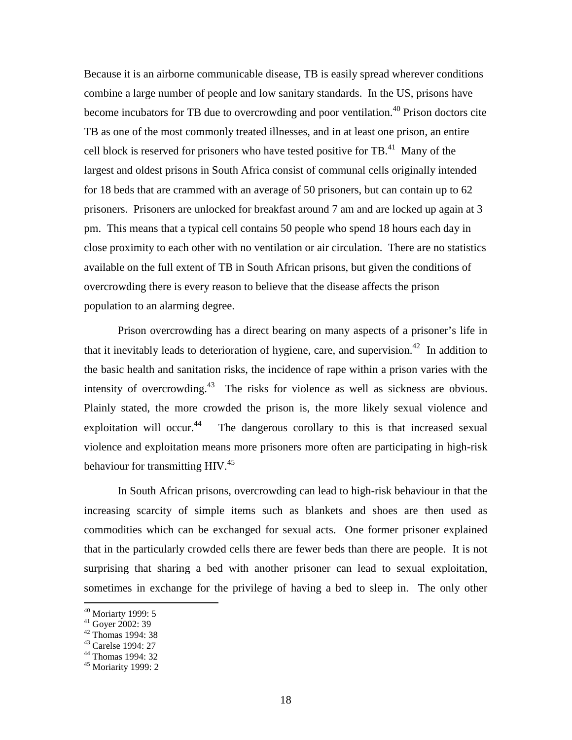Because it is an airborne communicable disease, TB is easily spread wherever conditions combine a large number of people and low sanitary standards. In the US, prisons have become incubators for TB due to overcrowding and poor ventilation.[40] Prison doctors cite TB as one of the most commonly treated illnesses, and in at least one prison, an entire cell block is reserved for prisoners who have tested positive for TB.[41] Many of the largest and oldest prisons in South Africa consist of communal cells originally intended for 18 beds that are crammed with an average of 50 prisoners, but can contain up to 62 prisoners. Prisoners are unlocked for breakfast around 7 am and are locked up again at 3 pm. This means that a typical cell contains 50 people who spend 18 hours each day in close proximity to each other with no ventilation or air circulation. There are no statistics available on the full extent of TB in South African prisons, but given the conditions of overcrowding there is every reason to believe that the disease affects the prison population to an alarming degree.

Prison overcrowding has a direct bearing on many aspects of a prisoner's life in that it inevitably leads to deterioration of hygiene, care, and supervision.[42] In addition to the basic health and sanitation risks, the incidence of rape within a prison varies with the intensity of overcrowding.[43] The risks for violence as well as sickness are obvious. Plainly stated, the more crowded the prison is, the more likely sexual violence and exploitation will occur.[44] The dangerous corollary to this is that increased sexual violence and exploitation means more prisoners more often are participating in high-risk behaviour for transmitting HIV.[45]

In South African prisons, overcrowding can lead to high-risk behaviour in that the increasing scarcity of simple items such as blankets and shoes are then used as commodities which can be exchanged for sexual acts. One former prisoner explained that in the particularly crowded cells there are fewer beds than there are people. It is not surprising that sharing a bed with another prisoner can lead to sexual exploitation, sometimes in exchange for the privilege of having a bed to sleep in. The only other

[40] Moriarty 1999: 5
[41] Goyer 2002: 39
[42] Thomas 1994: 38
[43] Carelse 1994: 27
[44] Thomas 1994: 32
[45] Moriarity 1999: 2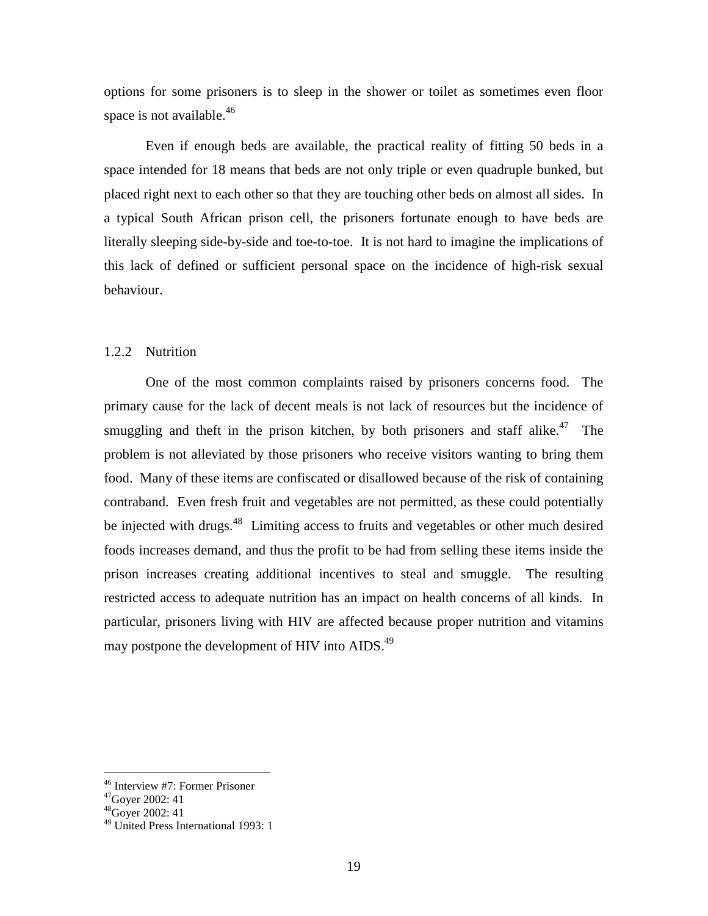options for some prisoners is to sleep in the shower or toilet as sometimes even floor space is not available.[46]

Even if enough beds are available, the practical reality of fitting 50 beds in a space intended for 18 means that beds are not only triple or even quadruple bunked, but placed right next to each other so that they are touching other beds on almost all sides. In a typical South African prison cell, the prisoners fortunate enough to have beds are literally sleeping side-by-side and toe-to-toe. It is not hard to imagine the implications of this lack of defined or sufficient personal space on the incidence of high-risk sexual behaviour.

### 1.2.2 Nutrition

One of the most common complaints raised by prisoners concerns food. The primary cause for the lack of decent meals is not lack of resources but the incidence of smuggling and theft in the prison kitchen, by both prisoners and staff alike.[47] The problem is not alleviated by those prisoners who receive visitors wanting to bring them food. Many of these items are confiscated or disallowed because of the risk of containing contraband. Even fresh fruit and vegetables are not permitted, as these could potentially be injected with drugs.[48] Limiting access to fruits and vegetables or other much desired foods increases demand, and thus the profit to be had from selling these items inside the prison increases creating additional incentives to steal and smuggle. The resulting restricted access to adequate nutrition has an impact on health concerns of all kinds. In particular, prisoners living with HIV are affected because proper nutrition and vitamins may postpone the development of HIV into AIDS.[49]

---

[46] Interview #7: Former Prisoner
[47] Goyer 2002: 41
[48] Goyer 2002: 41
[49] United Press International 1993: 1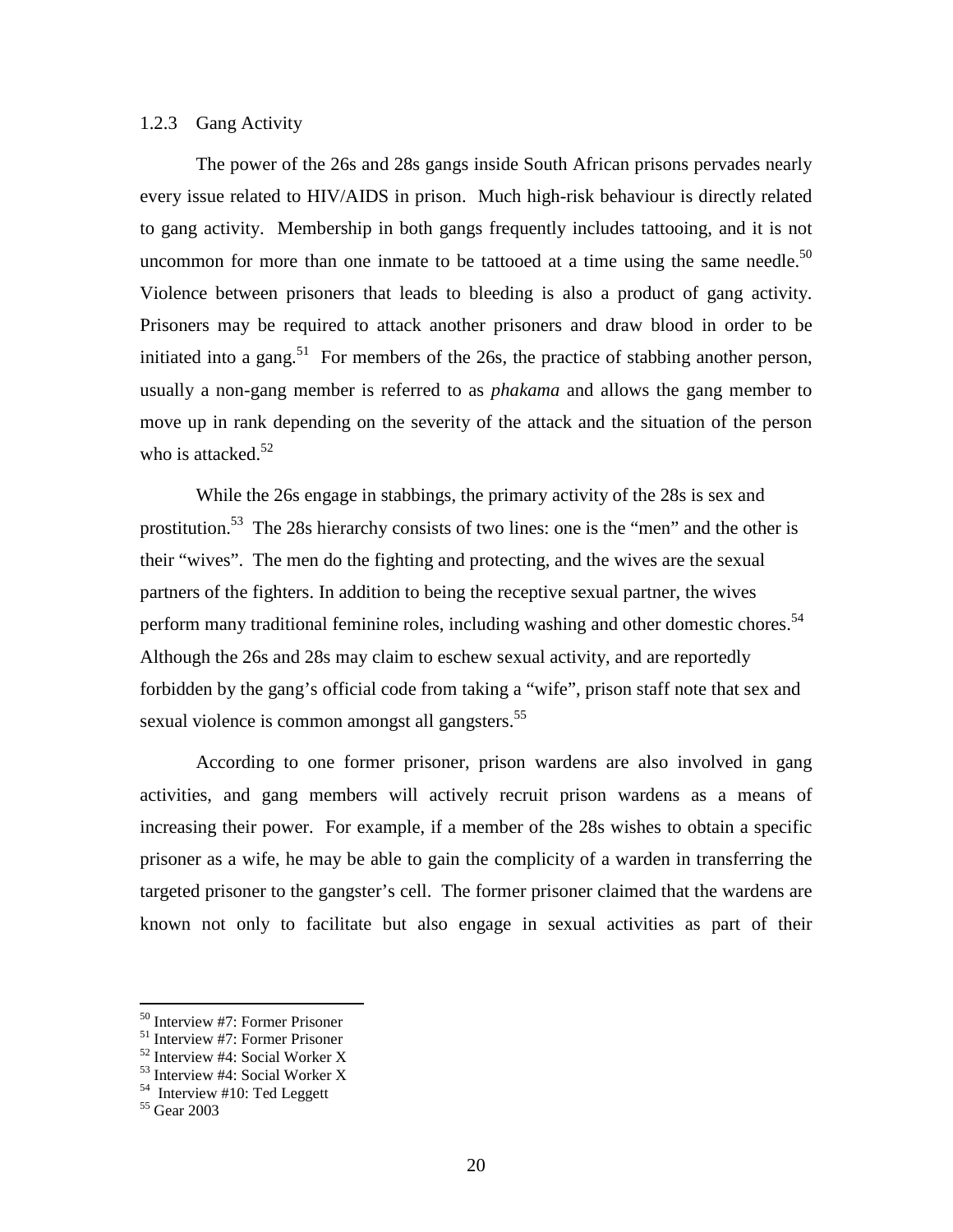### 1.2.3 Gang Activity

The power of the 26s and 28s gangs inside South African prisons pervades nearly every issue related to HIV/AIDS in prison. Much high-risk behaviour is directly related to gang activity. Membership in both gangs frequently includes tattooing, and it is not uncommon for more than one inmate to be tattooed at a time using the same needle.[50] Violence between prisoners that leads to bleeding is also a product of gang activity. Prisoners may be required to attack another prisoners and draw blood in order to be initiated into a gang.[51] For members of the 26s, the practice of stabbing another person, usually a non-gang member is referred to as *phakama* and allows the gang member to move up in rank depending on the severity of the attack and the situation of the person who is attacked.[52]

While the 26s engage in stabbings, the primary activity of the 28s is sex and prostitution.[53] The 28s hierarchy consists of two lines: one is the "men" and the other is their "wives". The men do the fighting and protecting, and the wives are the sexual partners of the fighters. In addition to being the receptive sexual partner, the wives perform many traditional feminine roles, including washing and other domestic chores.[54] Although the 26s and 28s may claim to eschew sexual activity, and are reportedly forbidden by the gang's official code from taking a "wife", prison staff note that sex and sexual violence is common amongst all gangsters.[55]

According to one former prisoner, prison wardens are also involved in gang activities, and gang members will actively recruit prison wardens as a means of increasing their power. For example, if a member of the 28s wishes to obtain a specific prisoner as a wife, he may be able to gain the complicity of a warden in transferring the targeted prisoner to the gangster's cell. The former prisoner claimed that the wardens are known not only to facilitate but also engage in sexual activities as part of their

---

[50] Interview #7: Former Prisoner
[51] Interview #7: Former Prisoner
[52] Interview #4: Social Worker X
[53] Interview #4: Social Worker X
[54] Interview #10: Ted Leggett
[55] Gear 2003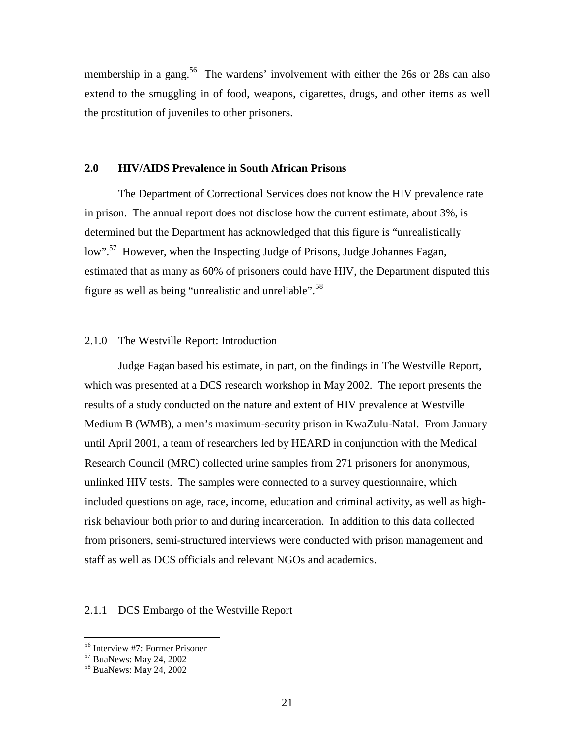membership in a gang.[56] The wardens' involvement with either the 26s or 28s can also extend to the smuggling in of food, weapons, cigarettes, drugs, and other items as well the prostitution of juveniles to other prisoners.

## 2.0 HIV/AIDS Prevalence in South African Prisons

The Department of Correctional Services does not know the HIV prevalence rate in prison. The annual report does not disclose how the current estimate, about 3%, is determined but the Department has acknowledged that this figure is "unrealistically low".[57] However, when the Inspecting Judge of Prisons, Judge Johannes Fagan, estimated that as many as 60% of prisoners could have HIV, the Department disputed this figure as well as being "unrealistic and unreliable".[58]

### 2.1.0 The Westville Report: Introduction

Judge Fagan based his estimate, in part, on the findings in The Westville Report, which was presented at a DCS research workshop in May 2002. The report presents the results of a study conducted on the nature and extent of HIV prevalence at Westville Medium B (WMB), a men's maximum-security prison in KwaZulu-Natal. From January until April 2001, a team of researchers led by HEARD in conjunction with the Medical Research Council (MRC) collected urine samples from 271 prisoners for anonymous, unlinked HIV tests. The samples were connected to a survey questionnaire, which included questions on age, race, income, education and criminal activity, as well as high-risk behaviour both prior to and during incarceration. In addition to this data collected from prisoners, semi-structured interviews were conducted with prison management and staff as well as DCS officials and relevant NGOs and academics.

### 2.1.1 DCS Embargo of the Westville Report

---

[56] Interview #7: Former Prisoner
[57] BuaNews: May 24, 2002
[58] BuaNews: May 24, 2002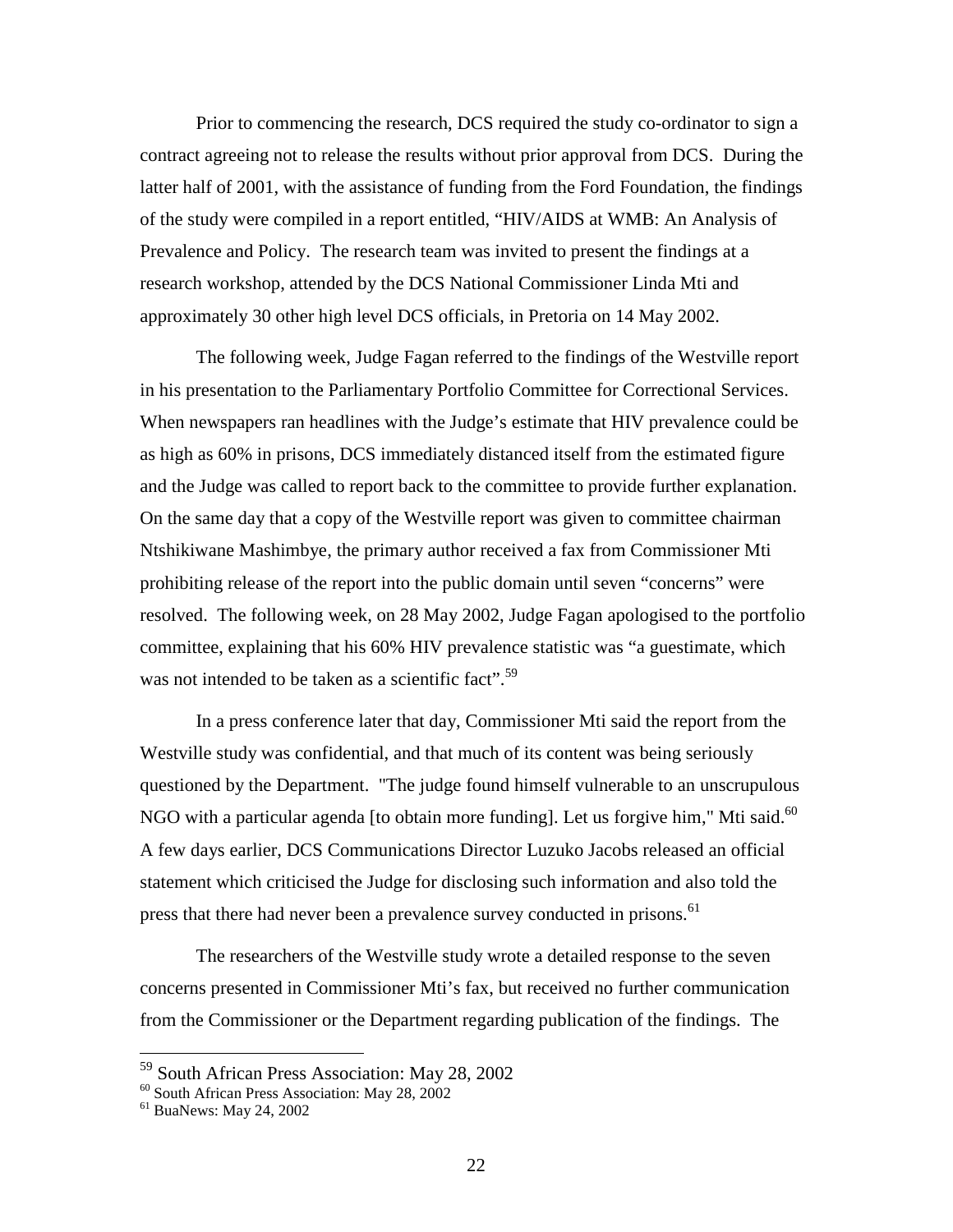Prior to commencing the research, DCS required the study co-ordinator to sign a contract agreeing not to release the results without prior approval from DCS. During the latter half of 2001, with the assistance of funding from the Ford Foundation, the findings of the study were compiled in a report entitled, "HIV/AIDS at WMB: An Analysis of Prevalence and Policy. The research team was invited to present the findings at a research workshop, attended by the DCS National Commissioner Linda Mti and approximately 30 other high level DCS officials, in Pretoria on 14 May 2002.

The following week, Judge Fagan referred to the findings of the Westville report in his presentation to the Parliamentary Portfolio Committee for Correctional Services. When newspapers ran headlines with the Judge's estimate that HIV prevalence could be as high as 60% in prisons, DCS immediately distanced itself from the estimated figure and the Judge was called to report back to the committee to provide further explanation. On the same day that a copy of the Westville report was given to committee chairman Ntshikiwane Mashimbye, the primary author received a fax from Commissioner Mti prohibiting release of the report into the public domain until seven "concerns" were resolved. The following week, on 28 May 2002, Judge Fagan apologised to the portfolio committee, explaining that his 60% HIV prevalence statistic was "a guestimate, which was not intended to be taken as a scientific fact".[59]

In a press conference later that day, Commissioner Mti said the report from the Westville study was confidential, and that much of its content was being seriously questioned by the Department. "The judge found himself vulnerable to an unscrupulous NGO with a particular agenda [to obtain more funding]. Let us forgive him," Mti said.[60] A few days earlier, DCS Communications Director Luzuko Jacobs released an official statement which criticised the Judge for disclosing such information and also told the press that there had never been a prevalence survey conducted in prisons.[61]

The researchers of the Westville study wrote a detailed response to the seven concerns presented in Commissioner Mti's fax, but received no further communication from the Commissioner or the Department regarding publication of the findings. The

---

[59] South African Press Association: May 28, 2002

[60] South African Press Association: May 28, 2002

[61] BuaNews: May 24, 2002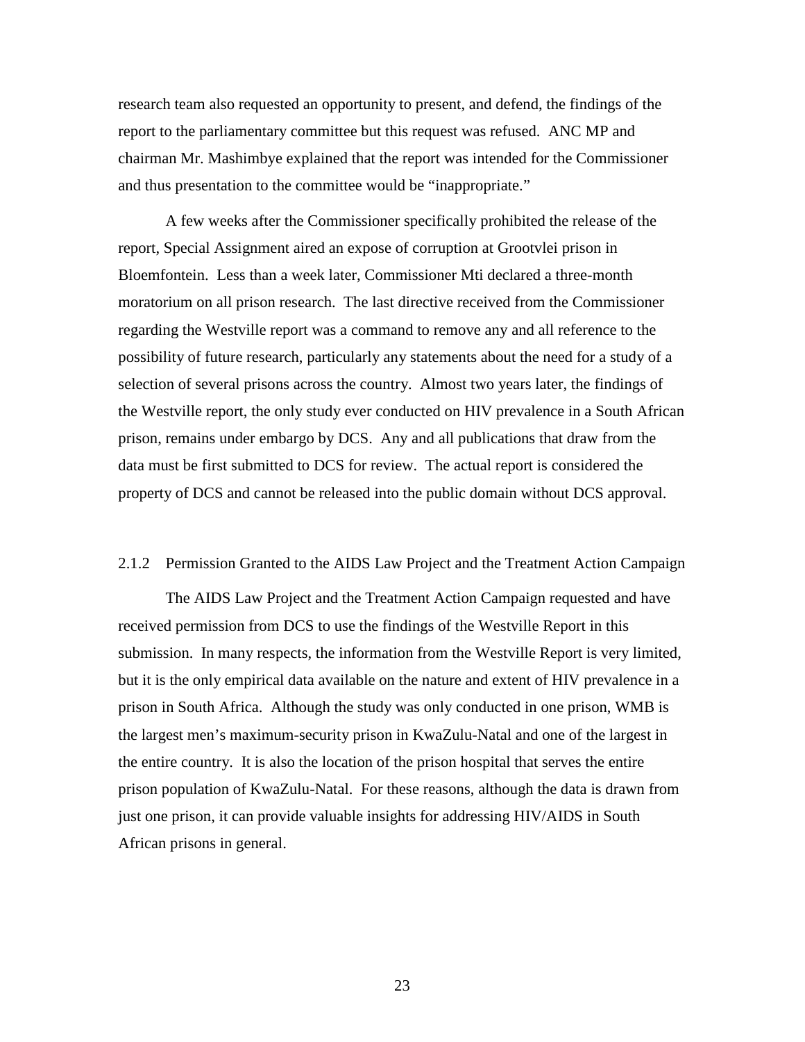research team also requested an opportunity to present, and defend, the findings of the report to the parliamentary committee but this request was refused. ANC MP and chairman Mr. Mashimbye explained that the report was intended for the Commissioner and thus presentation to the committee would be "inappropriate."

A few weeks after the Commissioner specifically prohibited the release of the report, Special Assignment aired an expose of corruption at Grootvlei prison in Bloemfontein. Less than a week later, Commissioner Mti declared a three-month moratorium on all prison research. The last directive received from the Commissioner regarding the Westville report was a command to remove any and all reference to the possibility of future research, particularly any statements about the need for a study of a selection of several prisons across the country. Almost two years later, the findings of the Westville report, the only study ever conducted on HIV prevalence in a South African prison, remains under embargo by DCS. Any and all publications that draw from the data must be first submitted to DCS for review. The actual report is considered the property of DCS and cannot be released into the public domain without DCS approval.

### 2.1.2 Permission Granted to the AIDS Law Project and the Treatment Action Campaign

The AIDS Law Project and the Treatment Action Campaign requested and have received permission from DCS to use the findings of the Westville Report in this submission. In many respects, the information from the Westville Report is very limited, but it is the only empirical data available on the nature and extent of HIV prevalence in a prison in South Africa. Although the study was only conducted in one prison, WMB is the largest men's maximum-security prison in KwaZulu-Natal and one of the largest in the entire country. It is also the location of the prison hospital that serves the entire prison population of KwaZulu-Natal. For these reasons, although the data is drawn from just one prison, it can provide valuable insights for addressing HIV/AIDS in South African prisons in general.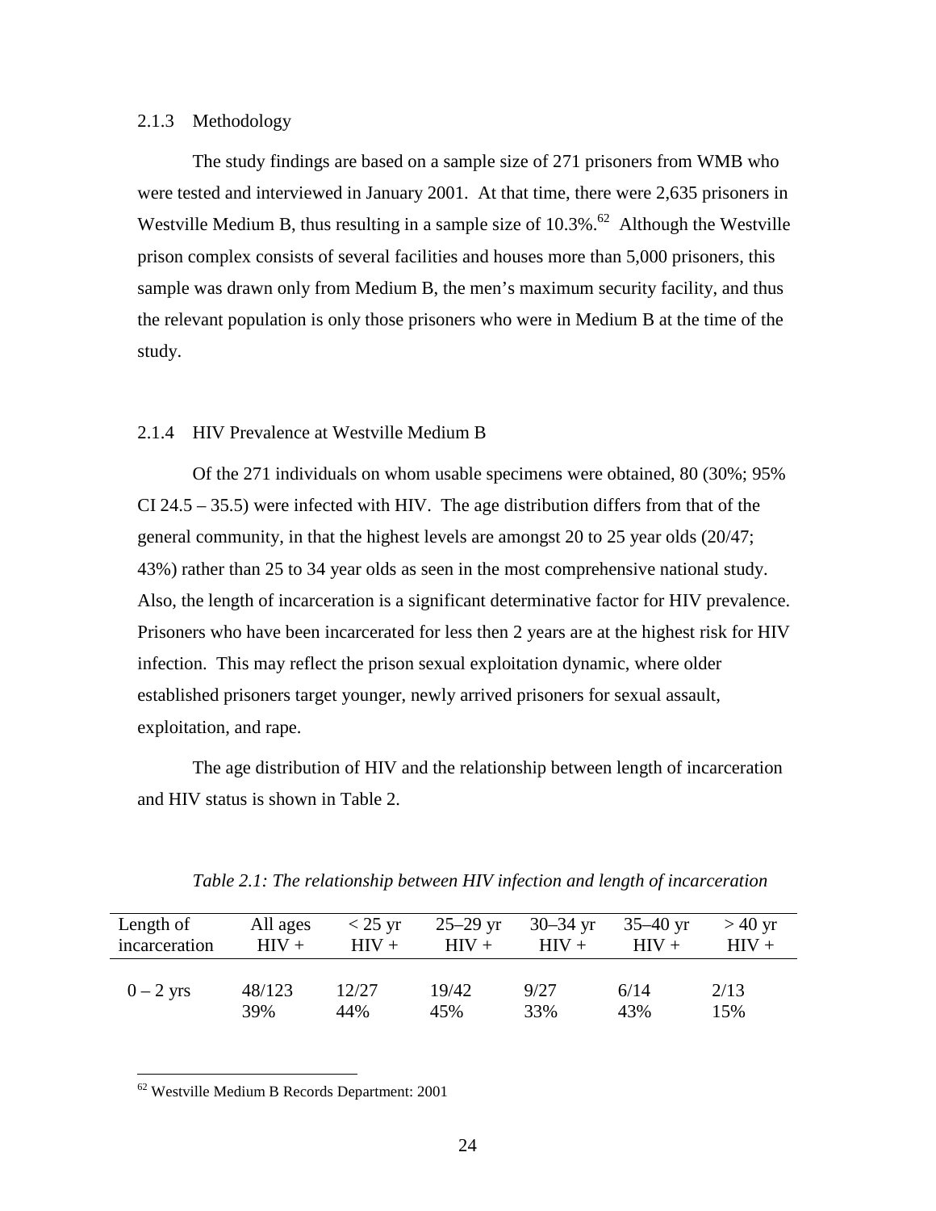### 2.1.3 Methodology

The study findings are based on a sample size of 271 prisoners from WMB who were tested and interviewed in January 2001. At that time, there were 2,635 prisoners in Westville Medium B, thus resulting in a sample size of 10.3%.[62] Although the Westville prison complex consists of several facilities and houses more than 5,000 prisoners, this sample was drawn only from Medium B, the men's maximum security facility, and thus the relevant population is only those prisoners who were in Medium B at the time of the study.

### 2.1.4 HIV Prevalence at Westville Medium B

Of the 271 individuals on whom usable specimens were obtained, 80 (30%; 95% CI 24.5 – 35.5) were infected with HIV. The age distribution differs from that of the general community, in that the highest levels are amongst 20 to 25 year olds (20/47; 43%) rather than 25 to 34 year olds as seen in the most comprehensive national study. Also, the length of incarceration is a significant determinative factor for HIV prevalence. Prisoners who have been incarcerated for less then 2 years are at the highest risk for HIV infection. This may reflect the prison sexual exploitation dynamic, where older established prisoners target younger, newly arrived prisoners for sexual assault, exploitation, and rape.

The age distribution of HIV and the relationship between length of incarceration and HIV status is shown in Table 2.

*Table 2.1: The relationship between HIV infection and length of incarceration*

| Length of incarceration | All ages HIV + | < 25 yr HIV + | 25–29 yr HIV + | 30–34 yr HIV + | 35–40 yr HIV + | > 40 yr HIV + |
|---|---|---|---|---|---|---|
| 0 – 2 yrs | 48/123<br>39% | 12/27<br>44% | 19/42<br>45% | 9/27<br>33% | 6/14<br>43% | 2/13<br>15% |

[62] Westville Medium B Records Department: 2001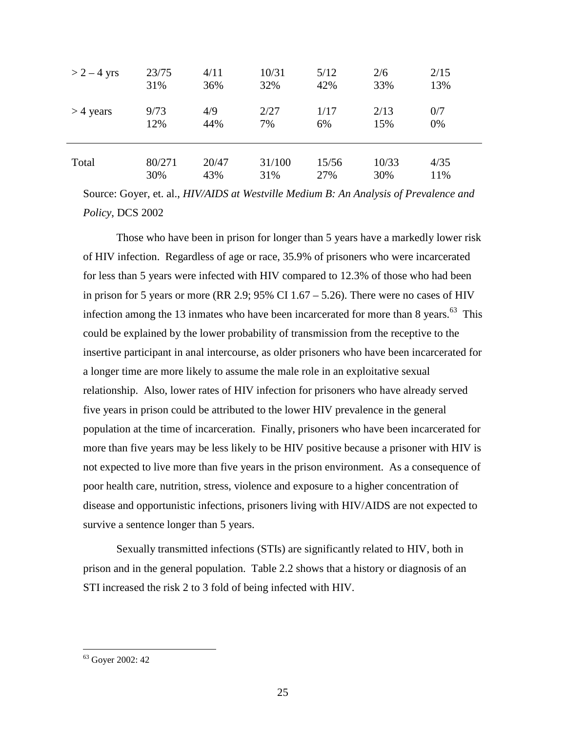| | | | | | | |
|---|---|---|---|---|---|---|
| > 2 – 4 yrs | 23/75<br>31% | 4/11<br>36% | 10/31<br>32% | 5/12<br>42% | 2/6<br>33% | 2/15<br>13% |
| > 4 years | 9/73<br>12% | 4/9<br>44% | 2/27<br>7% | 1/17<br>6% | 2/13<br>15% | 0/7<br>0% |
| Total | 80/271<br>30% | 20/47<br>43% | 31/100<br>31% | 15/56<br>27% | 10/33<br>30% | 4/35<br>11% |

Source: Goyer, et. al., *HIV/AIDS at Westville Medium B: An Analysis of Prevalence and Policy*, DCS 2002

Those who have been in prison for longer than 5 years have a markedly lower risk of HIV infection. Regardless of age or race, 35.9% of prisoners who were incarcerated for less than 5 years were infected with HIV compared to 12.3% of those who had been in prison for 5 years or more (RR 2.9; 95% CI 1.67 – 5.26). There were no cases of HIV infection among the 13 inmates who have been incarcerated for more than 8 years.[63] This could be explained by the lower probability of transmission from the receptive to the insertive participant in anal intercourse, as older prisoners who have been incarcerated for a longer time are more likely to assume the male role in an exploitative sexual relationship. Also, lower rates of HIV infection for prisoners who have already served five years in prison could be attributed to the lower HIV prevalence in the general population at the time of incarceration. Finally, prisoners who have been incarcerated for more than five years may be less likely to be HIV positive because a prisoner with HIV is not expected to live more than five years in the prison environment. As a consequence of poor health care, nutrition, stress, violence and exposure to a higher concentration of disease and opportunistic infections, prisoners living with HIV/AIDS are not expected to survive a sentence longer than 5 years.

Sexually transmitted infections (STIs) are significantly related to HIV, both in prison and in the general population. Table 2.2 shows that a history or diagnosis of an STI increased the risk 2 to 3 fold of being infected with HIV.

[63] Goyer 2002: 42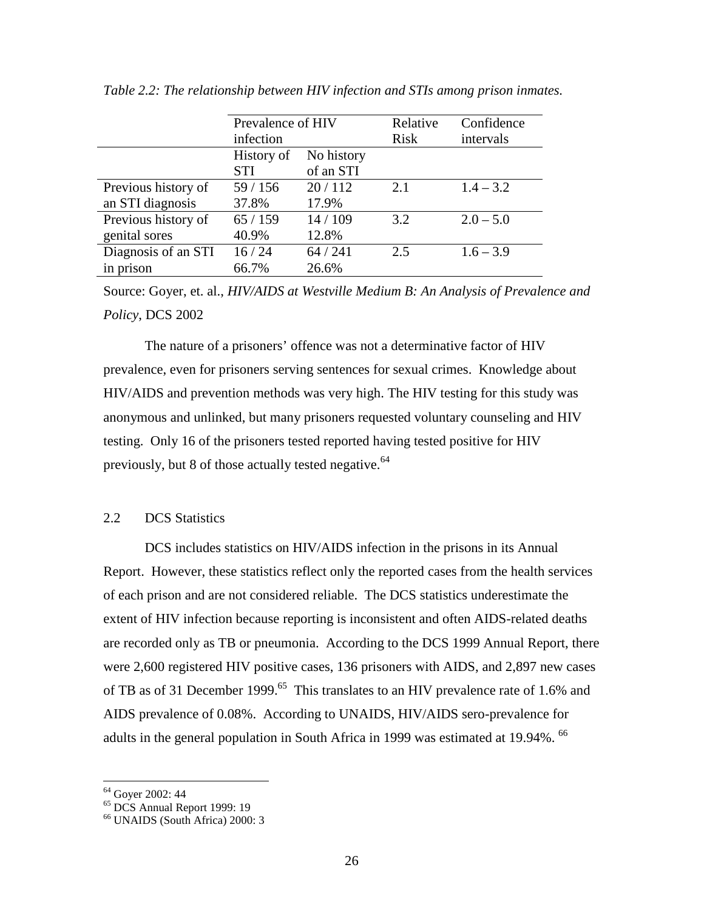*Table 2.2: The relationship between HIV infection and STIs among prison inmates.*

| | Prevalence of HIV infection | | Relative Risk | Confidence intervals |
|---|---|---|---|---|
| | History of STI | No history of an STI | | |
| Previous history of an STI diagnosis | 59 / 156 37.8% | 20 / 112 17.9% | 2.1 | 1.4 – 3.2 |
| Previous history of genital sores | 65 / 159 40.9% | 14 / 109 12.8% | 3.2 | 2.0 – 5.0 |
| Diagnosis of an STI in prison | 16 / 24 66.7% | 64 / 241 26.6% | 2.5 | 1.6 – 3.9 |

Source: Goyer, et. al., *HIV/AIDS at Westville Medium B: An Analysis of Prevalence and Policy*, DCS 2002

The nature of a prisoners' offence was not a determinative factor of HIV prevalence, even for prisoners serving sentences for sexual crimes. Knowledge about HIV/AIDS and prevention methods was very high. The HIV testing for this study was anonymous and unlinked, but many prisoners requested voluntary counseling and HIV testing. Only 16 of the prisoners tested reported having tested positive for HIV previously, but 8 of those actually tested negative.[64]

## 2.2 DCS Statistics

DCS includes statistics on HIV/AIDS infection in the prisons in its Annual Report. However, these statistics reflect only the reported cases from the health services of each prison and are not considered reliable. The DCS statistics underestimate the extent of HIV infection because reporting is inconsistent and often AIDS-related deaths are recorded only as TB or pneumonia. According to the DCS 1999 Annual Report, there were 2,600 registered HIV positive cases, 136 prisoners with AIDS, and 2,897 new cases of TB as of 31 December 1999.[65] This translates to an HIV prevalence rate of 1.6% and AIDS prevalence of 0.08%. According to UNAIDS, HIV/AIDS sero-prevalence for adults in the general population in South Africa in 1999 was estimated at 19.94%. [66]

---

[64] Goyer 2002: 44
[65] DCS Annual Report 1999: 19
[66] UNAIDS (South Africa) 2000: 3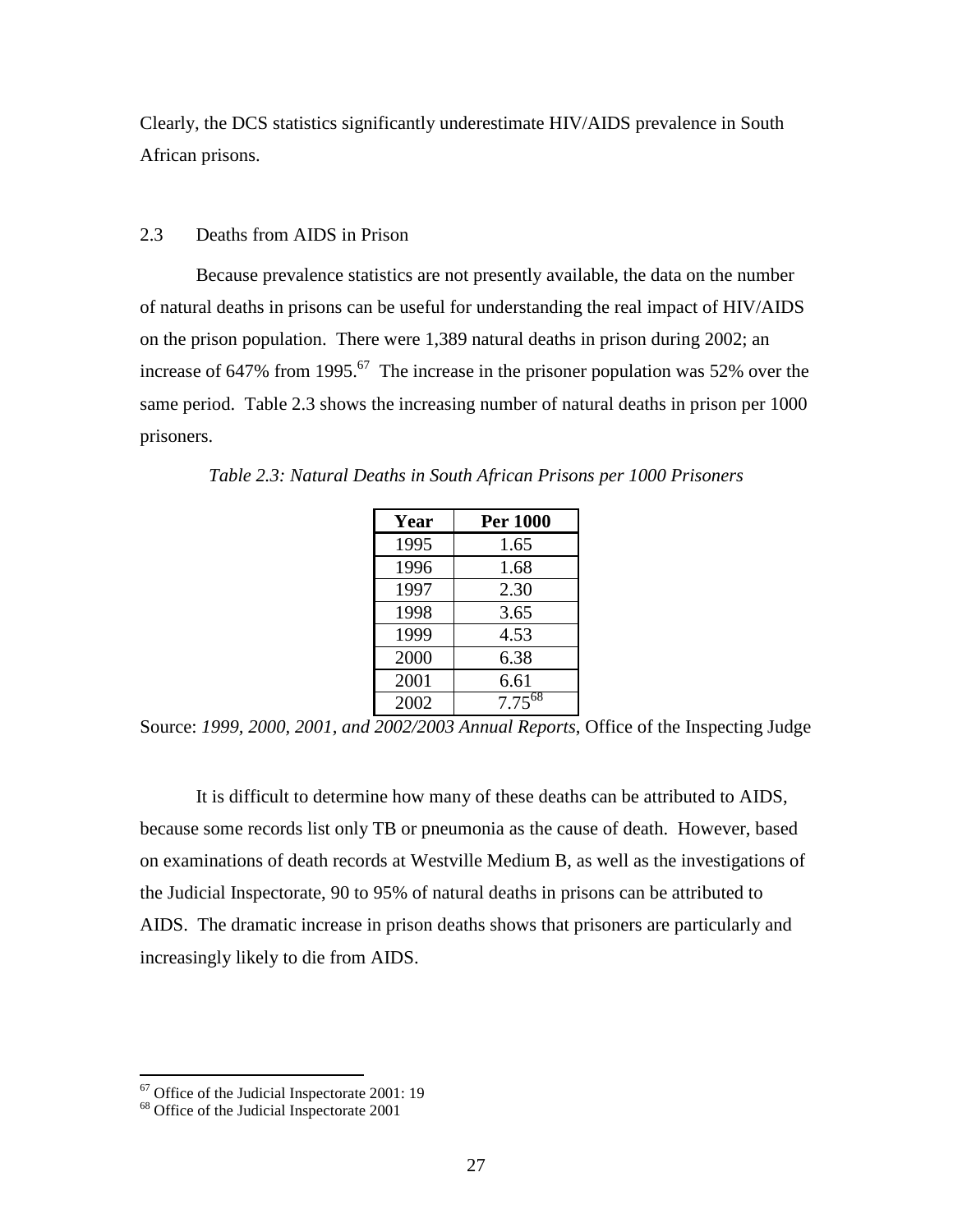Clearly, the DCS statistics significantly underestimate HIV/AIDS prevalence in South African prisons.

## 2.3 Deaths from AIDS in Prison

Because prevalence statistics are not presently available, the data on the number of natural deaths in prisons can be useful for understanding the real impact of HIV/AIDS on the prison population. There were 1,389 natural deaths in prison during 2002; an increase of 647% from 1995.[67] The increase in the prisoner population was 52% over the same period. Table 2.3 shows the increasing number of natural deaths in prison per 1000 prisoners.

*Table 2.3: Natural Deaths in South African Prisons per 1000 Prisoners*

| Year | Per 1000 |
|---|---|
| 1995 | 1.65 |
| 1996 | 1.68 |
| 1997 | 2.30 |
| 1998 | 3.65 |
| 1999 | 4.53 |
| 2000 | 6.38 |
| 2001 | 6.61 |
| 2002 | 7.75[68] |

Source: *1999, 2000, 2001, and 2002/2003 Annual Reports*, Office of the Inspecting Judge

It is difficult to determine how many of these deaths can be attributed to AIDS, because some records list only TB or pneumonia as the cause of death. However, based on examinations of death records at Westville Medium B, as well as the investigations of the Judicial Inspectorate, 90 to 95% of natural deaths in prisons can be attributed to AIDS. The dramatic increase in prison deaths shows that prisoners are particularly and increasingly likely to die from AIDS.

[67] Office of the Judicial Inspectorate 2001: 19

[68] Office of the Judicial Inspectorate 2001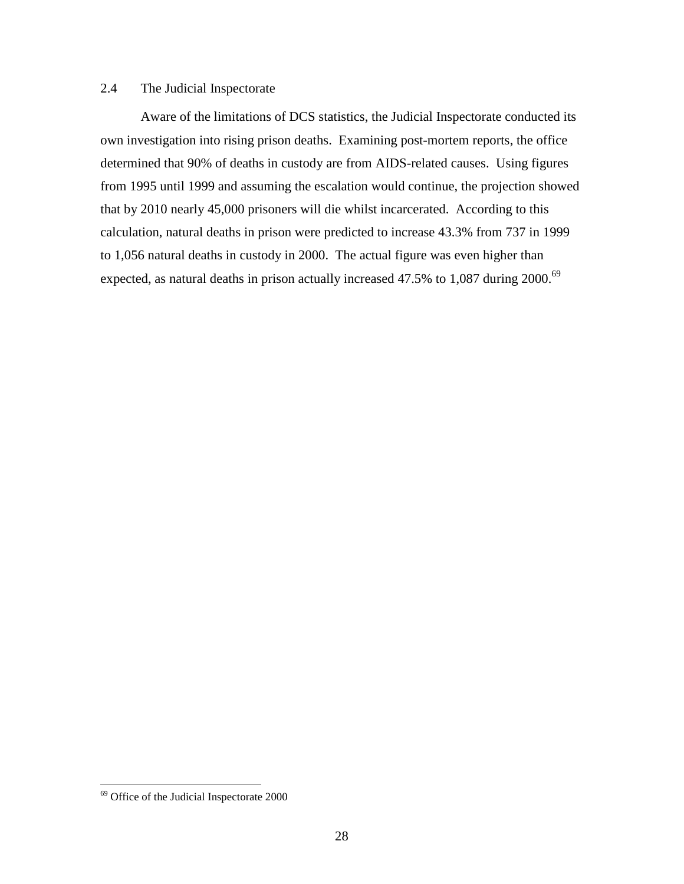## 2.4 The Judicial Inspectorate

Aware of the limitations of DCS statistics, the Judicial Inspectorate conducted its own investigation into rising prison deaths. Examining post-mortem reports, the office determined that 90% of deaths in custody are from AIDS-related causes. Using figures from 1995 until 1999 and assuming the escalation would continue, the projection showed that by 2010 nearly 45,000 prisoners will die whilst incarcerated. According to this calculation, natural deaths in prison were predicted to increase 43.3% from 737 in 1999 to 1,056 natural deaths in custody in 2000. The actual figure was even higher than expected, as natural deaths in prison actually increased 47.5% to 1,087 during 2000.[69]

---

[69] Office of the Judicial Inspectorate 2000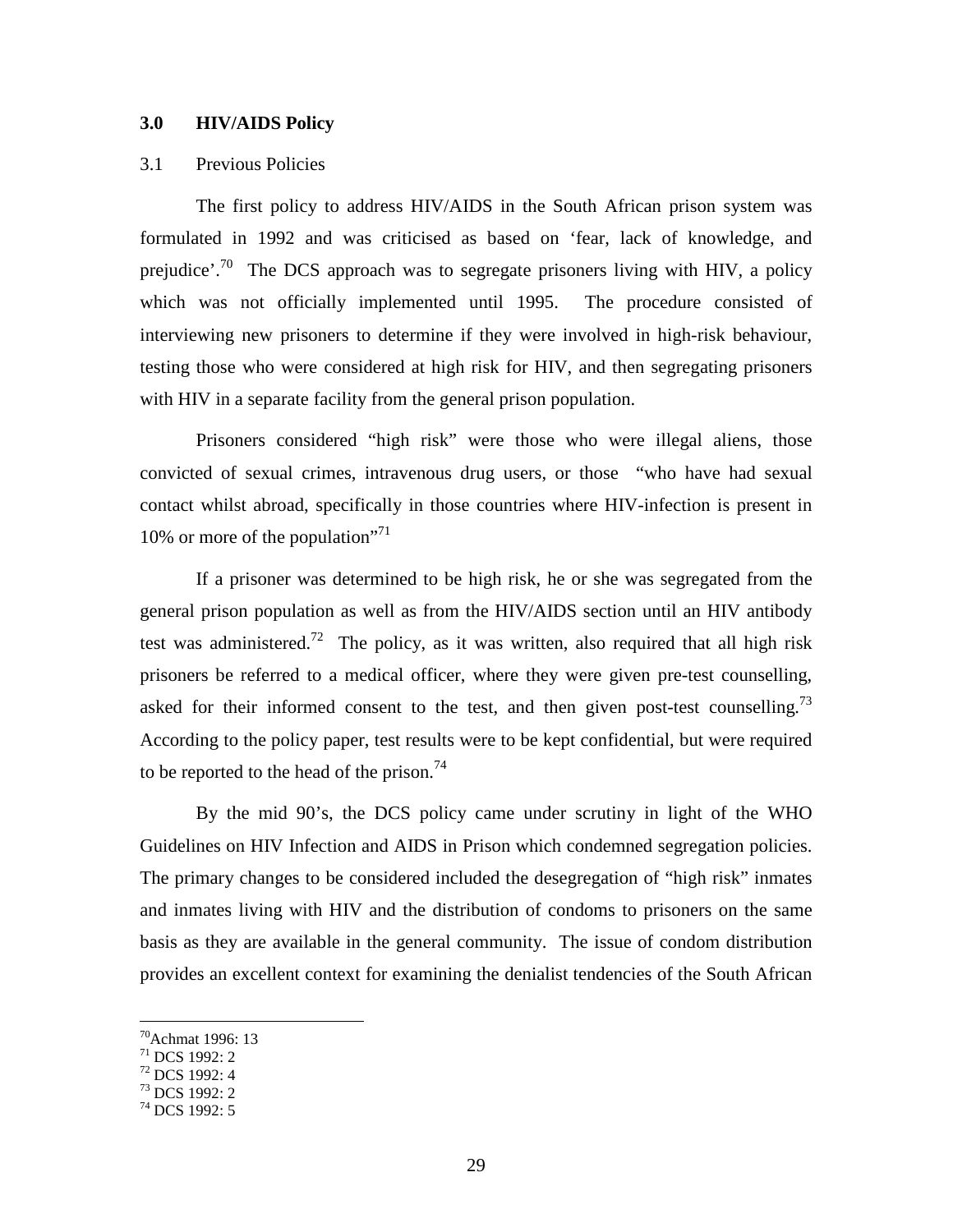## 3.0 HIV/AIDS Policy

### 3.1 Previous Policies

The first policy to address HIV/AIDS in the South African prison system was formulated in 1992 and was criticised as based on 'fear, lack of knowledge, and prejudice'.[70] The DCS approach was to segregate prisoners living with HIV, a policy which was not officially implemented until 1995. The procedure consisted of interviewing new prisoners to determine if they were involved in high-risk behaviour, testing those who were considered at high risk for HIV, and then segregating prisoners with HIV in a separate facility from the general prison population.

Prisoners considered "high risk" were those who were illegal aliens, those convicted of sexual crimes, intravenous drug users, or those "who have had sexual contact whilst abroad, specifically in those countries where HIV-infection is present in 10% or more of the population"[71]

If a prisoner was determined to be high risk, he or she was segregated from the general prison population as well as from the HIV/AIDS section until an HIV antibody test was administered.[72] The policy, as it was written, also required that all high risk prisoners be referred to a medical officer, where they were given pre-test counselling, asked for their informed consent to the test, and then given post-test counselling.[73] According to the policy paper, test results were to be kept confidential, but were required to be reported to the head of the prison.[74]

By the mid 90's, the DCS policy came under scrutiny in light of the WHO Guidelines on HIV Infection and AIDS in Prison which condemned segregation policies. The primary changes to be considered included the desegregation of "high risk" inmates and inmates living with HIV and the distribution of condoms to prisoners on the same basis as they are available in the general community. The issue of condom distribution provides an excellent context for examining the denialist tendencies of the South African

---

[70] Achmat 1996: 13
[71] DCS 1992: 2
[72] DCS 1992: 4
[73] DCS 1992: 2
[74] DCS 1992: 5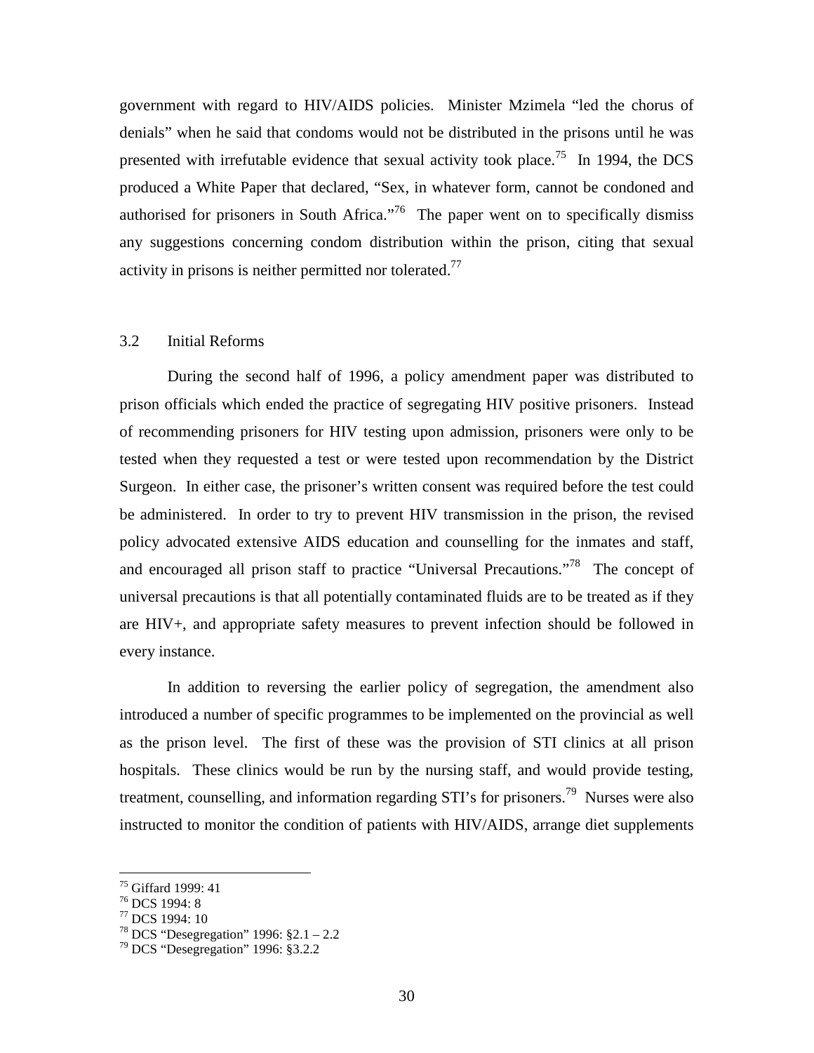government with regard to HIV/AIDS policies. Minister Mzimela "led the chorus of denials" when he said that condoms would not be distributed in the prisons until he was presented with irrefutable evidence that sexual activity took place.[75] In 1994, the DCS produced a White Paper that declared, "Sex, in whatever form, cannot be condoned and authorised for prisoners in South Africa."[76] The paper went on to specifically dismiss any suggestions concerning condom distribution within the prison, citing that sexual activity in prisons is neither permitted nor tolerated.[77]

## 3.2 Initial Reforms

During the second half of 1996, a policy amendment paper was distributed to prison officials which ended the practice of segregating HIV positive prisoners. Instead of recommending prisoners for HIV testing upon admission, prisoners were only to be tested when they requested a test or were tested upon recommendation by the District Surgeon. In either case, the prisoner's written consent was required before the test could be administered. In order to try to prevent HIV transmission in the prison, the revised policy advocated extensive AIDS education and counselling for the inmates and staff, and encouraged all prison staff to practice "Universal Precautions."[78] The concept of universal precautions is that all potentially contaminated fluids are to be treated as if they are HIV+, and appropriate safety measures to prevent infection should be followed in every instance.

In addition to reversing the earlier policy of segregation, the amendment also introduced a number of specific programmes to be implemented on the provincial as well as the prison level. The first of these was the provision of STI clinics at all prison hospitals. These clinics would be run by the nursing staff, and would provide testing, treatment, counselling, and information regarding STI's for prisoners.[79] Nurses were also instructed to monitor the condition of patients with HIV/AIDS, arrange diet supplements

---

[75] Giffard 1999: 41
[76] DCS 1994: 8
[77] DCS 1994: 10
[78] DCS "Desegregation" 1996: §2.1 – 2.2
[79] DCS "Desegregation" 1996: §3.2.2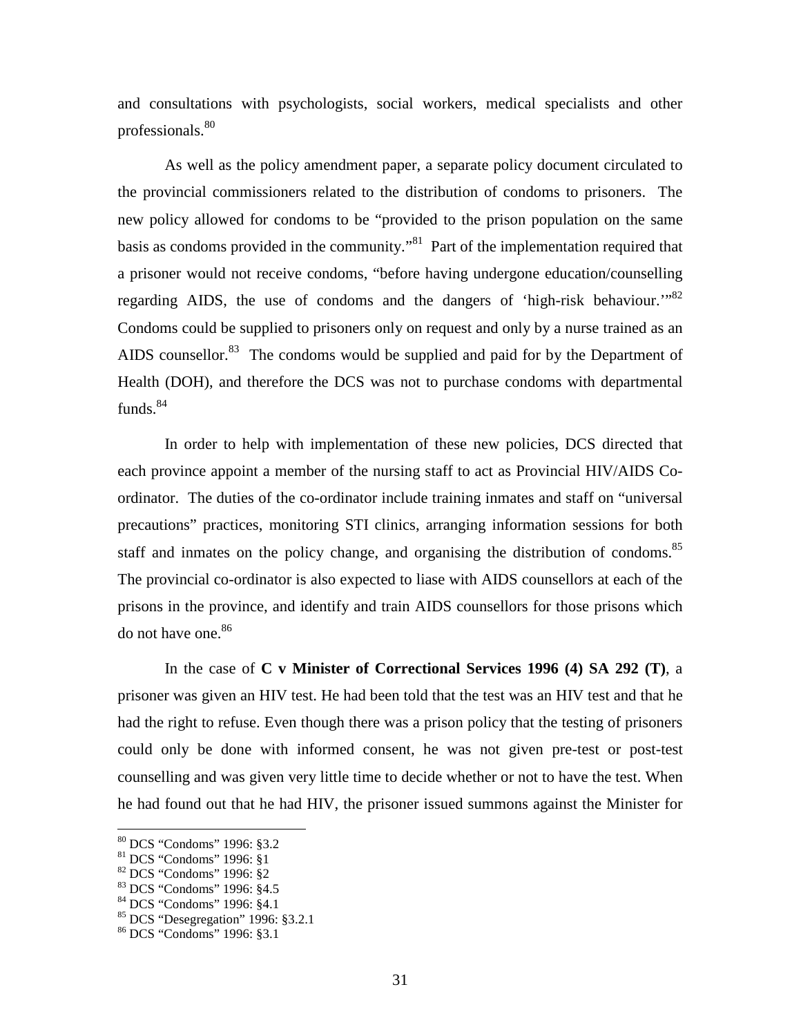and consultations with psychologists, social workers, medical specialists and other professionals.[80]

As well as the policy amendment paper, a separate policy document circulated to the provincial commissioners related to the distribution of condoms to prisoners. The new policy allowed for condoms to be "provided to the prison population on the same basis as condoms provided in the community."[81] Part of the implementation required that a prisoner would not receive condoms, "before having undergone education/counselling regarding AIDS, the use of condoms and the dangers of 'high-risk behaviour.'"[82] Condoms could be supplied to prisoners only on request and only by a nurse trained as an AIDS counsellor.[83] The condoms would be supplied and paid for by the Department of Health (DOH), and therefore the DCS was not to purchase condoms with departmental funds.[84]

In order to help with implementation of these new policies, DCS directed that each province appoint a member of the nursing staff to act as Provincial HIV/AIDS Co-ordinator. The duties of the co-ordinator include training inmates and staff on "universal precautions" practices, monitoring STI clinics, arranging information sessions for both staff and inmates on the policy change, and organising the distribution of condoms.[85] The provincial co-ordinator is also expected to liase with AIDS counsellors at each of the prisons in the province, and identify and train AIDS counsellors for those prisons which do not have one.[86]

In the case of **C v Minister of Correctional Services 1996 (4) SA 292 (T)**, a prisoner was given an HIV test. He had been told that the test was an HIV test and that he had the right to refuse. Even though there was a prison policy that the testing of prisoners could only be done with informed consent, he was not given pre-test or post-test counselling and was given very little time to decide whether or not to have the test. When he had found out that he had HIV, the prisoner issued summons against the Minister for

---

[80] DCS "Condoms" 1996: §3.2
[81] DCS "Condoms" 1996: §1
[82] DCS "Condoms" 1996: §2
[83] DCS "Condoms" 1996: §4.5
[84] DCS "Condoms" 1996: §4.1
[85] DCS "Desegregation" 1996: §3.2.1
[86] DCS "Condoms" 1996: §3.1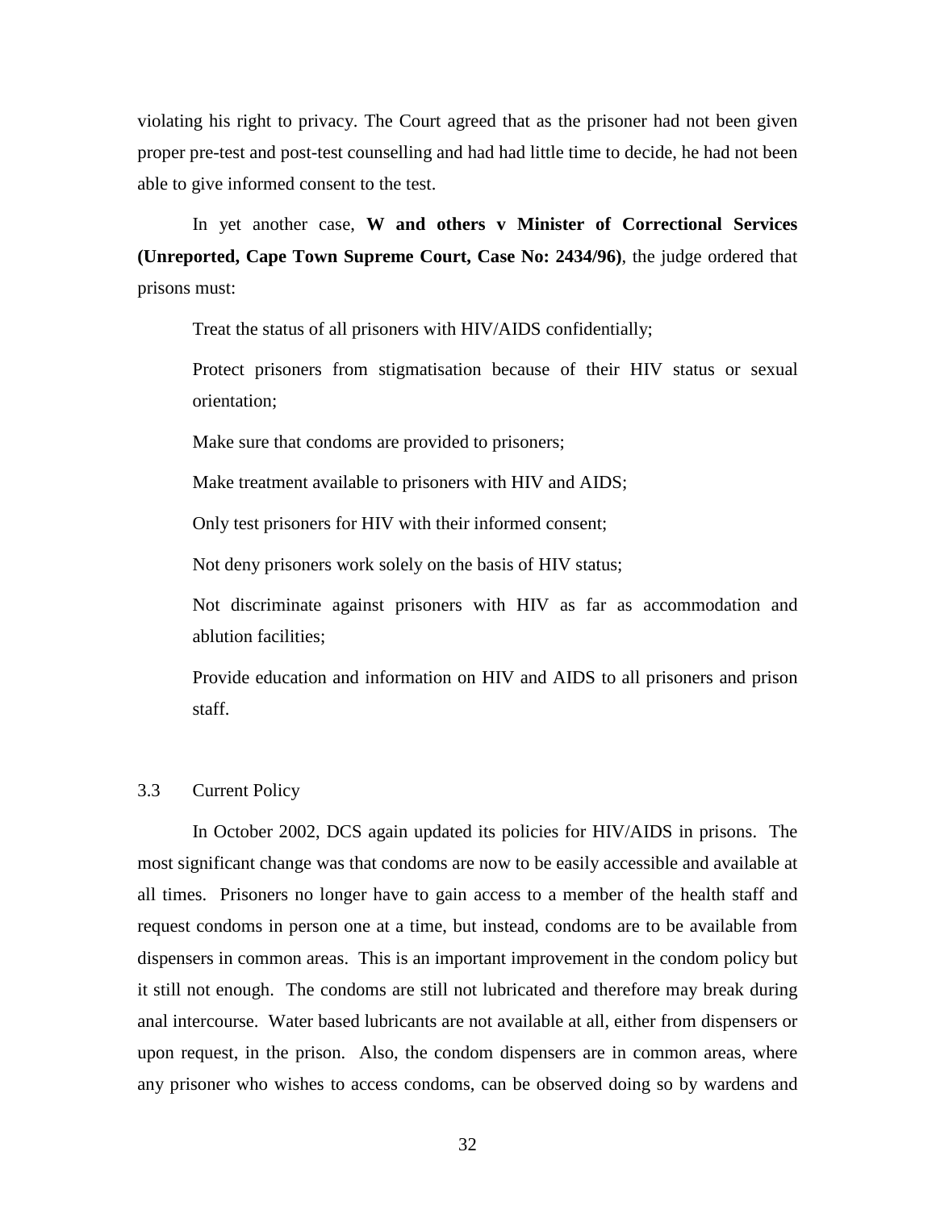violating his right to privacy. The Court agreed that as the prisoner had not been given proper pre-test and post-test counselling and had had little time to decide, he had not been able to give informed consent to the test.

In yet another case, **W and others v Minister of Correctional Services (Unreported, Cape Town Supreme Court, Case No: 2434/96)**, the judge ordered that prisons must:

Treat the status of all prisoners with HIV/AIDS confidentially;

Protect prisoners from stigmatisation because of their HIV status or sexual orientation;

Make sure that condoms are provided to prisoners;

Make treatment available to prisoners with HIV and AIDS;

Only test prisoners for HIV with their informed consent;

Not deny prisoners work solely on the basis of HIV status;

Not discriminate against prisoners with HIV as far as accommodation and ablution facilities;

Provide education and information on HIV and AIDS to all prisoners and prison staff.

### 3.3 Current Policy

In October 2002, DCS again updated its policies for HIV/AIDS in prisons. The most significant change was that condoms are now to be easily accessible and available at all times. Prisoners no longer have to gain access to a member of the health staff and request condoms in person one at a time, but instead, condoms are to be available from dispensers in common areas. This is an important improvement in the condom policy but it still not enough. The condoms are still not lubricated and therefore may break during anal intercourse. Water based lubricants are not available at all, either from dispensers or upon request, in the prison. Also, the condom dispensers are in common areas, where any prisoner who wishes to access condoms, can be observed doing so by wardens and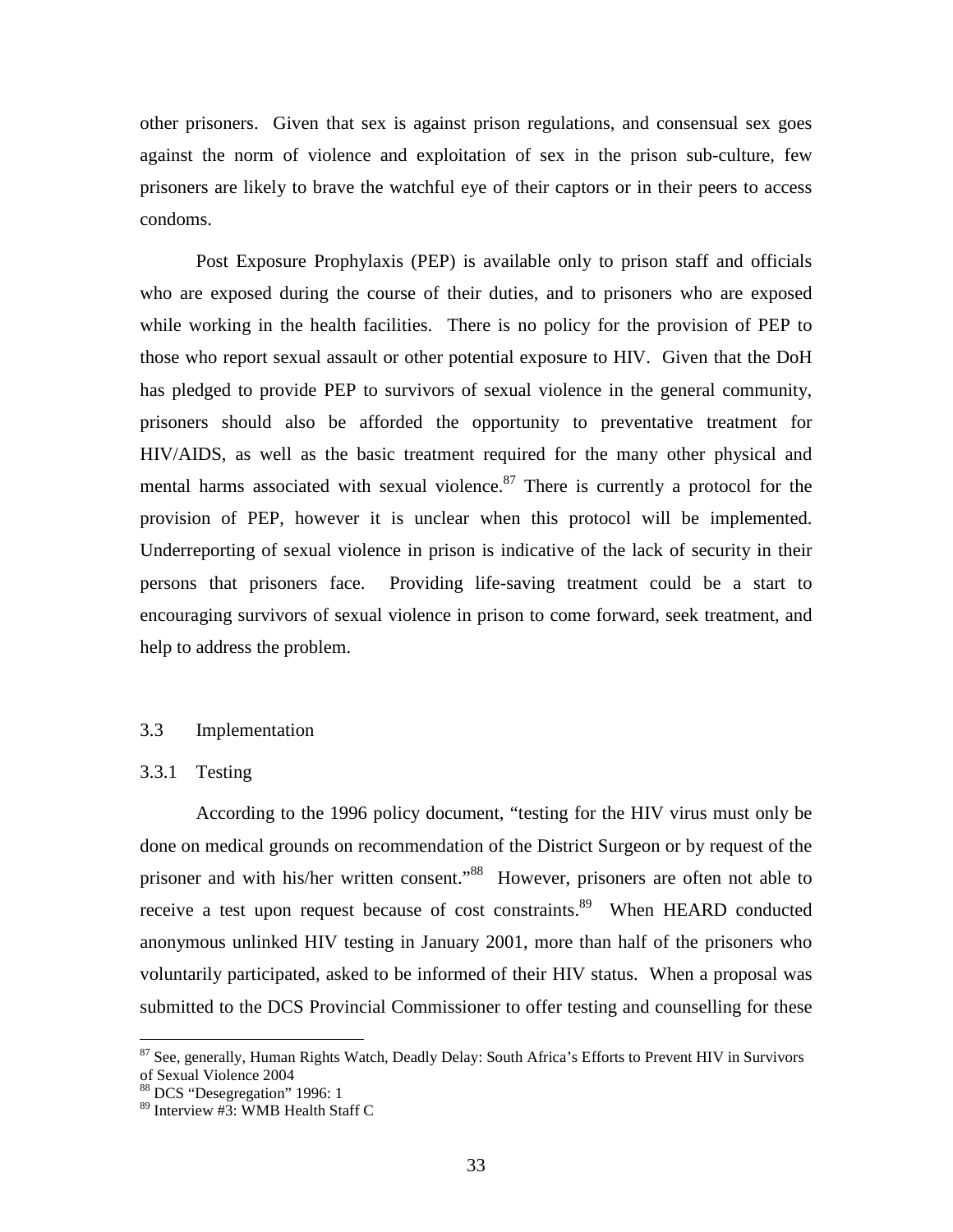other prisoners. Given that sex is against prison regulations, and consensual sex goes against the norm of violence and exploitation of sex in the prison sub-culture, few prisoners are likely to brave the watchful eye of their captors or in their peers to access condoms.

Post Exposure Prophylaxis (PEP) is available only to prison staff and officials who are exposed during the course of their duties, and to prisoners who are exposed while working in the health facilities. There is no policy for the provision of PEP to those who report sexual assault or other potential exposure to HIV. Given that the DoH has pledged to provide PEP to survivors of sexual violence in the general community, prisoners should also be afforded the opportunity to preventative treatment for HIV/AIDS, as well as the basic treatment required for the many other physical and mental harms associated with sexual violence.[87] There is currently a protocol for the provision of PEP, however it is unclear when this protocol will be implemented. Underreporting of sexual violence in prison is indicative of the lack of security in their persons that prisoners face. Providing life-saving treatment could be a start to encouraging survivors of sexual violence in prison to come forward, seek treatment, and help to address the problem.

## 3.3 Implementation

### 3.3.1 Testing

According to the 1996 policy document, "testing for the HIV virus must only be done on medical grounds on recommendation of the District Surgeon or by request of the prisoner and with his/her written consent."[88] However, prisoners are often not able to receive a test upon request because of cost constraints.[89] When HEARD conducted anonymous unlinked HIV testing in January 2001, more than half of the prisoners who voluntarily participated, asked to be informed of their HIV status. When a proposal was submitted to the DCS Provincial Commissioner to offer testing and counselling for these

---

[87] See, generally, Human Rights Watch, Deadly Delay: South Africa's Efforts to Prevent HIV in Survivors of Sexual Violence 2004

[88] DCS "Desegregation" 1996: 1

[89] Interview #3: WMB Health Staff C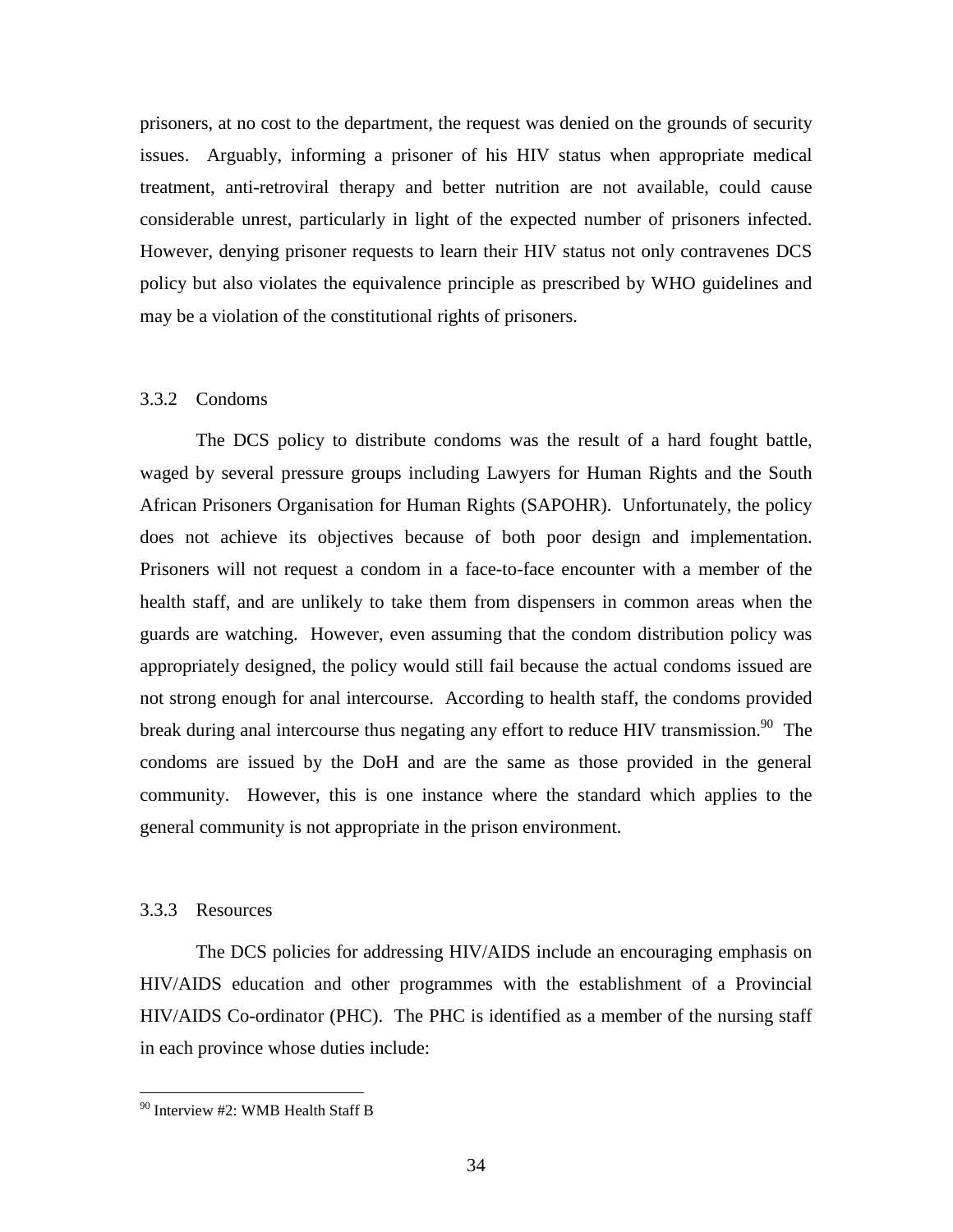prisoners, at no cost to the department, the request was denied on the grounds of security issues. Arguably, informing a prisoner of his HIV status when appropriate medical treatment, anti-retroviral therapy and better nutrition are not available, could cause considerable unrest, particularly in light of the expected number of prisoners infected. However, denying prisoner requests to learn their HIV status not only contravenes DCS policy but also violates the equivalence principle as prescribed by WHO guidelines and may be a violation of the constitutional rights of prisoners.

### 3.3.2 Condoms

The DCS policy to distribute condoms was the result of a hard fought battle, waged by several pressure groups including Lawyers for Human Rights and the South African Prisoners Organisation for Human Rights (SAPOHR). Unfortunately, the policy does not achieve its objectives because of both poor design and implementation. Prisoners will not request a condom in a face-to-face encounter with a member of the health staff, and are unlikely to take them from dispensers in common areas when the guards are watching. However, even assuming that the condom distribution policy was appropriately designed, the policy would still fail because the actual condoms issued are not strong enough for anal intercourse. According to health staff, the condoms provided break during anal intercourse thus negating any effort to reduce HIV transmission.[90] The condoms are issued by the DoH and are the same as those provided in the general community. However, this is one instance where the standard which applies to the general community is not appropriate in the prison environment.

### 3.3.3 Resources

The DCS policies for addressing HIV/AIDS include an encouraging emphasis on HIV/AIDS education and other programmes with the establishment of a Provincial HIV/AIDS Co-ordinator (PHC). The PHC is identified as a member of the nursing staff in each province whose duties include:

---

[90] Interview #2: WMB Health Staff B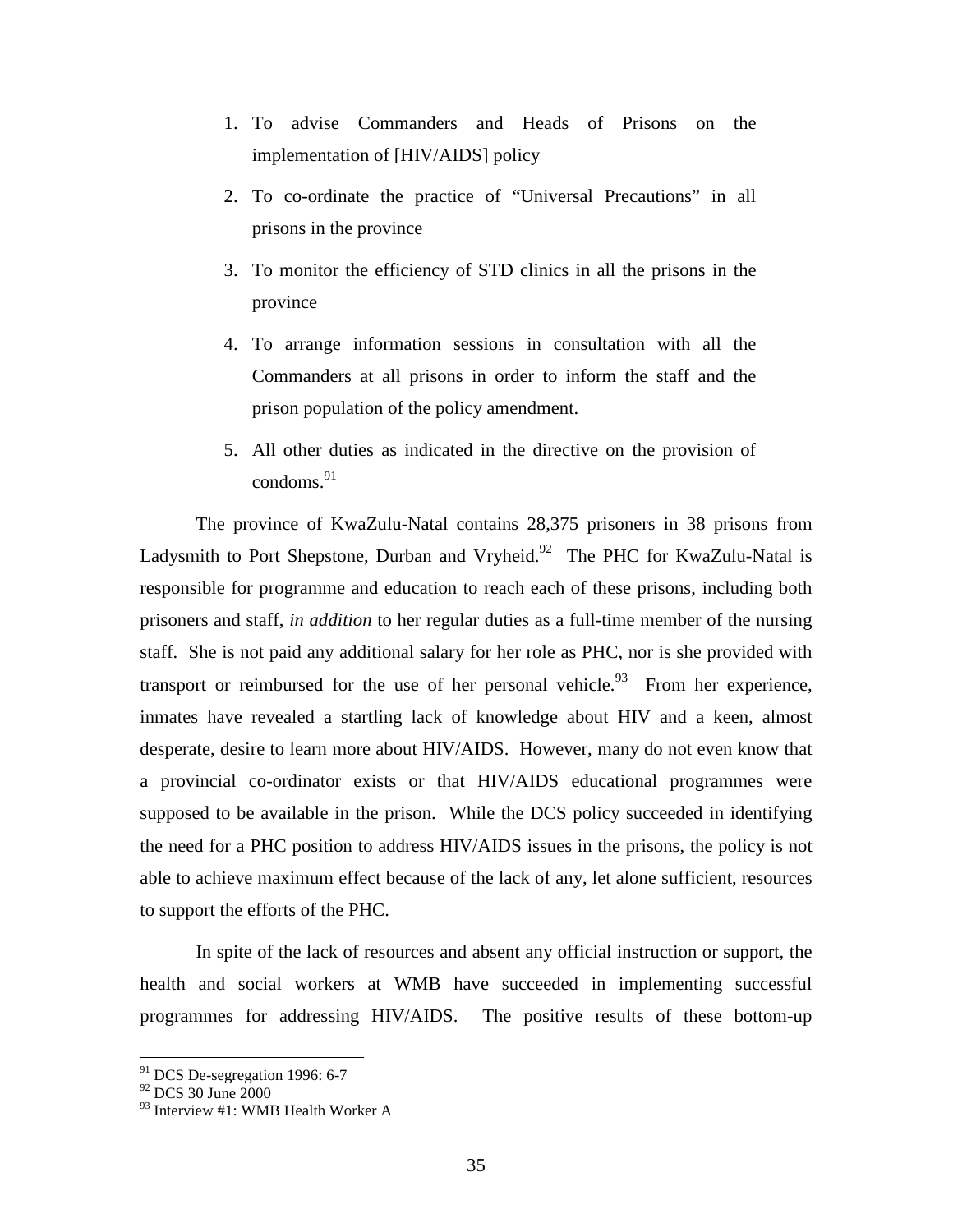1. To advise Commanders and Heads of Prisons on the implementation of [HIV/AIDS] policy
2. To co-ordinate the practice of "Universal Precautions" in all prisons in the province
3. To monitor the efficiency of STD clinics in all the prisons in the province
4. To arrange information sessions in consultation with all the Commanders at all prisons in order to inform the staff and the prison population of the policy amendment.
5. All other duties as indicated in the directive on the provision of condoms.[91]

The province of KwaZulu-Natal contains 28,375 prisoners in 38 prisons from Ladysmith to Port Shepstone, Durban and Vryheid.[92] The PHC for KwaZulu-Natal is responsible for programme and education to reach each of these prisons, including both prisoners and staff, *in addition* to her regular duties as a full-time member of the nursing staff. She is not paid any additional salary for her role as PHC, nor is she provided with transport or reimbursed for the use of her personal vehicle.[93] From her experience, inmates have revealed a startling lack of knowledge about HIV and a keen, almost desperate, desire to learn more about HIV/AIDS. However, many do not even know that a provincial co-ordinator exists or that HIV/AIDS educational programmes were supposed to be available in the prison. While the DCS policy succeeded in identifying the need for a PHC position to address HIV/AIDS issues in the prisons, the policy is not able to achieve maximum effect because of the lack of any, let alone sufficient, resources to support the efforts of the PHC.

In spite of the lack of resources and absent any official instruction or support, the health and social workers at WMB have succeeded in implementing successful programmes for addressing HIV/AIDS. The positive results of these bottom-up

---

[91] DCS De-segregation 1996: 6-7

[92] DCS 30 June 2000

[93] Interview #1: WMB Health Worker A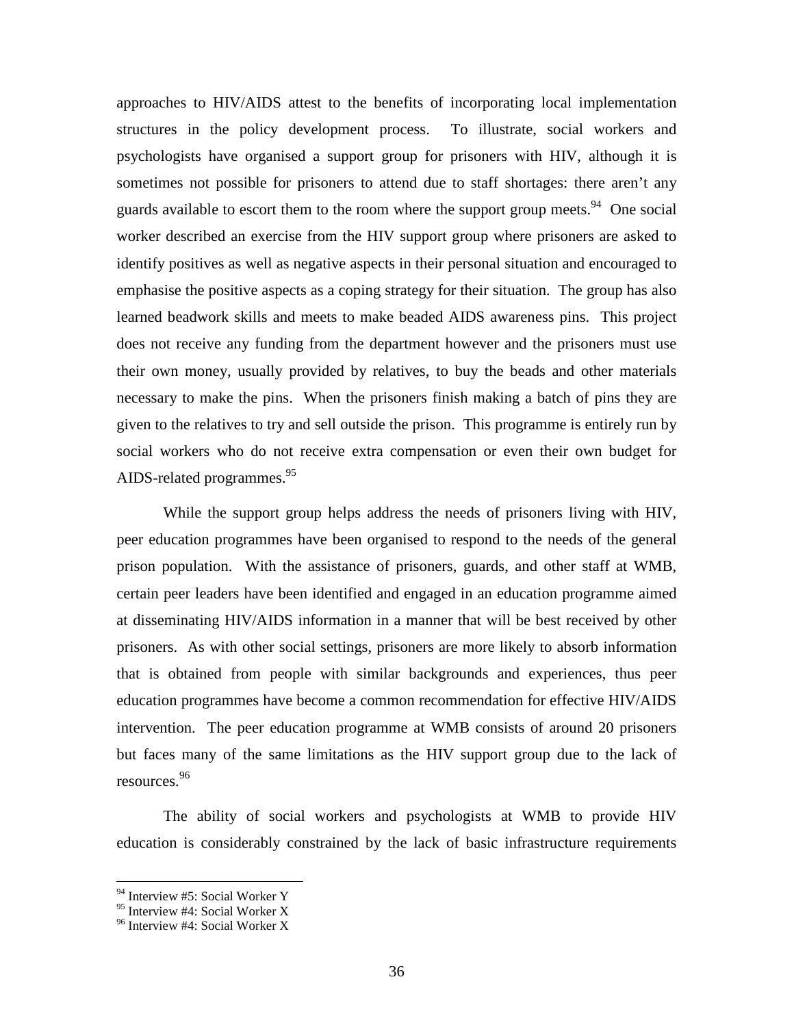approaches to HIV/AIDS attest to the benefits of incorporating local implementation structures in the policy development process. To illustrate, social workers and psychologists have organised a support group for prisoners with HIV, although it is sometimes not possible for prisoners to attend due to staff shortages: there aren't any guards available to escort them to the room where the support group meets.[94] One social worker described an exercise from the HIV support group where prisoners are asked to identify positives as well as negative aspects in their personal situation and encouraged to emphasise the positive aspects as a coping strategy for their situation. The group has also learned beadwork skills and meets to make beaded AIDS awareness pins. This project does not receive any funding from the department however and the prisoners must use their own money, usually provided by relatives, to buy the beads and other materials necessary to make the pins. When the prisoners finish making a batch of pins they are given to the relatives to try and sell outside the prison. This programme is entirely run by social workers who do not receive extra compensation or even their own budget for AIDS-related programmes.[95]

While the support group helps address the needs of prisoners living with HIV, peer education programmes have been organised to respond to the needs of the general prison population. With the assistance of prisoners, guards, and other staff at WMB, certain peer leaders have been identified and engaged in an education programme aimed at disseminating HIV/AIDS information in a manner that will be best received by other prisoners. As with other social settings, prisoners are more likely to absorb information that is obtained from people with similar backgrounds and experiences, thus peer education programmes have become a common recommendation for effective HIV/AIDS intervention. The peer education programme at WMB consists of around 20 prisoners but faces many of the same limitations as the HIV support group due to the lack of resources.[96]

The ability of social workers and psychologists at WMB to provide HIV education is considerably constrained by the lack of basic infrastructure requirements

---

[94] Interview #5: Social Worker Y

[95] Interview #4: Social Worker X

[96] Interview #4: Social Worker X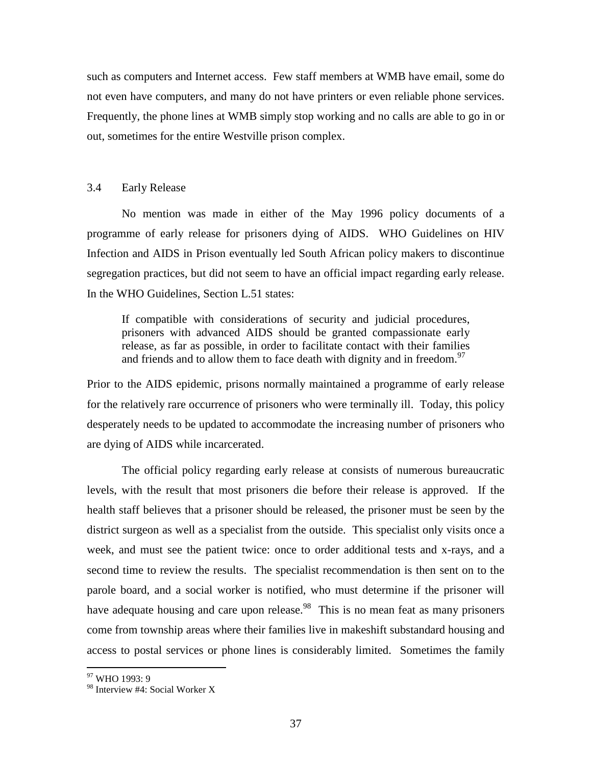such as computers and Internet access. Few staff members at WMB have email, some do not even have computers, and many do not have printers or even reliable phone services. Frequently, the phone lines at WMB simply stop working and no calls are able to go in or out, sometimes for the entire Westville prison complex.

### 3.4 Early Release

No mention was made in either of the May 1996 policy documents of a programme of early release for prisoners dying of AIDS. WHO Guidelines on HIV Infection and AIDS in Prison eventually led South African policy makers to discontinue segregation practices, but did not seem to have an official impact regarding early release. In the WHO Guidelines, Section L.51 states:

> If compatible with considerations of security and judicial procedures, prisoners with advanced AIDS should be granted compassionate early release, as far as possible, in order to facilitate contact with their families and friends and to allow them to face death with dignity and in freedom.[97]

Prior to the AIDS epidemic, prisons normally maintained a programme of early release for the relatively rare occurrence of prisoners who were terminally ill. Today, this policy desperately needs to be updated to accommodate the increasing number of prisoners who are dying of AIDS while incarcerated.

The official policy regarding early release at consists of numerous bureaucratic levels, with the result that most prisoners die before their release is approved. If the health staff believes that a prisoner should be released, the prisoner must be seen by the district surgeon as well as a specialist from the outside. This specialist only visits once a week, and must see the patient twice: once to order additional tests and x-rays, and a second time to review the results. The specialist recommendation is then sent on to the parole board, and a social worker is notified, who must determine if the prisoner will have adequate housing and care upon release.[98] This is no mean feat as many prisoners come from township areas where their families live in makeshift substandard housing and access to postal services or phone lines is considerably limited. Sometimes the family

---

[97] WHO 1993: 9

[98] Interview #4: Social Worker X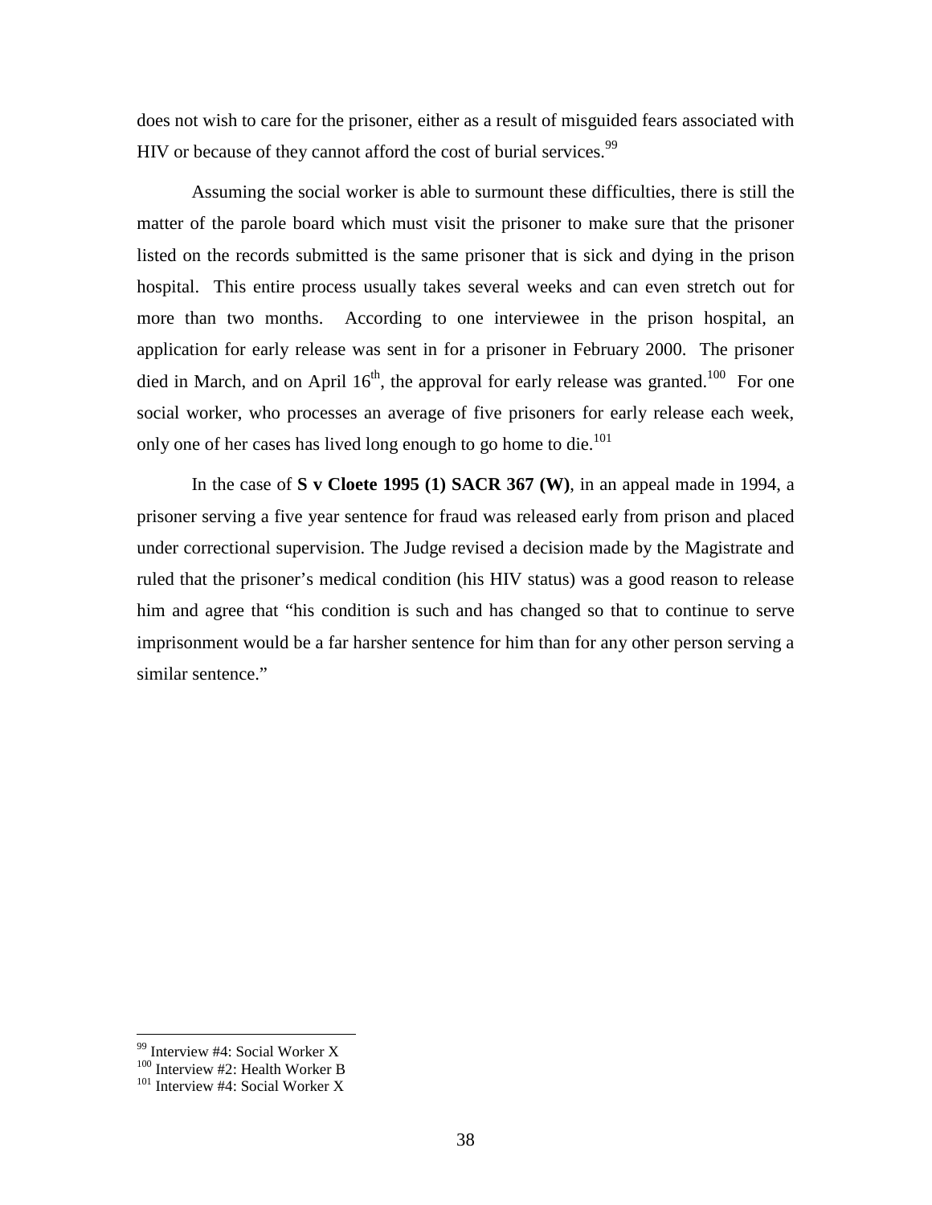does not wish to care for the prisoner, either as a result of misguided fears associated with HIV or because of they cannot afford the cost of burial services.[99]

Assuming the social worker is able to surmount these difficulties, there is still the matter of the parole board which must visit the prisoner to make sure that the prisoner listed on the records submitted is the same prisoner that is sick and dying in the prison hospital. This entire process usually takes several weeks and can even stretch out for more than two months. According to one interviewee in the prison hospital, an application for early release was sent in for a prisoner in February 2000. The prisoner died in March, and on April 16th, the approval for early release was granted.[100] For one social worker, who processes an average of five prisoners for early release each week, only one of her cases has lived long enough to go home to die.[101]

In the case of **S v Cloete 1995 (1) SACR 367 (W)**, in an appeal made in 1994, a prisoner serving a five year sentence for fraud was released early from prison and placed under correctional supervision. The Judge revised a decision made by the Magistrate and ruled that the prisoner's medical condition (his HIV status) was a good reason to release him and agree that "his condition is such and has changed so that to continue to serve imprisonment would be a far harsher sentence for him than for any other person serving a similar sentence."

---

[99] Interview #4: Social Worker X
[100] Interview #2: Health Worker B
[101] Interview #4: Social Worker X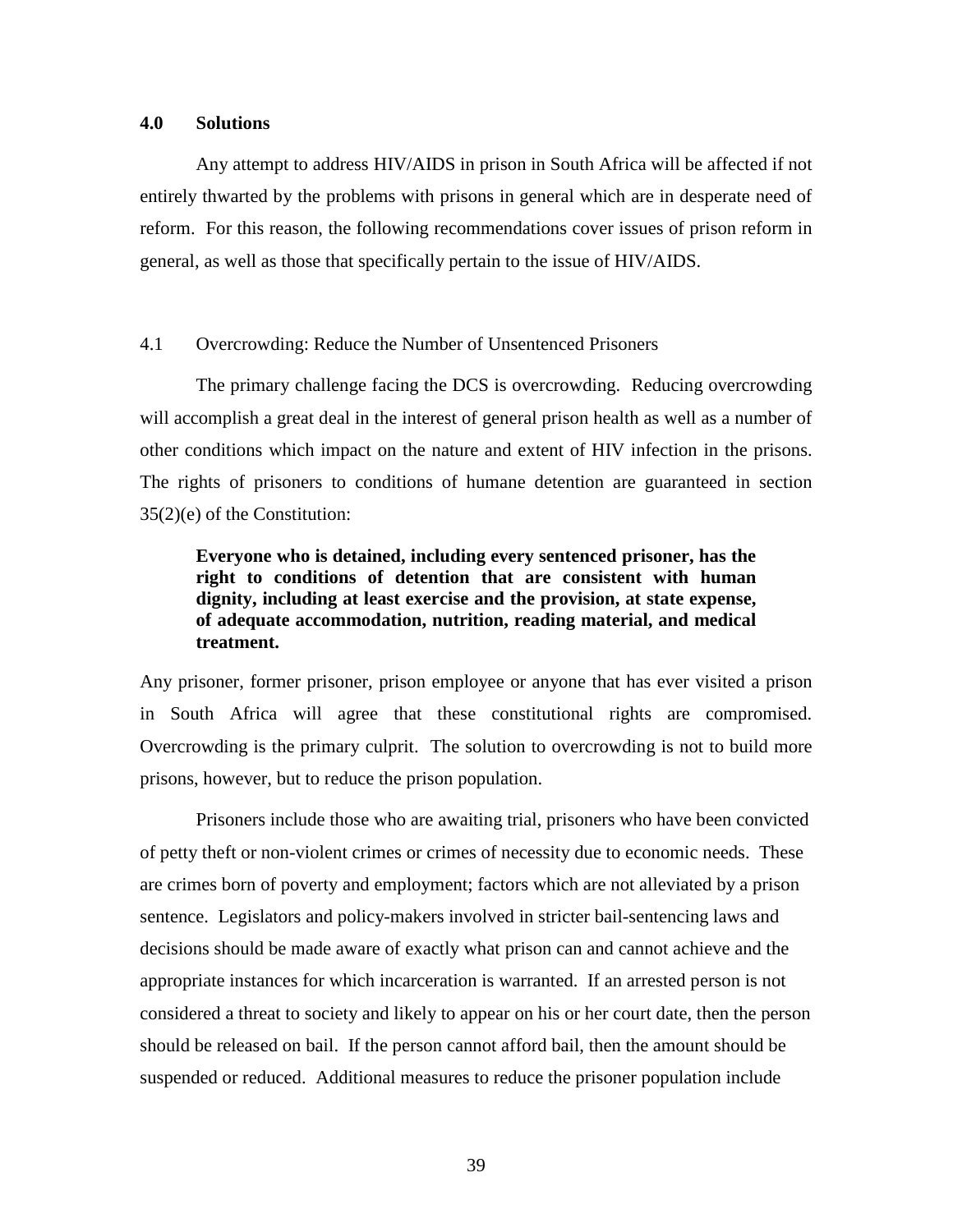## 4.0 Solutions

Any attempt to address HIV/AIDS in prison in South Africa will be affected if not entirely thwarted by the problems with prisons in general which are in desperate need of reform. For this reason, the following recommendations cover issues of prison reform in general, as well as those that specifically pertain to the issue of HIV/AIDS.

### 4.1 Overcrowding: Reduce the Number of Unsentenced Prisoners

The primary challenge facing the DCS is overcrowding. Reducing overcrowding will accomplish a great deal in the interest of general prison health as well as a number of other conditions which impact on the nature and extent of HIV infection in the prisons. The rights of prisoners to conditions of humane detention are guaranteed in section 35(2)(e) of the Constitution:

> **Everyone who is detained, including every sentenced prisoner, has the right to conditions of detention that are consistent with human dignity, including at least exercise and the provision, at state expense, of adequate accommodation, nutrition, reading material, and medical treatment.**

Any prisoner, former prisoner, prison employee or anyone that has ever visited a prison in South Africa will agree that these constitutional rights are compromised. Overcrowding is the primary culprit. The solution to overcrowding is not to build more prisons, however, but to reduce the prison population.

Prisoners include those who are awaiting trial, prisoners who have been convicted of petty theft or non-violent crimes or crimes of necessity due to economic needs. These are crimes born of poverty and employment; factors which are not alleviated by a prison sentence. Legislators and policy-makers involved in stricter bail-sentencing laws and decisions should be made aware of exactly what prison can and cannot achieve and the appropriate instances for which incarceration is warranted. If an arrested person is not considered a threat to society and likely to appear on his or her court date, then the person should be released on bail. If the person cannot afford bail, then the amount should be suspended or reduced. Additional measures to reduce the prisoner population include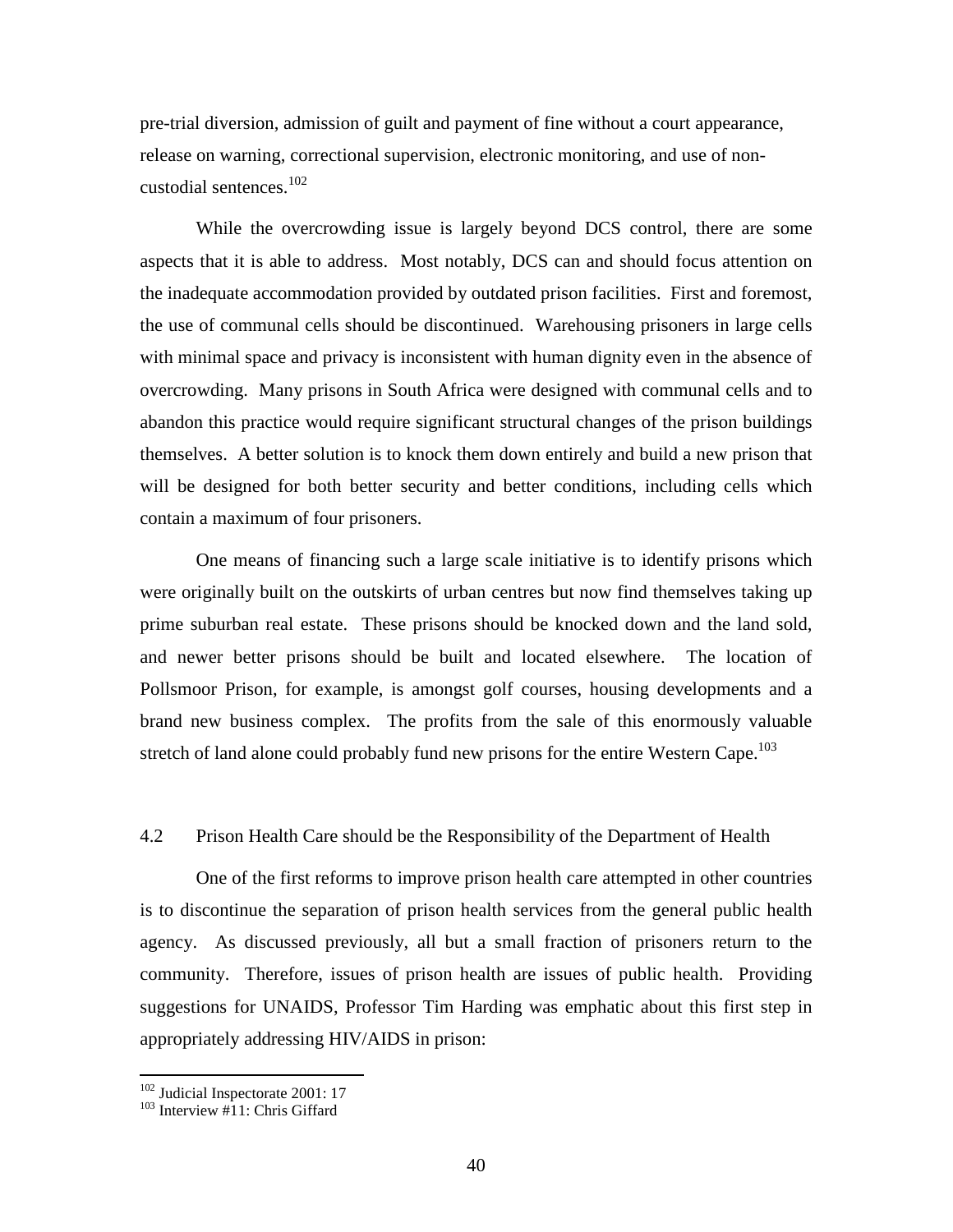pre-trial diversion, admission of guilt and payment of fine without a court appearance, release on warning, correctional supervision, electronic monitoring, and use of non-custodial sentences.[102]

While the overcrowding issue is largely beyond DCS control, there are some aspects that it is able to address. Most notably, DCS can and should focus attention on the inadequate accommodation provided by outdated prison facilities. First and foremost, the use of communal cells should be discontinued. Warehousing prisoners in large cells with minimal space and privacy is inconsistent with human dignity even in the absence of overcrowding. Many prisons in South Africa were designed with communal cells and to abandon this practice would require significant structural changes of the prison buildings themselves. A better solution is to knock them down entirely and build a new prison that will be designed for both better security and better conditions, including cells which contain a maximum of four prisoners.

One means of financing such a large scale initiative is to identify prisons which were originally built on the outskirts of urban centres but now find themselves taking up prime suburban real estate. These prisons should be knocked down and the land sold, and newer better prisons should be built and located elsewhere. The location of Pollsmoor Prison, for example, is amongst golf courses, housing developments and a brand new business complex. The profits from the sale of this enormously valuable stretch of land alone could probably fund new prisons for the entire Western Cape.[103]

### 4.2 Prison Health Care should be the Responsibility of the Department of Health

One of the first reforms to improve prison health care attempted in other countries is to discontinue the separation of prison health services from the general public health agency. As discussed previously, all but a small fraction of prisoners return to the community. Therefore, issues of prison health are issues of public health. Providing suggestions for UNAIDS, Professor Tim Harding was emphatic about this first step in appropriately addressing HIV/AIDS in prison:

---

[102] Judicial Inspectorate 2001: 17

[103] Interview #11: Chris Giffard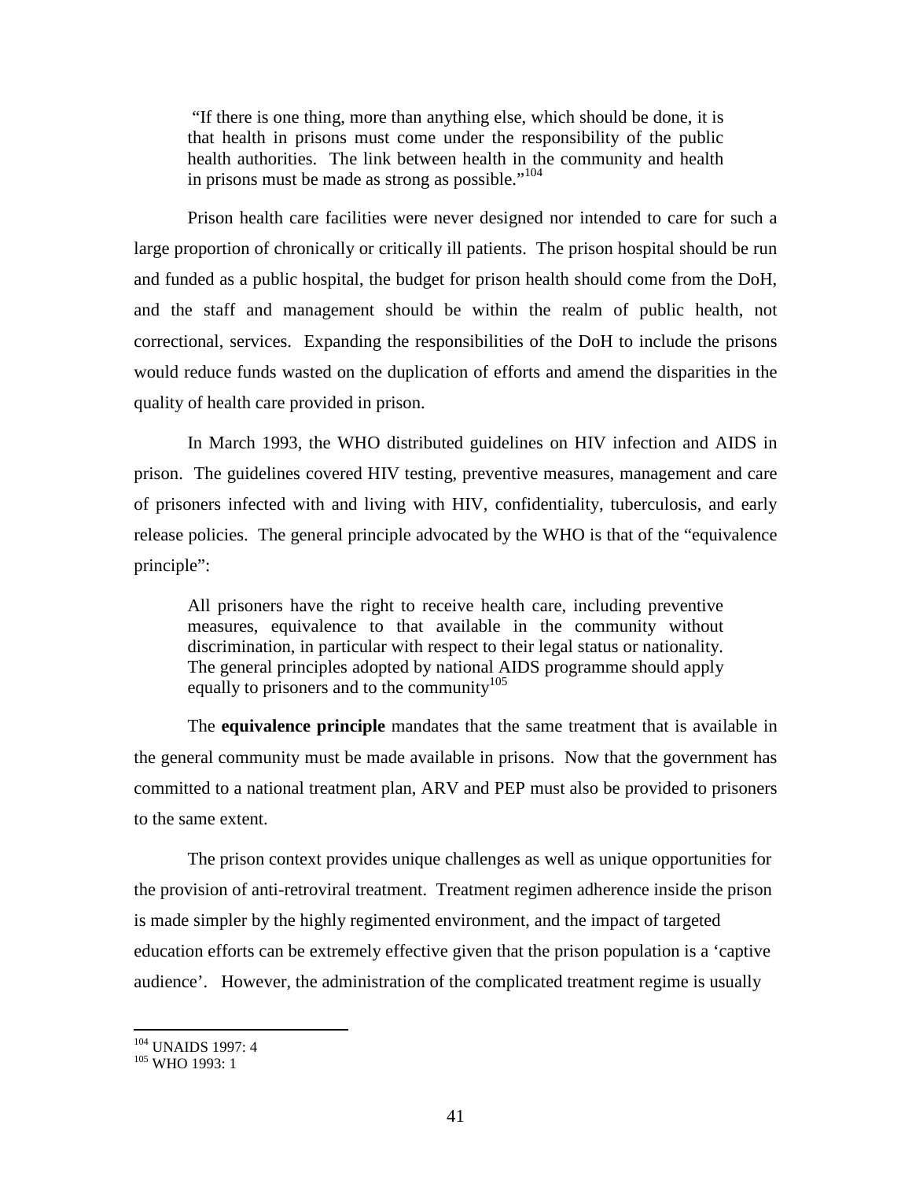> "If there is one thing, more than anything else, which should be done, it is that health in prisons must come under the responsibility of the public health authorities. The link between health in the community and health in prisons must be made as strong as possible."[104]

Prison health care facilities were never designed nor intended to care for such a large proportion of chronically or critically ill patients. The prison hospital should be run and funded as a public hospital, the budget for prison health should come from the DoH, and the staff and management should be within the realm of public health, not correctional, services. Expanding the responsibilities of the DoH to include the prisons would reduce funds wasted on the duplication of efforts and amend the disparities in the quality of health care provided in prison.

In March 1993, the WHO distributed guidelines on HIV infection and AIDS in prison. The guidelines covered HIV testing, preventive measures, management and care of prisoners infected with and living with HIV, confidentiality, tuberculosis, and early release policies. The general principle advocated by the WHO is that of the "equivalence principle":

> All prisoners have the right to receive health care, including preventive measures, equivalence to that available in the community without discrimination, in particular with respect to their legal status or nationality. The general principles adopted by national AIDS programme should apply equally to prisoners and to the community[105]

The **equivalence principle** mandates that the same treatment that is available in the general community must be made available in prisons. Now that the government has committed to a national treatment plan, ARV and PEP must also be provided to prisoners to the same extent.

The prison context provides unique challenges as well as unique opportunities for the provision of anti-retroviral treatment. Treatment regimen adherence inside the prison is made simpler by the highly regimented environment, and the impact of targeted education efforts can be extremely effective given that the prison population is a 'captive audience'. However, the administration of the complicated treatment regime is usually

---

[104] UNAIDS 1997: 4

[105] WHO 1993: 1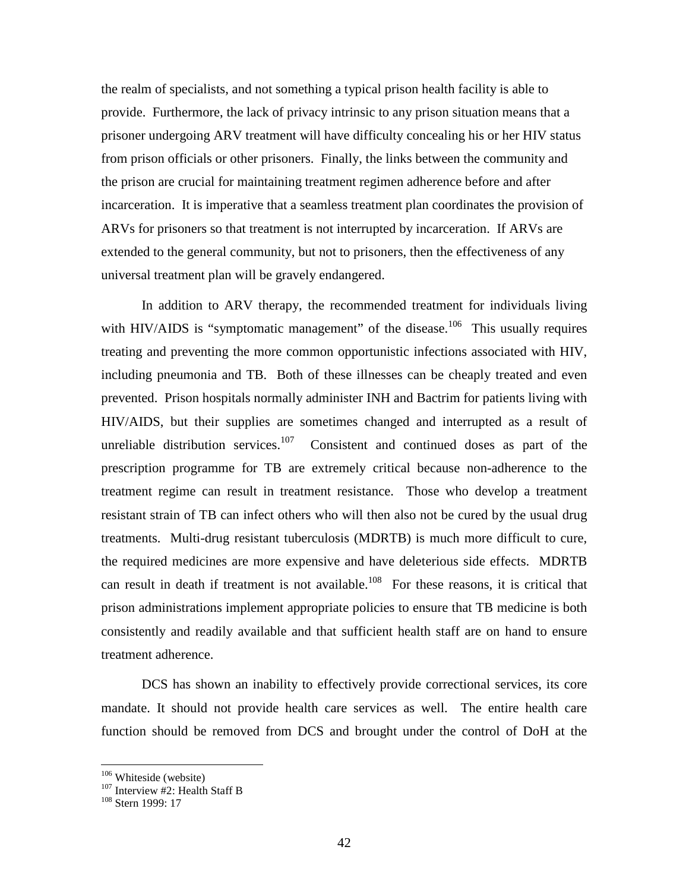the realm of specialists, and not something a typical prison health facility is able to provide. Furthermore, the lack of privacy intrinsic to any prison situation means that a prisoner undergoing ARV treatment will have difficulty concealing his or her HIV status from prison officials or other prisoners. Finally, the links between the community and the prison are crucial for maintaining treatment regimen adherence before and after incarceration. It is imperative that a seamless treatment plan coordinates the provision of ARVs for prisoners so that treatment is not interrupted by incarceration. If ARVs are extended to the general community, but not to prisoners, then the effectiveness of any universal treatment plan will be gravely endangered.

In addition to ARV therapy, the recommended treatment for individuals living with HIV/AIDS is "symptomatic management" of the disease.[106] This usually requires treating and preventing the more common opportunistic infections associated with HIV, including pneumonia and TB. Both of these illnesses can be cheaply treated and even prevented. Prison hospitals normally administer INH and Bactrim for patients living with HIV/AIDS, but their supplies are sometimes changed and interrupted as a result of unreliable distribution services.[107] Consistent and continued doses as part of the prescription programme for TB are extremely critical because non-adherence to the treatment regime can result in treatment resistance. Those who develop a treatment resistant strain of TB can infect others who will then also not be cured by the usual drug treatments. Multi-drug resistant tuberculosis (MDRTB) is much more difficult to cure, the required medicines are more expensive and have deleterious side effects. MDRTB can result in death if treatment is not available.[108] For these reasons, it is critical that prison administrations implement appropriate policies to ensure that TB medicine is both consistently and readily available and that sufficient health staff are on hand to ensure treatment adherence.

DCS has shown an inability to effectively provide correctional services, its core mandate. It should not provide health care services as well. The entire health care function should be removed from DCS and brought under the control of DoH at the

[106] Whiteside (website)
[107] Interview #2: Health Staff B
[108] Stern 1999: 17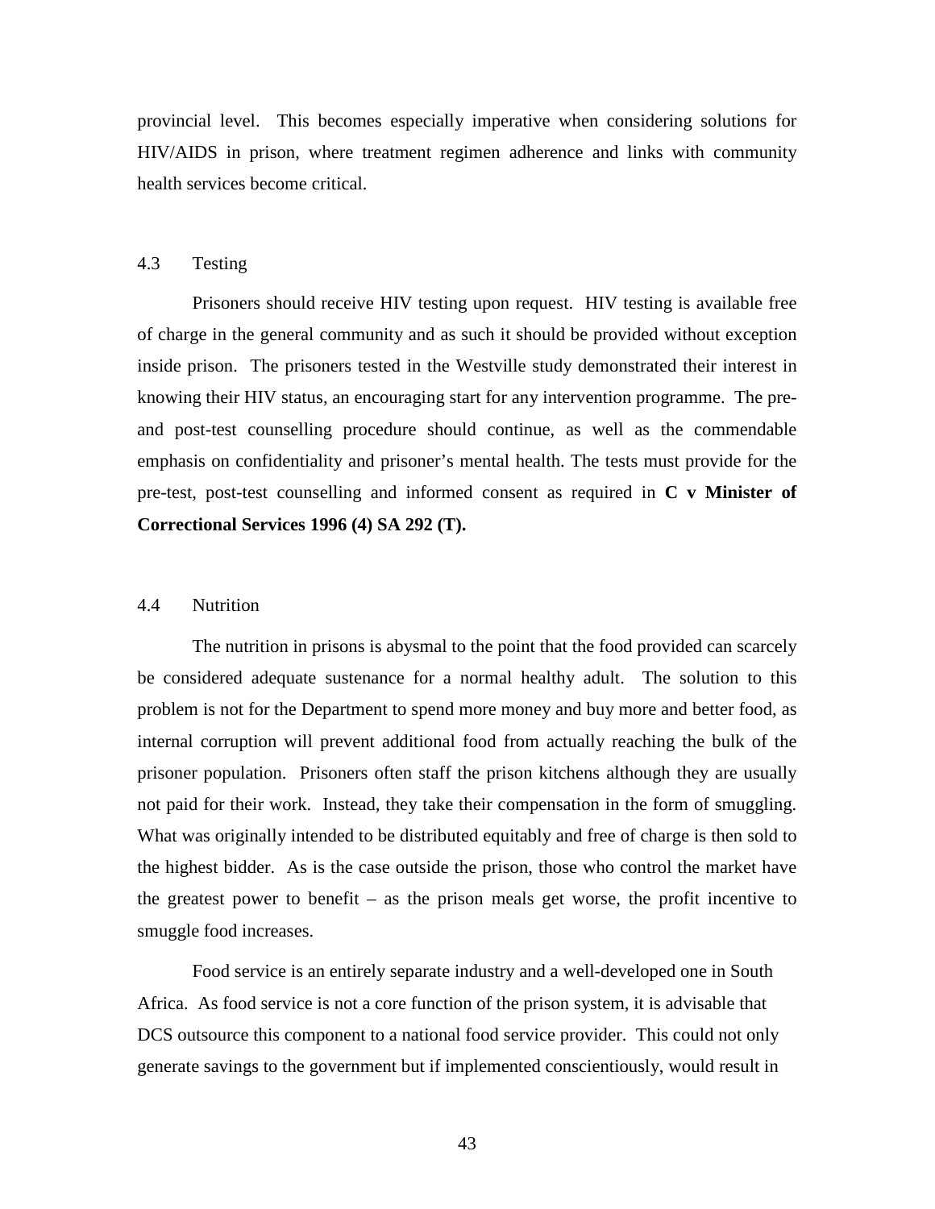provincial level. This becomes especially imperative when considering solutions for HIV/AIDS in prison, where treatment regimen adherence and links with community health services become critical.

### 4.3 Testing

Prisoners should receive HIV testing upon request. HIV testing is available free of charge in the general community and as such it should be provided without exception inside prison. The prisoners tested in the Westville study demonstrated their interest in knowing their HIV status, an encouraging start for any intervention programme. The pre- and post-test counselling procedure should continue, as well as the commendable emphasis on confidentiality and prisoner's mental health. The tests must provide for the pre-test, post-test counselling and informed consent as required in **C v Minister of Correctional Services 1996 (4) SA 292 (T).**

### 4.4 Nutrition

The nutrition in prisons is abysmal to the point that the food provided can scarcely be considered adequate sustenance for a normal healthy adult. The solution to this problem is not for the Department to spend more money and buy more and better food, as internal corruption will prevent additional food from actually reaching the bulk of the prisoner population. Prisoners often staff the prison kitchens although they are usually not paid for their work. Instead, they take their compensation in the form of smuggling. What was originally intended to be distributed equitably and free of charge is then sold to the highest bidder. As is the case outside the prison, those who control the market have the greatest power to benefit – as the prison meals get worse, the profit incentive to smuggle food increases.

Food service is an entirely separate industry and a well-developed one in South Africa. As food service is not a core function of the prison system, it is advisable that DCS outsource this component to a national food service provider. This could not only generate savings to the government but if implemented conscientiously, would result in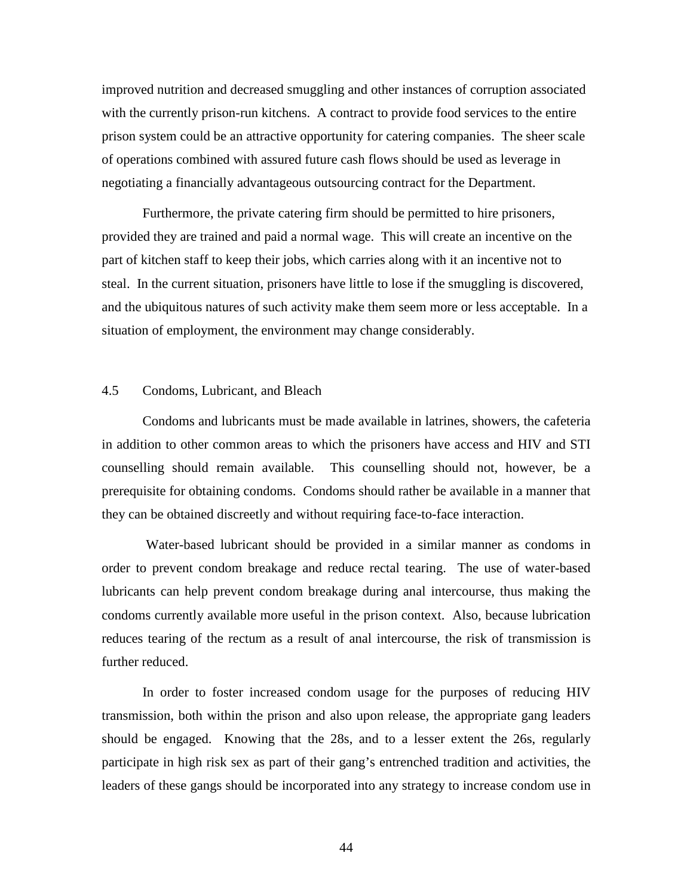improved nutrition and decreased smuggling and other instances of corruption associated with the currently prison-run kitchens. A contract to provide food services to the entire prison system could be an attractive opportunity for catering companies. The sheer scale of operations combined with assured future cash flows should be used as leverage in negotiating a financially advantageous outsourcing contract for the Department.

Furthermore, the private catering firm should be permitted to hire prisoners, provided they are trained and paid a normal wage. This will create an incentive on the part of kitchen staff to keep their jobs, which carries along with it an incentive not to steal. In the current situation, prisoners have little to lose if the smuggling is discovered, and the ubiquitous natures of such activity make them seem more or less acceptable. In a situation of employment, the environment may change considerably.

### 4.5 Condoms, Lubricant, and Bleach

Condoms and lubricants must be made available in latrines, showers, the cafeteria in addition to other common areas to which the prisoners have access and HIV and STI counselling should remain available. This counselling should not, however, be a prerequisite for obtaining condoms. Condoms should rather be available in a manner that they can be obtained discreetly and without requiring face-to-face interaction.

Water-based lubricant should be provided in a similar manner as condoms in order to prevent condom breakage and reduce rectal tearing. The use of water-based lubricants can help prevent condom breakage during anal intercourse, thus making the condoms currently available more useful in the prison context. Also, because lubrication reduces tearing of the rectum as a result of anal intercourse, the risk of transmission is further reduced.

In order to foster increased condom usage for the purposes of reducing HIV transmission, both within the prison and also upon release, the appropriate gang leaders should be engaged. Knowing that the 28s, and to a lesser extent the 26s, regularly participate in high risk sex as part of their gang's entrenched tradition and activities, the leaders of these gangs should be incorporated into any strategy to increase condom use in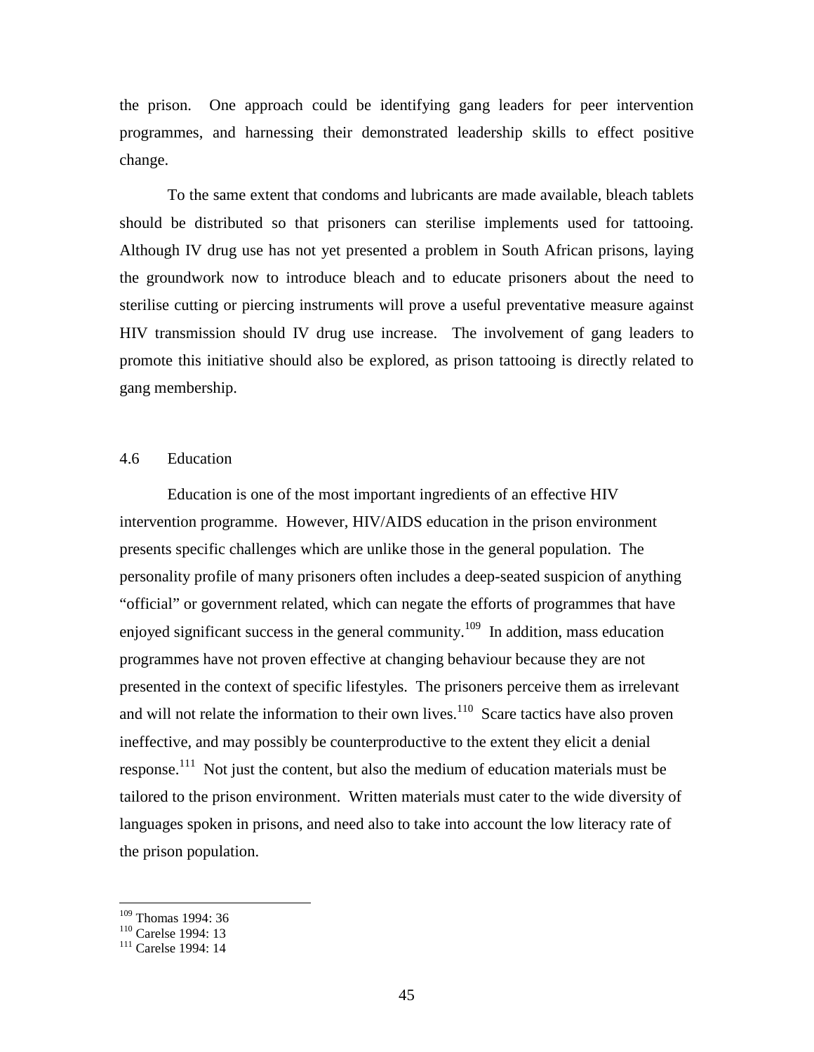the prison. One approach could be identifying gang leaders for peer intervention programmes, and harnessing their demonstrated leadership skills to effect positive change.

To the same extent that condoms and lubricants are made available, bleach tablets should be distributed so that prisoners can sterilise implements used for tattooing. Although IV drug use has not yet presented a problem in South African prisons, laying the groundwork now to introduce bleach and to educate prisoners about the need to sterilise cutting or piercing instruments will prove a useful preventative measure against HIV transmission should IV drug use increase. The involvement of gang leaders to promote this initiative should also be explored, as prison tattooing is directly related to gang membership.

## 4.6 Education

Education is one of the most important ingredients of an effective HIV intervention programme. However, HIV/AIDS education in the prison environment presents specific challenges which are unlike those in the general population. The personality profile of many prisoners often includes a deep-seated suspicion of anything "official" or government related, which can negate the efforts of programmes that have enjoyed significant success in the general community.[109] In addition, mass education programmes have not proven effective at changing behaviour because they are not presented in the context of specific lifestyles. The prisoners perceive them as irrelevant and will not relate the information to their own lives.[110] Scare tactics have also proven ineffective, and may possibly be counterproductive to the extent they elicit a denial response.[111] Not just the content, but also the medium of education materials must be tailored to the prison environment. Written materials must cater to the wide diversity of languages spoken in prisons, and need also to take into account the low literacy rate of the prison population.

[109] Thomas 1994: 36
[110] Carelse 1994: 13
[111] Carelse 1994: 14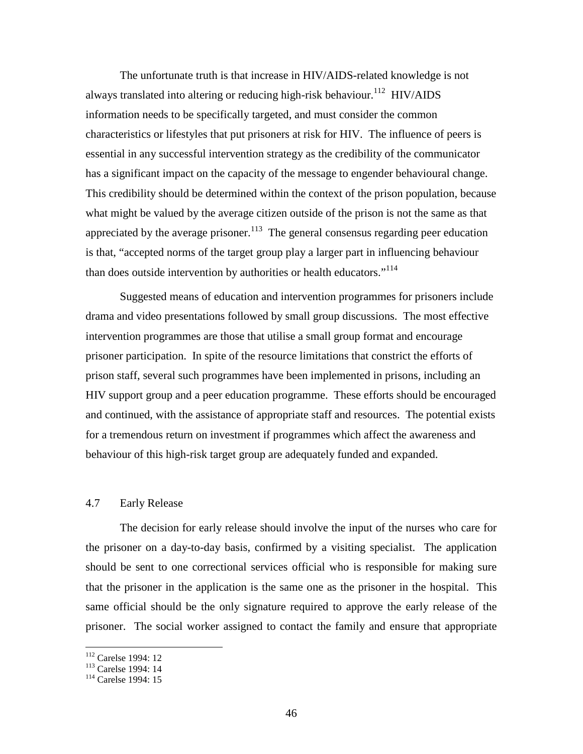The unfortunate truth is that increase in HIV/AIDS-related knowledge is not always translated into altering or reducing high-risk behaviour.[112] HIV/AIDS information needs to be specifically targeted, and must consider the common characteristics or lifestyles that put prisoners at risk for HIV. The influence of peers is essential in any successful intervention strategy as the credibility of the communicator has a significant impact on the capacity of the message to engender behavioural change. This credibility should be determined within the context of the prison population, because what might be valued by the average citizen outside of the prison is not the same as that appreciated by the average prisoner.[113] The general consensus regarding peer education is that, "accepted norms of the target group play a larger part in influencing behaviour than does outside intervention by authorities or health educators."[114]

Suggested means of education and intervention programmes for prisoners include drama and video presentations followed by small group discussions. The most effective intervention programmes are those that utilise a small group format and encourage prisoner participation. In spite of the resource limitations that constrict the efforts of prison staff, several such programmes have been implemented in prisons, including an HIV support group and a peer education programme. These efforts should be encouraged and continued, with the assistance of appropriate staff and resources. The potential exists for a tremendous return on investment if programmes which affect the awareness and behaviour of this high-risk target group are adequately funded and expanded.

### 4.7 Early Release

The decision for early release should involve the input of the nurses who care for the prisoner on a day-to-day basis, confirmed by a visiting specialist. The application should be sent to one correctional services official who is responsible for making sure that the prisoner in the application is the same one as the prisoner in the hospital. This same official should be the only signature required to approve the early release of the prisoner. The social worker assigned to contact the family and ensure that appropriate

---

[112] Carelse 1994: 12
[113] Carelse 1994: 14
[114] Carelse 1994: 15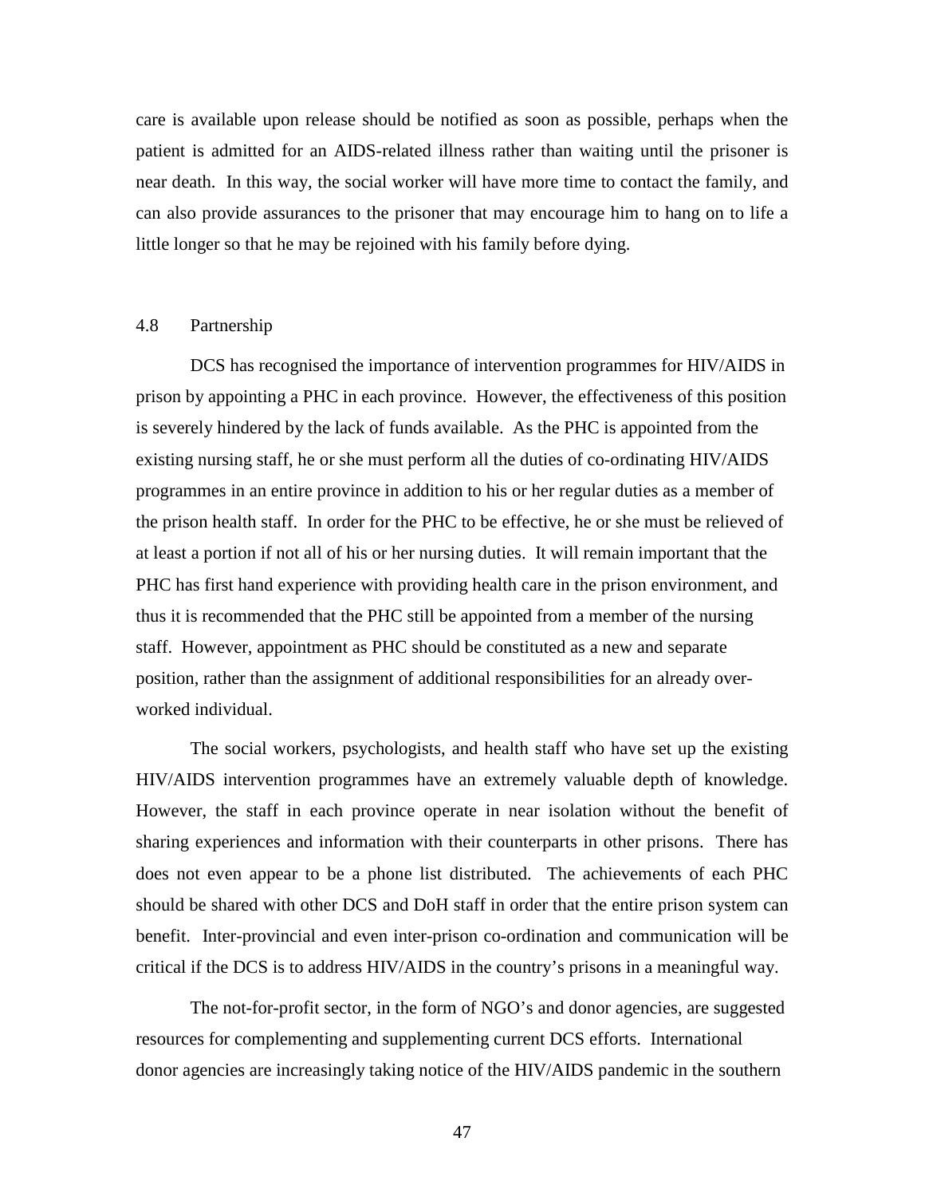care is available upon release should be notified as soon as possible, perhaps when the patient is admitted for an AIDS-related illness rather than waiting until the prisoner is near death. In this way, the social worker will have more time to contact the family, and can also provide assurances to the prisoner that may encourage him to hang on to life a little longer so that he may be rejoined with his family before dying.

## 4.8 Partnership

DCS has recognised the importance of intervention programmes for HIV/AIDS in prison by appointing a PHC in each province. However, the effectiveness of this position is severely hindered by the lack of funds available. As the PHC is appointed from the existing nursing staff, he or she must perform all the duties of co-ordinating HIV/AIDS programmes in an entire province in addition to his or her regular duties as a member of the prison health staff. In order for the PHC to be effective, he or she must be relieved of at least a portion if not all of his or her nursing duties. It will remain important that the PHC has first hand experience with providing health care in the prison environment, and thus it is recommended that the PHC still be appointed from a member of the nursing staff. However, appointment as PHC should be constituted as a new and separate position, rather than the assignment of additional responsibilities for an already over-worked individual.

The social workers, psychologists, and health staff who have set up the existing HIV/AIDS intervention programmes have an extremely valuable depth of knowledge. However, the staff in each province operate in near isolation without the benefit of sharing experiences and information with their counterparts in other prisons. There has does not even appear to be a phone list distributed. The achievements of each PHC should be shared with other DCS and DoH staff in order that the entire prison system can benefit. Inter-provincial and even inter-prison co-ordination and communication will be critical if the DCS is to address HIV/AIDS in the country's prisons in a meaningful way.

The not-for-profit sector, in the form of NGO's and donor agencies, are suggested resources for complementing and supplementing current DCS efforts. International donor agencies are increasingly taking notice of the HIV/AIDS pandemic in the southern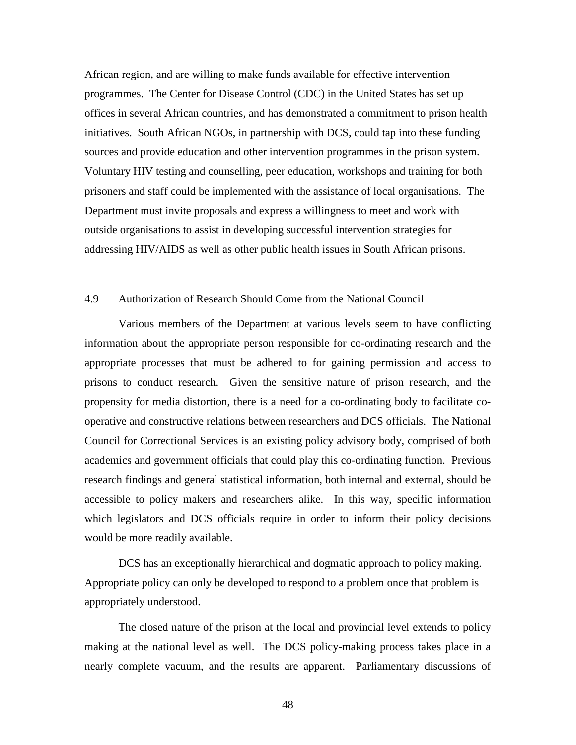African region, and are willing to make funds available for effective intervention programmes. The Center for Disease Control (CDC) in the United States has set up offices in several African countries, and has demonstrated a commitment to prison health initiatives. South African NGOs, in partnership with DCS, could tap into these funding sources and provide education and other intervention programmes in the prison system. Voluntary HIV testing and counselling, peer education, workshops and training for both prisoners and staff could be implemented with the assistance of local organisations. The Department must invite proposals and express a willingness to meet and work with outside organisations to assist in developing successful intervention strategies for addressing HIV/AIDS as well as other public health issues in South African prisons.

### 4.9 Authorization of Research Should Come from the National Council

Various members of the Department at various levels seem to have conflicting information about the appropriate person responsible for co-ordinating research and the appropriate processes that must be adhered to for gaining permission and access to prisons to conduct research. Given the sensitive nature of prison research, and the propensity for media distortion, there is a need for a co-ordinating body to facilitate co-operative and constructive relations between researchers and DCS officials. The National Council for Correctional Services is an existing policy advisory body, comprised of both academics and government officials that could play this co-ordinating function. Previous research findings and general statistical information, both internal and external, should be accessible to policy makers and researchers alike. In this way, specific information which legislators and DCS officials require in order to inform their policy decisions would be more readily available.

DCS has an exceptionally hierarchical and dogmatic approach to policy making. Appropriate policy can only be developed to respond to a problem once that problem is appropriately understood.

The closed nature of the prison at the local and provincial level extends to policy making at the national level as well. The DCS policy-making process takes place in a nearly complete vacuum, and the results are apparent. Parliamentary discussions of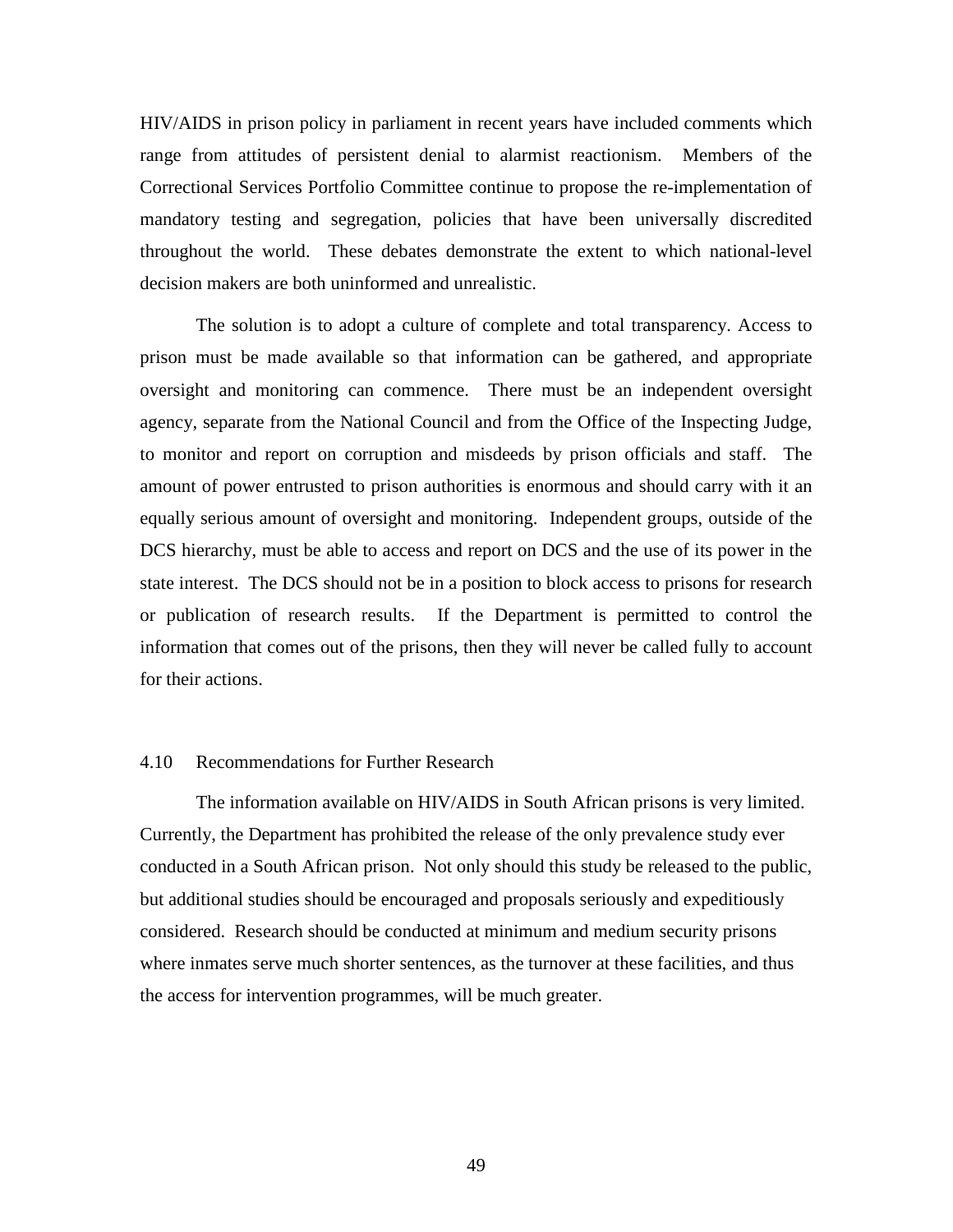HIV/AIDS in prison policy in parliament in recent years have included comments which range from attitudes of persistent denial to alarmist reactionism. Members of the Correctional Services Portfolio Committee continue to propose the re-implementation of mandatory testing and segregation, policies that have been universally discredited throughout the world. These debates demonstrate the extent to which national-level decision makers are both uninformed and unrealistic.

The solution is to adopt a culture of complete and total transparency. Access to prison must be made available so that information can be gathered, and appropriate oversight and monitoring can commence. There must be an independent oversight agency, separate from the National Council and from the Office of the Inspecting Judge, to monitor and report on corruption and misdeeds by prison officials and staff. The amount of power entrusted to prison authorities is enormous and should carry with it an equally serious amount of oversight and monitoring. Independent groups, outside of the DCS hierarchy, must be able to access and report on DCS and the use of its power in the state interest. The DCS should not be in a position to block access to prisons for research or publication of research results. If the Department is permitted to control the information that comes out of the prisons, then they will never be called fully to account for their actions.

## 4.10 Recommendations for Further Research

The information available on HIV/AIDS in South African prisons is very limited. Currently, the Department has prohibited the release of the only prevalence study ever conducted in a South African prison. Not only should this study be released to the public, but additional studies should be encouraged and proposals seriously and expeditiously considered. Research should be conducted at minimum and medium security prisons where inmates serve much shorter sentences, as the turnover at these facilities, and thus the access for intervention programmes, will be much greater.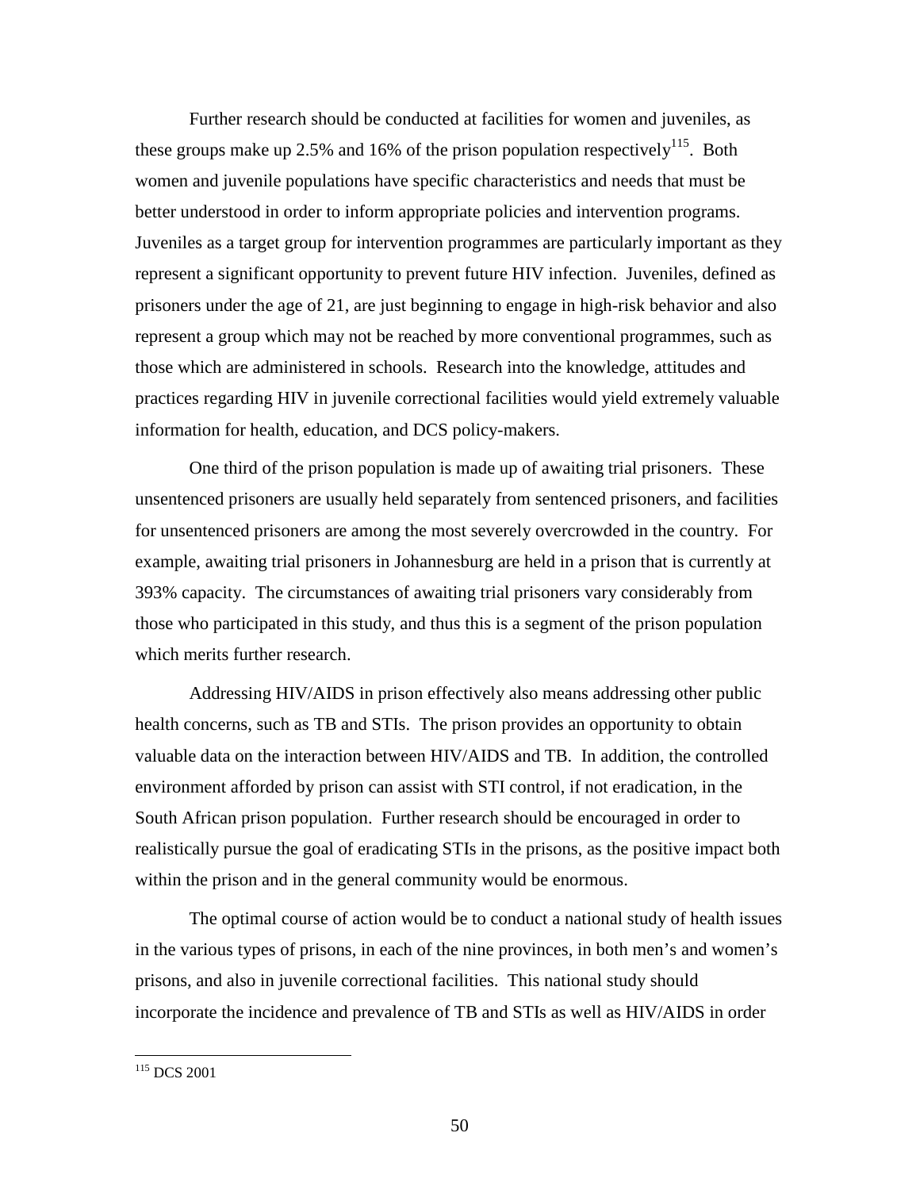Further research should be conducted at facilities for women and juveniles, as these groups make up 2.5% and 16% of the prison population respectively[115]. Both women and juvenile populations have specific characteristics and needs that must be better understood in order to inform appropriate policies and intervention programs. Juveniles as a target group for intervention programmes are particularly important as they represent a significant opportunity to prevent future HIV infection. Juveniles, defined as prisoners under the age of 21, are just beginning to engage in high-risk behavior and also represent a group which may not be reached by more conventional programmes, such as those which are administered in schools. Research into the knowledge, attitudes and practices regarding HIV in juvenile correctional facilities would yield extremely valuable information for health, education, and DCS policy-makers.

One third of the prison population is made up of awaiting trial prisoners. These unsentenced prisoners are usually held separately from sentenced prisoners, and facilities for unsentenced prisoners are among the most severely overcrowded in the country. For example, awaiting trial prisoners in Johannesburg are held in a prison that is currently at 393% capacity. The circumstances of awaiting trial prisoners vary considerably from those who participated in this study, and thus this is a segment of the prison population which merits further research.

Addressing HIV/AIDS in prison effectively also means addressing other public health concerns, such as TB and STIs. The prison provides an opportunity to obtain valuable data on the interaction between HIV/AIDS and TB. In addition, the controlled environment afforded by prison can assist with STI control, if not eradication, in the South African prison population. Further research should be encouraged in order to realistically pursue the goal of eradicating STIs in the prisons, as the positive impact both within the prison and in the general community would be enormous.

The optimal course of action would be to conduct a national study of health issues in the various types of prisons, in each of the nine provinces, in both men's and women's prisons, and also in juvenile correctional facilities. This national study should incorporate the incidence and prevalence of TB and STIs as well as HIV/AIDS in order

[115] DCS 2001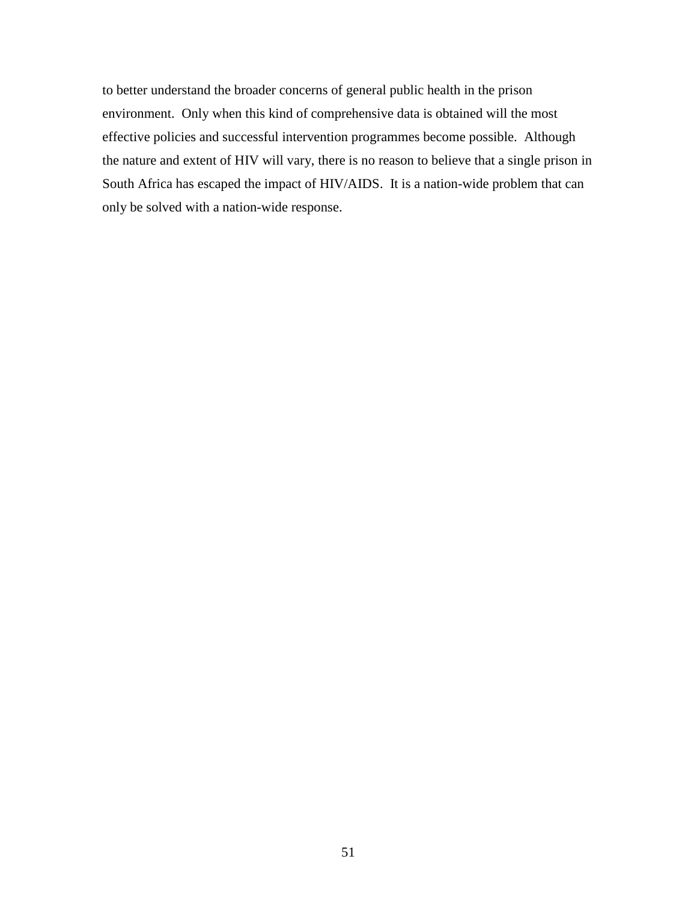to better understand the broader concerns of general public health in the prison environment. Only when this kind of comprehensive data is obtained will the most effective policies and successful intervention programmes become possible. Although the nature and extent of HIV will vary, there is no reason to believe that a single prison in South Africa has escaped the impact of HIV/AIDS. It is a nation-wide problem that can only be solved with a nation-wide response.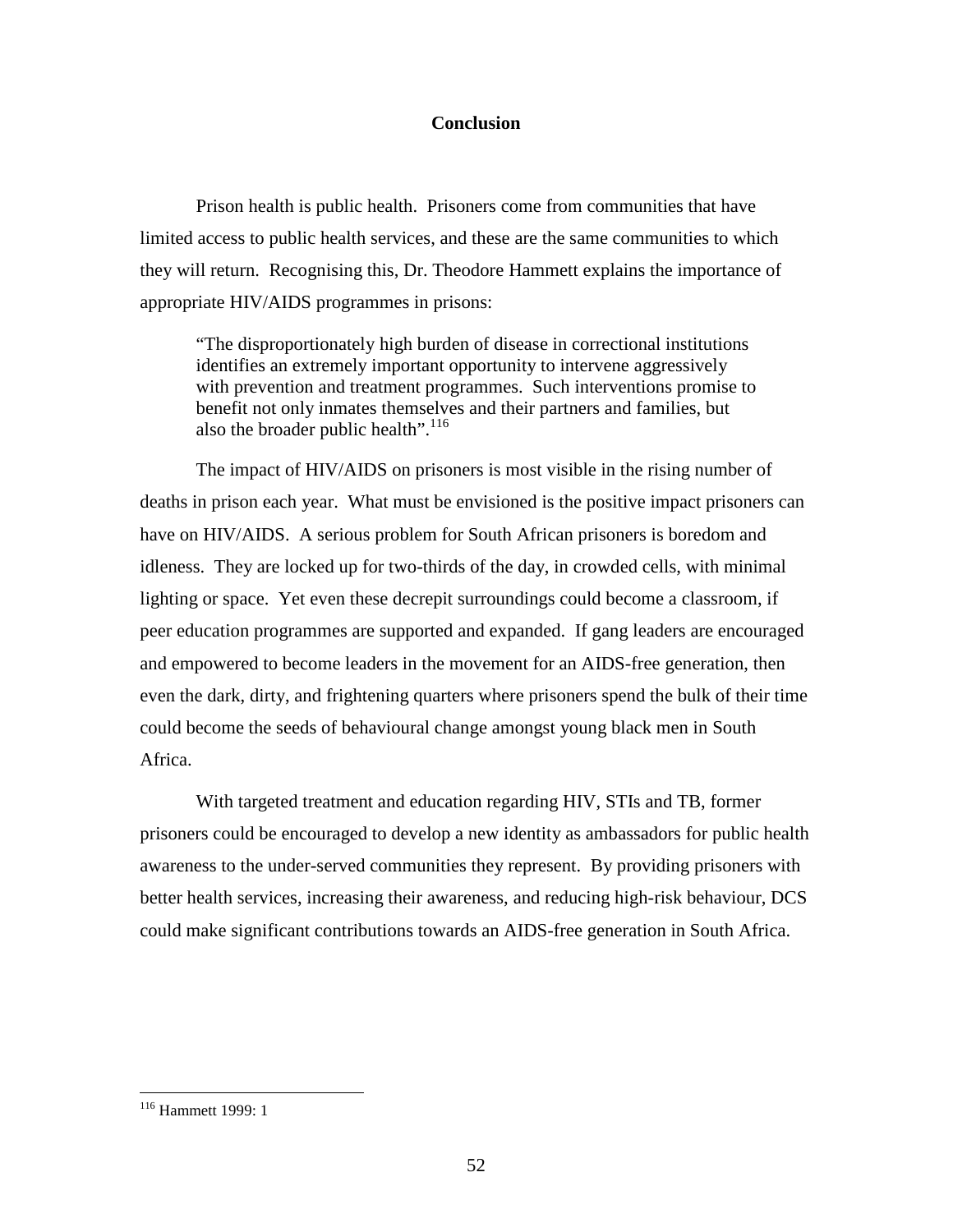## Conclusion

Prison health is public health. Prisoners come from communities that have limited access to public health services, and these are the same communities to which they will return. Recognising this, Dr. Theodore Hammett explains the importance of appropriate HIV/AIDS programmes in prisons:

> "The disproportionately high burden of disease in correctional institutions identifies an extremely important opportunity to intervene aggressively with prevention and treatment programmes. Such interventions promise to benefit not only inmates themselves and their partners and families, but also the broader public health".[116]

The impact of HIV/AIDS on prisoners is most visible in the rising number of deaths in prison each year. What must be envisioned is the positive impact prisoners can have on HIV/AIDS. A serious problem for South African prisoners is boredom and idleness. They are locked up for two-thirds of the day, in crowded cells, with minimal lighting or space. Yet even these decrepit surroundings could become a classroom, if peer education programmes are supported and expanded. If gang leaders are encouraged and empowered to become leaders in the movement for an AIDS-free generation, then even the dark, dirty, and frightening quarters where prisoners spend the bulk of their time could become the seeds of behavioural change amongst young black men in South Africa.

With targeted treatment and education regarding HIV, STIs and TB, former prisoners could be encouraged to develop a new identity as ambassadors for public health awareness to the under-served communities they represent. By providing prisoners with better health services, increasing their awareness, and reducing high-risk behaviour, DCS could make significant contributions towards an AIDS-free generation in South Africa.

---

[116] Hammett 1999: 1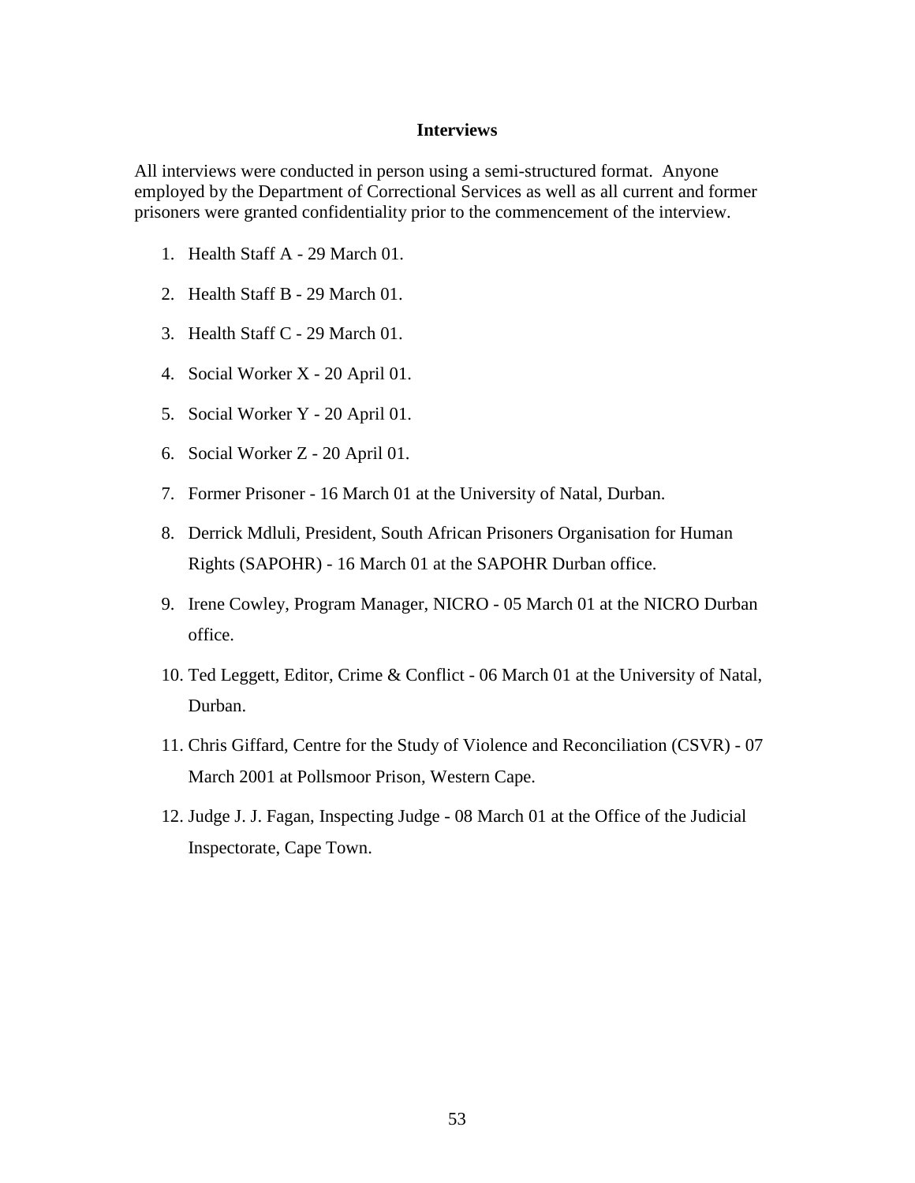## Interviews

All interviews were conducted in person using a semi-structured format. Anyone employed by the Department of Correctional Services as well as all current and former prisoners were granted confidentiality prior to the commencement of the interview.

1. Health Staff A - 29 March 01.
2. Health Staff B - 29 March 01.
3. Health Staff C - 29 March 01.
4. Social Worker X - 20 April 01.
5. Social Worker Y - 20 April 01.
6. Social Worker Z - 20 April 01.
7. Former Prisoner - 16 March 01 at the University of Natal, Durban.
8. Derrick Mdluli, President, South African Prisoners Organisation for Human Rights (SAPOHR) - 16 March 01 at the SAPOHR Durban office.
9. Irene Cowley, Program Manager, NICRO - 05 March 01 at the NICRO Durban office.
10. Ted Leggett, Editor, Crime & Conflict - 06 March 01 at the University of Natal, Durban.
11. Chris Giffard, Centre for the Study of Violence and Reconciliation (CSVR) - 07 March 2001 at Pollsmoor Prison, Western Cape.
12. Judge J. J. Fagan, Inspecting Judge - 08 March 01 at the Office of the Judicial Inspectorate, Cape Town.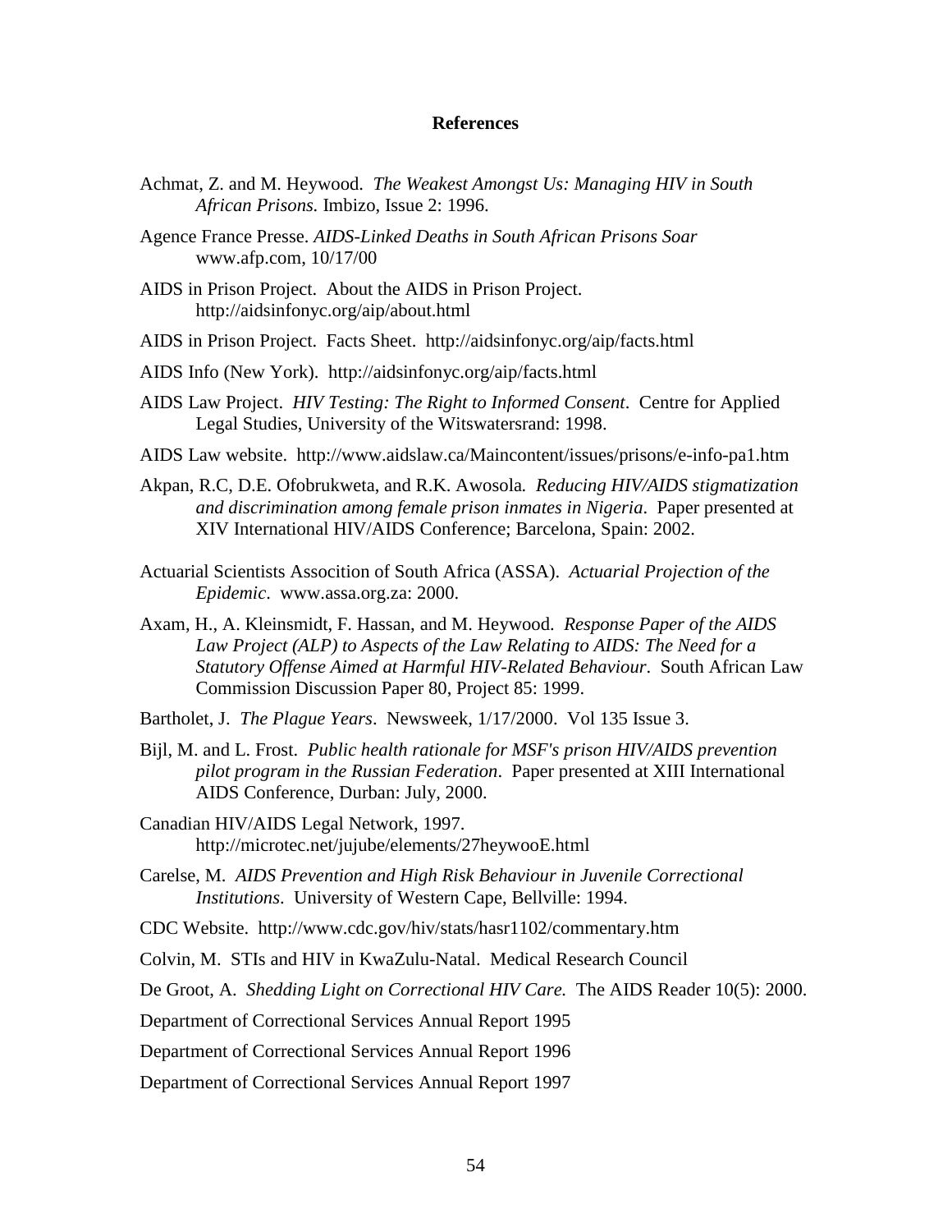## References

Achmat, Z. and M. Heywood. *The Weakest Amongst Us: Managing HIV in South African Prisons.* Imbizo, Issue 2: 1996.

Agence France Presse. *AIDS-Linked Deaths in South African Prisons Soar* www.afp.com, 10/17/00

AIDS in Prison Project. About the AIDS in Prison Project. http://aidsinfonyc.org/aip/about.html

AIDS in Prison Project. Facts Sheet. http://aidsinfonyc.org/aip/facts.html

AIDS Info (New York). http://aidsinfonyc.org/aip/facts.html

AIDS Law Project. *HIV Testing: The Right to Informed Consent*. Centre for Applied Legal Studies, University of the Witswatersrand: 1998.

AIDS Law website. http://www.aidslaw.ca/Maincontent/issues/prisons/e-info-pa1.htm

Akpan, R.C, D.E. Ofobrukweta, and R.K. Awosola. *Reducing HIV/AIDS stigmatization and discrimination among female prison inmates in Nigeria*. Paper presented at XIV International HIV/AIDS Conference; Barcelona, Spain: 2002.

Actuarial Scientists Assocition of South Africa (ASSA). *Actuarial Projection of the Epidemic*. www.assa.org.za: 2000.

Axam, H., A. Kleinsmidt, F. Hassan, and M. Heywood. *Response Paper of the AIDS Law Project (ALP) to Aspects of the Law Relating to AIDS: The Need for a Statutory Offense Aimed at Harmful HIV-Related Behaviour*. South African Law Commission Discussion Paper 80, Project 85: 1999.

Bartholet, J. *The Plague Years*. Newsweek, 1/17/2000. Vol 135 Issue 3.

Bijl, M. and L. Frost. *Public health rationale for MSF's prison HIV/AIDS prevention pilot program in the Russian Federation*. Paper presented at XIII International AIDS Conference, Durban: July, 2000.

Canadian HIV/AIDS Legal Network, 1997. http://microtec.net/jujube/elements/27heywooE.html

Carelse, M. *AIDS Prevention and High Risk Behaviour in Juvenile Correctional Institutions*. University of Western Cape, Bellville: 1994.

CDC Website. http://www.cdc.gov/hiv/stats/hasr1102/commentary.htm

Colvin, M. STIs and HIV in KwaZulu-Natal. Medical Research Council

De Groot, A. *Shedding Light on Correctional HIV Care.* The AIDS Reader 10(5): 2000.

Department of Correctional Services Annual Report 1995

Department of Correctional Services Annual Report 1996

Department of Correctional Services Annual Report 1997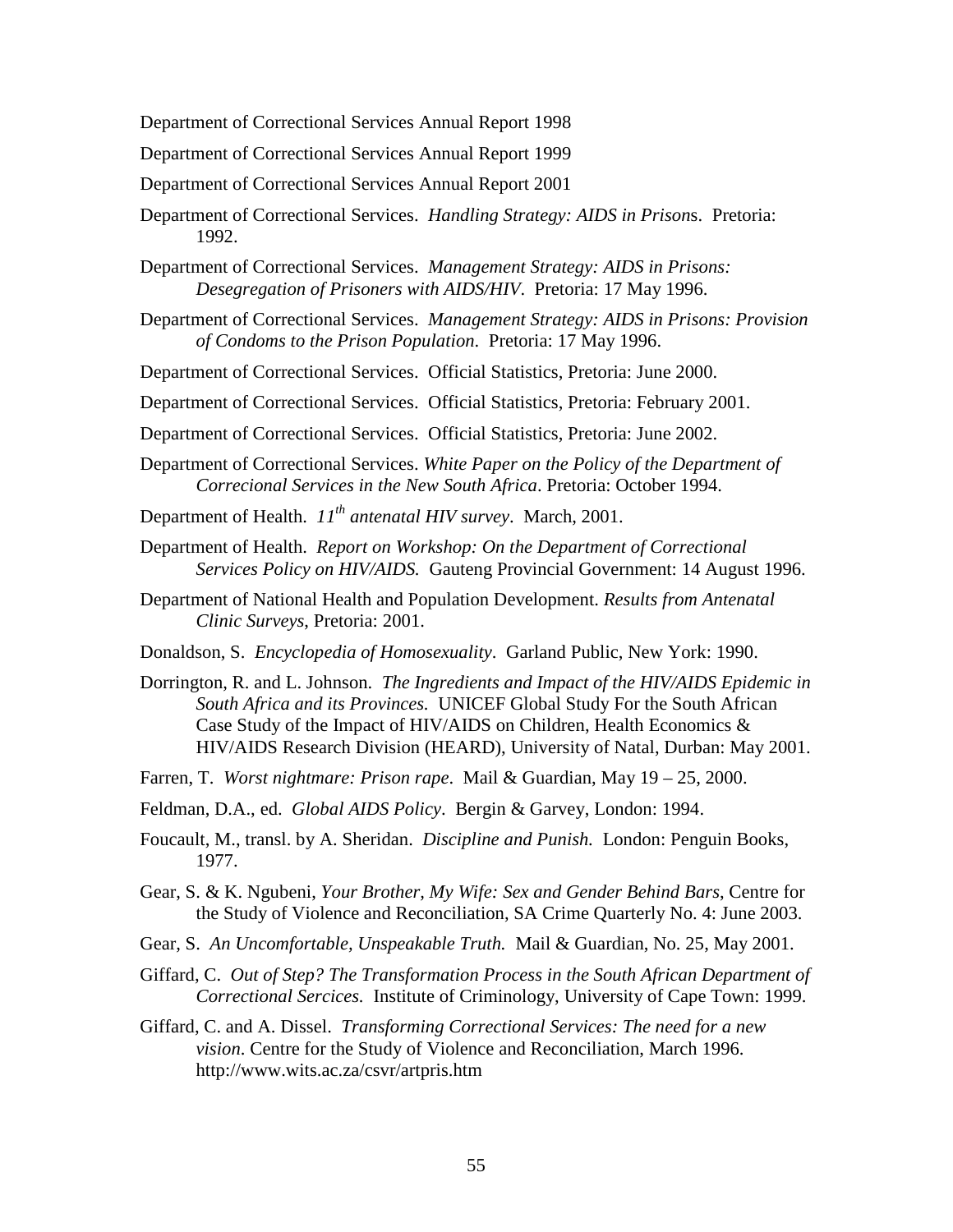Department of Correctional Services Annual Report 1998

Department of Correctional Services Annual Report 1999

Department of Correctional Services Annual Report 2001

Department of Correctional Services. *Handling Strategy: AIDS in Prison*s. Pretoria: 1992.

Department of Correctional Services. *Management Strategy: AIDS in Prisons: Desegregation of Prisoners with AIDS/HIV*. Pretoria: 17 May 1996.

Department of Correctional Services. *Management Strategy: AIDS in Prisons: Provision of Condoms to the Prison Population*. Pretoria: 17 May 1996.

Department of Correctional Services. Official Statistics, Pretoria: June 2000.

Department of Correctional Services. Official Statistics, Pretoria: February 2001.

Department of Correctional Services. Official Statistics, Pretoria: June 2002.

Department of Correctional Services. *White Paper on the Policy of the Department of Correcional Services in the New South Africa*. Pretoria: October 1994.

Department of Health. *11th antenatal HIV survey*. March, 2001.

Department of Health. *Report on Workshop: On the Department of Correctional Services Policy on HIV/AIDS.* Gauteng Provincial Government: 14 August 1996.

Department of National Health and Population Development. *Results from Antenatal Clinic Surveys*, Pretoria: 2001.

Donaldson, S. *Encyclopedia of Homosexuality*. Garland Public, New York: 1990.

Dorrington, R. and L. Johnson. *The Ingredients and Impact of the HIV/AIDS Epidemic in South Africa and its Provinces.* UNICEF Global Study For the South African Case Study of the Impact of HIV/AIDS on Children, Health Economics & HIV/AIDS Research Division (HEARD), University of Natal, Durban: May 2001.

Farren, T. *Worst nightmare: Prison rape*. Mail & Guardian, May 19 – 25, 2000.

Feldman, D.A., ed. *Global AIDS Policy*. Bergin & Garvey, London: 1994.

Foucault, M., transl. by A. Sheridan. *Discipline and Punish.* London: Penguin Books, 1977.

Gear, S. & K. Ngubeni, *Your Brother, My Wife: Sex and Gender Behind Bars*, Centre for the Study of Violence and Reconciliation, SA Crime Quarterly No. 4: June 2003.

Gear, S. *An Uncomfortable, Unspeakable Truth.* Mail & Guardian, No. 25, May 2001.

Giffard, C. *Out of Step? The Transformation Process in the South African Department of Correctional Sercices.* Institute of Criminology, University of Cape Town: 1999.

Giffard, C. and A. Dissel. *Transforming Correctional Services: The need for a new vision.* Centre for the Study of Violence and Reconciliation, March 1996. http://www.wits.ac.za/csvr/artpris.htm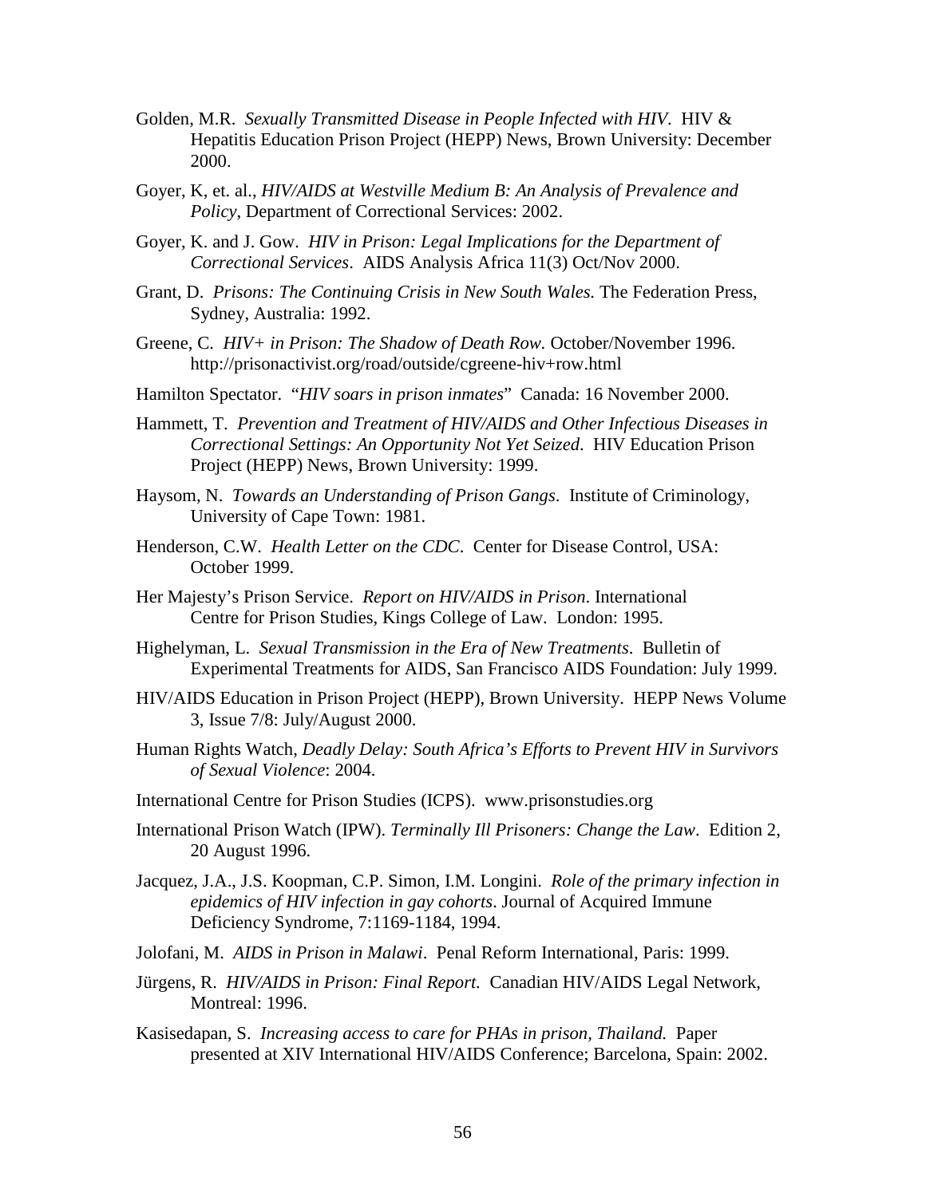Golden, M.R. *Sexually Transmitted Disease in People Infected with HIV*. HIV & Hepatitis Education Prison Project (HEPP) News, Brown University: December 2000.

Goyer, K, et. al., *HIV/AIDS at Westville Medium B: An Analysis of Prevalence and Policy*, Department of Correctional Services: 2002.

Goyer, K. and J. Gow. *HIV in Prison: Legal Implications for the Department of Correctional Services*. AIDS Analysis Africa 11(3) Oct/Nov 2000.

Grant, D. *Prisons: The Continuing Crisis in New South Wales.* The Federation Press, Sydney, Australia: 1992.

Greene, C. *HIV+ in Prison: The Shadow of Death Row.* October/November 1996. http://prisonactivist.org/road/outside/cgreene-hiv+row.html

Hamilton Spectator. "*HIV soars in prison inmates*" Canada: 16 November 2000.

Hammett, T. *Prevention and Treatment of HIV/AIDS and Other Infectious Diseases in Correctional Settings: An Opportunity Not Yet Seized*. HIV Education Prison Project (HEPP) News, Brown University: 1999.

Haysom, N. *Towards an Understanding of Prison Gangs*. Institute of Criminology, University of Cape Town: 1981.

Henderson, C.W. *Health Letter on the CDC*. Center for Disease Control, USA: October 1999.

Her Majesty's Prison Service. *Report on HIV/AIDS in Prison*. International Centre for Prison Studies, Kings College of Law. London: 1995.

Highelyman, L. *Sexual Transmission in the Era of New Treatments*. Bulletin of Experimental Treatments for AIDS, San Francisco AIDS Foundation: July 1999.

HIV/AIDS Education in Prison Project (HEPP), Brown University. HEPP News Volume 3, Issue 7/8: July/August 2000.

Human Rights Watch, *Deadly Delay: South Africa's Efforts to Prevent HIV in Survivors of Sexual Violence*: 2004.

International Centre for Prison Studies (ICPS). www.prisonstudies.org

International Prison Watch (IPW). *Terminally Ill Prisoners: Change the Law*. Edition 2, 20 August 1996.

Jacquez, J.A., J.S. Koopman, C.P. Simon, I.M. Longini. *Role of the primary infection in epidemics of HIV infection in gay cohorts*. Journal of Acquired Immune Deficiency Syndrome, 7:1169-1184, 1994.

Jolofani, M. *AIDS in Prison in Malawi*. Penal Reform International, Paris: 1999.

Jürgens, R. *HIV/AIDS in Prison: Final Report.* Canadian HIV/AIDS Legal Network, Montreal: 1996.

Kasisedapan, S. *Increasing access to care for PHAs in prison, Thailand.* Paper presented at XIV International HIV/AIDS Conference; Barcelona, Spain: 2002.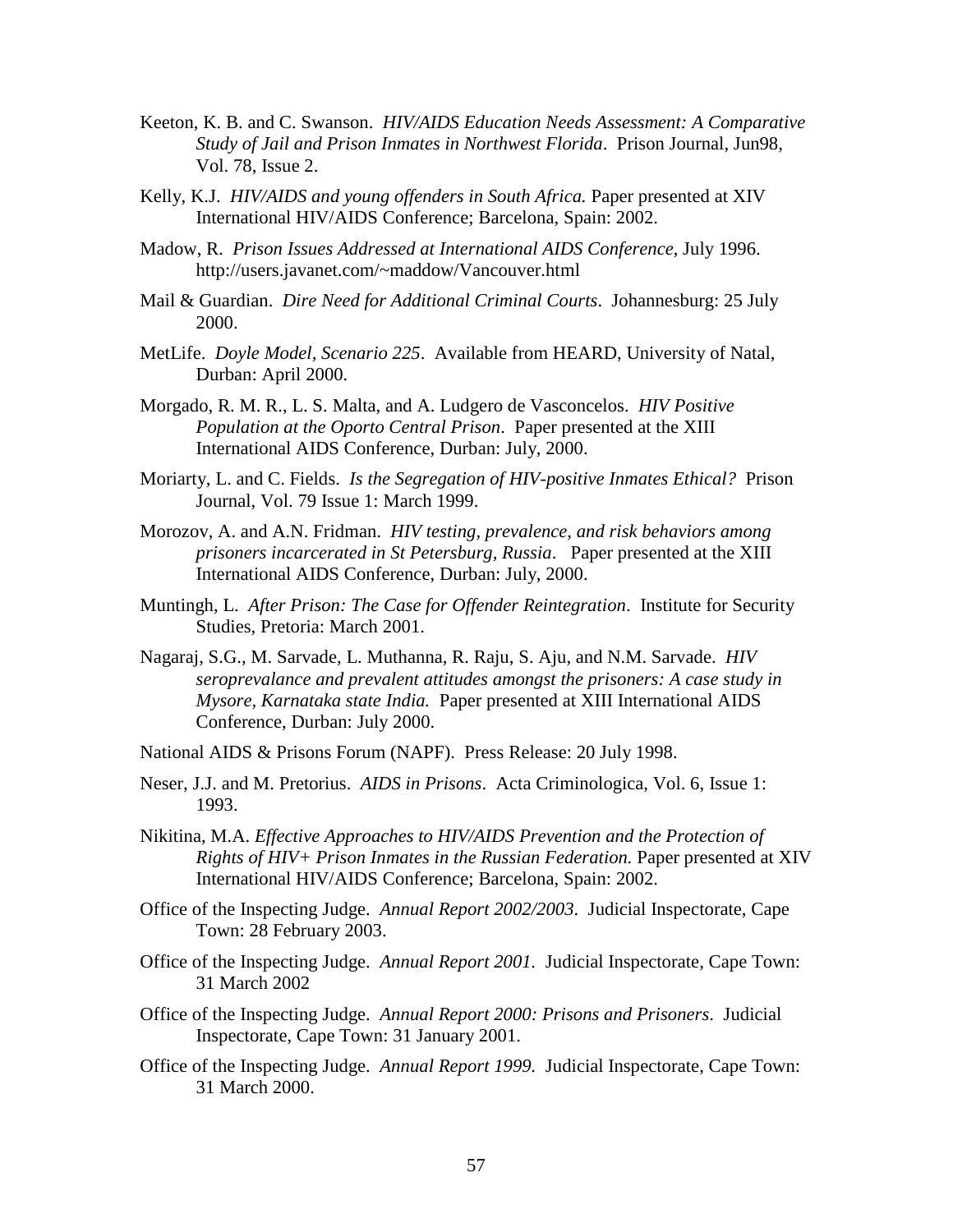Keeton, K. B. and C. Swanson. *HIV/AIDS Education Needs Assessment: A Comparative Study of Jail and Prison Inmates in Northwest Florida*. Prison Journal, Jun98, Vol. 78, Issue 2.

Kelly, K.J. *HIV/AIDS and young offenders in South Africa.* Paper presented at XIV International HIV/AIDS Conference; Barcelona, Spain: 2002.

Madow, R. *Prison Issues Addressed at International AIDS Conference*, July 1996. http://users.javanet.com/~maddow/Vancouver.html

Mail & Guardian. *Dire Need for Additional Criminal Courts*. Johannesburg: 25 July 2000.

MetLife. *Doyle Model, Scenario 225*. Available from HEARD, University of Natal, Durban: April 2000.

Morgado, R. M. R., L. S. Malta, and A. Ludgero de Vasconcelos. *HIV Positive Population at the Oporto Central Prison*. Paper presented at the XIII International AIDS Conference, Durban: July, 2000.

Moriarty, L. and C. Fields. *Is the Segregation of HIV-positive Inmates Ethical?* Prison Journal, Vol. 79 Issue 1: March 1999.

Morozov, A. and A.N. Fridman. *HIV testing, prevalence, and risk behaviors among prisoners incarcerated in St Petersburg, Russia*. Paper presented at the XIII International AIDS Conference, Durban: July, 2000.

Muntingh, L. *After Prison: The Case for Offender Reintegration*. Institute for Security Studies, Pretoria: March 2001.

Nagaraj, S.G., M. Sarvade, L. Muthanna, R. Raju, S. Aju, and N.M. Sarvade. *HIV seroprevalance and prevalent attitudes amongst the prisoners: A case study in Mysore, Karnataka state India.* Paper presented at XIII International AIDS Conference, Durban: July 2000.

National AIDS & Prisons Forum (NAPF). Press Release: 20 July 1998.

Neser, J.J. and M. Pretorius. *AIDS in Prisons*. Acta Criminologica, Vol. 6, Issue 1: 1993.

Nikitina, M.A. *Effective Approaches to HIV/AIDS Prevention and the Protection of Rights of HIV+ Prison Inmates in the Russian Federation.* Paper presented at XIV International HIV/AIDS Conference; Barcelona, Spain: 2002.

Office of the Inspecting Judge. *Annual Report 2002/2003*. Judicial Inspectorate, Cape Town: 28 February 2003.

Office of the Inspecting Judge. *Annual Report 2001*. Judicial Inspectorate, Cape Town: 31 March 2002

Office of the Inspecting Judge. *Annual Report 2000: Prisons and Prisoners*. Judicial Inspectorate, Cape Town: 31 January 2001.

Office of the Inspecting Judge. *Annual Report 1999.* Judicial Inspectorate, Cape Town: 31 March 2000.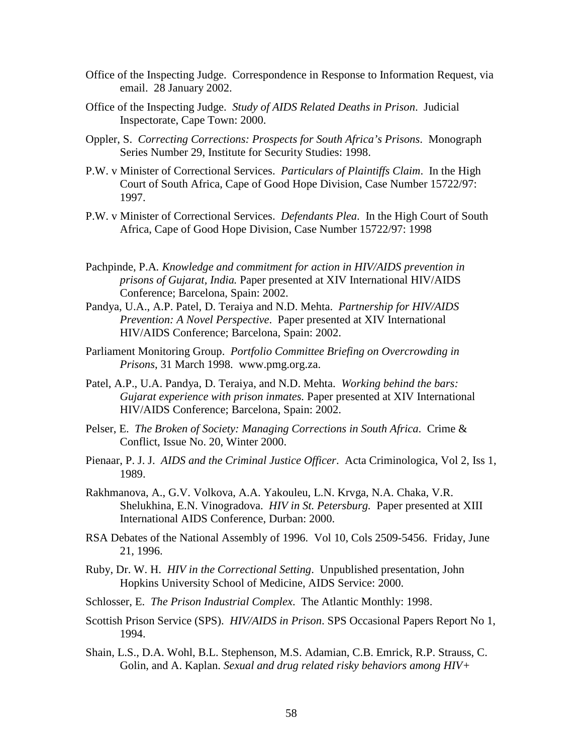Office of the Inspecting Judge. Correspondence in Response to Information Request, via email. 28 January 2002.

Office of the Inspecting Judge. *Study of AIDS Related Deaths in Prison*. Judicial Inspectorate, Cape Town: 2000.

Oppler, S. *Correcting Corrections: Prospects for South Africa's Prisons*. Monograph Series Number 29, Institute for Security Studies: 1998.

P.W. v Minister of Correctional Services. *Particulars of Plaintiffs Claim*. In the High Court of South Africa, Cape of Good Hope Division, Case Number 15722/97: 1997.

P.W. v Minister of Correctional Services. *Defendants Plea*. In the High Court of South Africa, Cape of Good Hope Division, Case Number 15722/97: 1998

Pachpinde, P.A. *Knowledge and commitment for action in HIV/AIDS prevention in prisons of Gujarat, India.* Paper presented at XIV International HIV/AIDS Conference; Barcelona, Spain: 2002.

Pandya, U.A., A.P. Patel, D. Teraiya and N.D. Mehta. *Partnership for HIV/AIDS Prevention: A Novel Perspective*. Paper presented at XIV International HIV/AIDS Conference; Barcelona, Spain: 2002.

Parliament Monitoring Group. *Portfolio Committee Briefing on Overcrowding in Prisons*, 31 March 1998. www.pmg.org.za.

Patel, A.P., U.A. Pandya, D. Teraiya, and N.D. Mehta. *Working behind the bars: Gujarat experience with prison inmates.* Paper presented at XIV International HIV/AIDS Conference; Barcelona, Spain: 2002.

Pelser, E. *The Broken of Society: Managing Corrections in South Africa*. Crime & Conflict, Issue No. 20, Winter 2000.

Pienaar, P. J. J. *AIDS and the Criminal Justice Officer*. Acta Criminologica, Vol 2, Iss 1, 1989.

Rakhmanova, A., G.V. Volkova, A.A. Yakouleu, L.N. Krvga, N.A. Chaka, V.R. Shelukhina, E.N. Vinogradova. *HIV in St. Petersburg.* Paper presented at XIII International AIDS Conference, Durban: 2000.

RSA Debates of the National Assembly of 1996. Vol 10, Cols 2509-5456. Friday, June 21, 1996.

Ruby, Dr. W. H. *HIV in the Correctional Setting*. Unpublished presentation, John Hopkins University School of Medicine, AIDS Service: 2000.

Schlosser, E. *The Prison Industrial Complex*. The Atlantic Monthly: 1998.

Scottish Prison Service (SPS). *HIV/AIDS in Prison*. SPS Occasional Papers Report No 1, 1994.

Shain, L.S., D.A. Wohl, B.L. Stephenson, M.S. Adamian, C.B. Emrick, R.P. Strauss, C. Golin, and A. Kaplan. *Sexual and drug related risky behaviors among HIV+*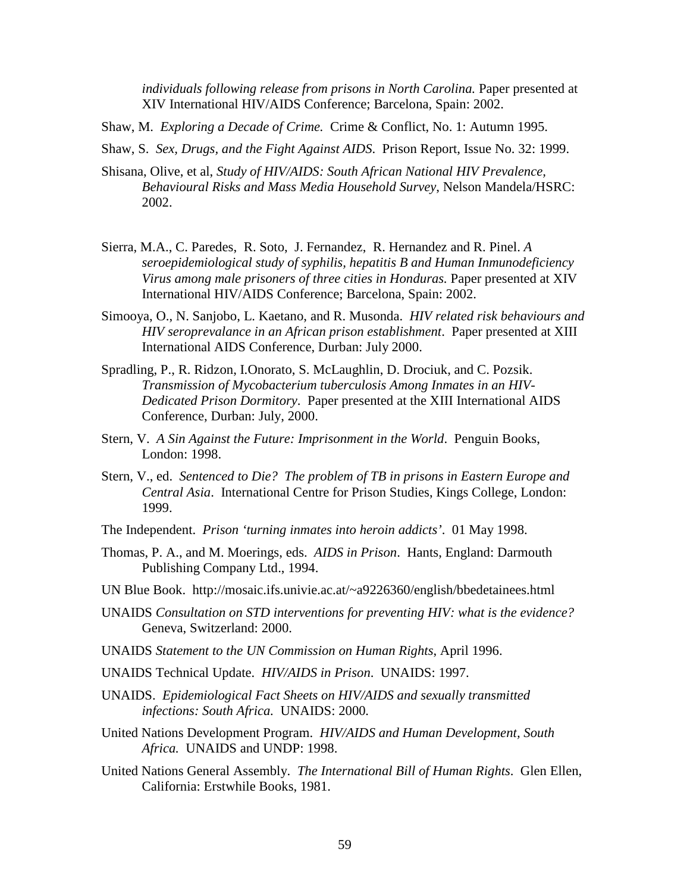*individuals following release from prisons in North Carolina.* Paper presented at XIV International HIV/AIDS Conference; Barcelona, Spain: 2002.

Shaw, M. *Exploring a Decade of Crime.* Crime & Conflict, No. 1: Autumn 1995.

Shaw, S. *Sex, Drugs, and the Fight Against AIDS.* Prison Report, Issue No. 32: 1999.

Shisana, Olive, et al, *Study of HIV/AIDS: South African National HIV Prevalence, Behavioural Risks and Mass Media Household Survey*, Nelson Mandela/HSRC: 2002.

Sierra, M.A., C. Paredes, R. Soto, J. Fernandez, R. Hernandez and R. Pinel. *A seroepidemiological study of syphilis, hepatitis B and Human Inmunodeficiency Virus among male prisoners of three cities in Honduras.* Paper presented at XIV International HIV/AIDS Conference; Barcelona, Spain: 2002.

Simooya, O., N. Sanjobo, L. Kaetano, and R. Musonda. *HIV related risk behaviours and HIV seroprevalance in an African prison establishment*. Paper presented at XIII International AIDS Conference, Durban: July 2000.

Spradling, P., R. Ridzon, I.Onorato, S. McLaughlin, D. Drociuk, and C. Pozsik. *Transmission of Mycobacterium tuberculosis Among Inmates in an HIV-Dedicated Prison Dormitory*. Paper presented at the XIII International AIDS Conference, Durban: July, 2000.

Stern, V. *A Sin Against the Future: Imprisonment in the World*. Penguin Books, London: 1998.

Stern, V., ed. *Sentenced to Die? The problem of TB in prisons in Eastern Europe and Central Asia*. International Centre for Prison Studies, Kings College, London: 1999.

The Independent. *Prison 'turning inmates into heroin addicts'*. 01 May 1998.

Thomas, P. A., and M. Moerings, eds. *AIDS in Prison*. Hants, England: Darmouth Publishing Company Ltd., 1994.

UN Blue Book. http://mosaic.ifs.univie.ac.at/~a9226360/english/bbedetainees.html

UNAIDS *Consultation on STD interventions for preventing HIV: what is the evidence?* Geneva, Switzerland: 2000.

UNAIDS *Statement to the UN Commission on Human Rights*, April 1996.

UNAIDS Technical Update. *HIV/AIDS in Prison*. UNAIDS: 1997.

UNAIDS. *Epidemiological Fact Sheets on HIV/AIDS and sexually transmitted infections: South Africa.* UNAIDS: 2000.

United Nations Development Program. *HIV/AIDS and Human Development, South Africa.* UNAIDS and UNDP: 1998.

United Nations General Assembly. *The International Bill of Human Rights*. Glen Ellen, California: Erstwhile Books, 1981.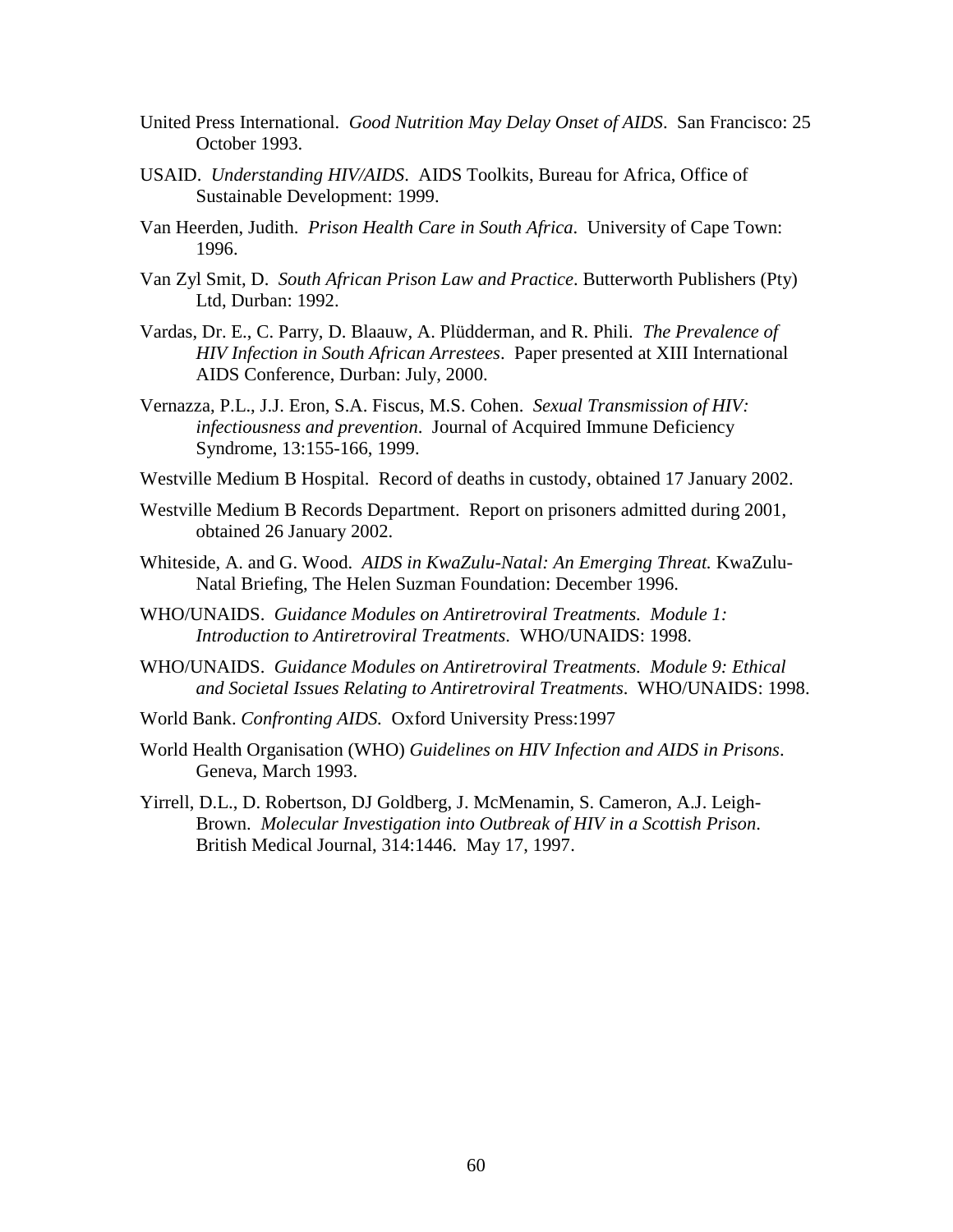United Press International. *Good Nutrition May Delay Onset of AIDS*. San Francisco: 25 October 1993.

USAID. *Understanding HIV/AIDS*. AIDS Toolkits, Bureau for Africa, Office of Sustainable Development: 1999.

Van Heerden, Judith. *Prison Health Care in South Africa*. University of Cape Town: 1996.

Van Zyl Smit, D. *South African Prison Law and Practice*. Butterworth Publishers (Pty) Ltd, Durban: 1992.

Vardas, Dr. E., C. Parry, D. Blaauw, A. Plüdderman, and R. Phili. *The Prevalence of HIV Infection in South African Arrestees*. Paper presented at XIII International AIDS Conference, Durban: July, 2000.

Vernazza, P.L., J.J. Eron, S.A. Fiscus, M.S. Cohen. *Sexual Transmission of HIV: infectiousness and prevention*. Journal of Acquired Immune Deficiency Syndrome, 13:155-166, 1999.

Westville Medium B Hospital. Record of deaths in custody, obtained 17 January 2002.

Westville Medium B Records Department. Report on prisoners admitted during 2001, obtained 26 January 2002.

Whiteside, A. and G. Wood. *AIDS in KwaZulu-Natal: An Emerging Threat.* KwaZulu-Natal Briefing, The Helen Suzman Foundation: December 1996.

WHO/UNAIDS. *Guidance Modules on Antiretroviral Treatments. Module 1: Introduction to Antiretroviral Treatments*. WHO/UNAIDS: 1998.

WHO/UNAIDS. *Guidance Modules on Antiretroviral Treatments. Module 9: Ethical and Societal Issues Relating to Antiretroviral Treatments*. WHO/UNAIDS: 1998.

World Bank. *Confronting AIDS.* Oxford University Press:1997

World Health Organisation (WHO) *Guidelines on HIV Infection and AIDS in Prisons*. Geneva, March 1993.

Yirrell, D.L., D. Robertson, DJ Goldberg, J. McMenamin, S. Cameron, A.J. Leigh-Brown. *Molecular Investigation into Outbreak of HIV in a Scottish Prison*. British Medical Journal, 314:1446. May 17, 1997.